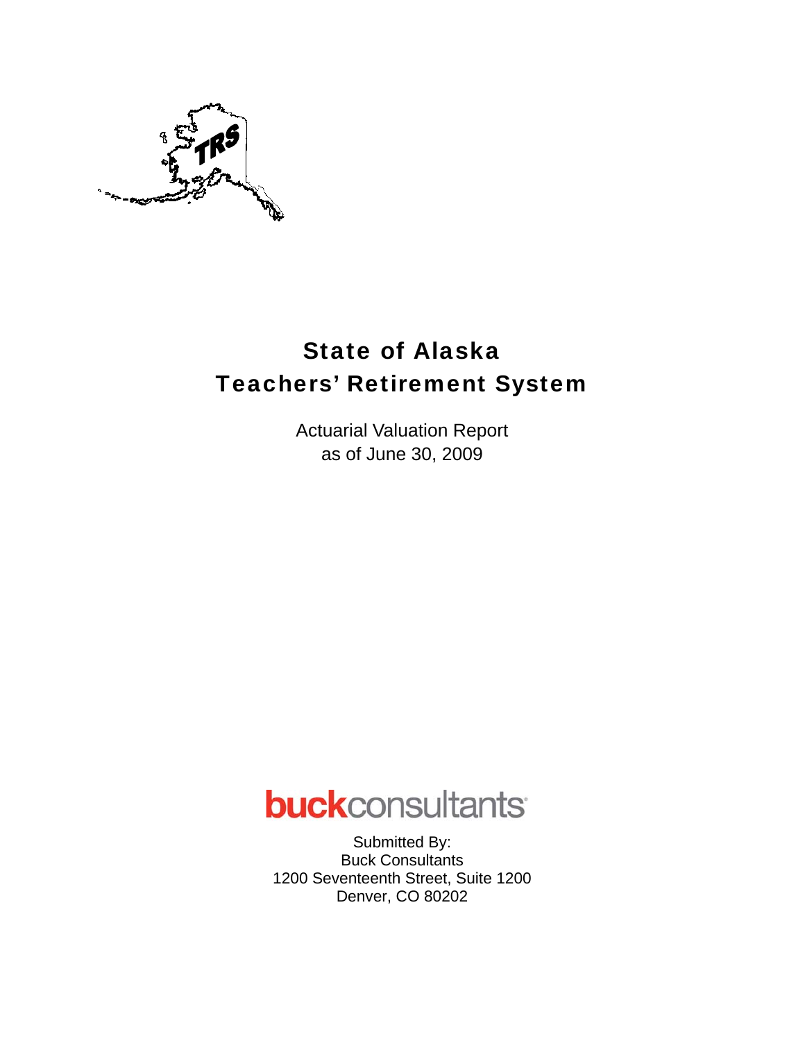TRS

# State of Alaska
# Teachers' Retirement System

Actuarial Valuation Report
as of June 30, 2009

buckconsultants

Submitted By:
Buck Consultants
1200 Seventeenth Street, Suite 1200
Denver, CO 80202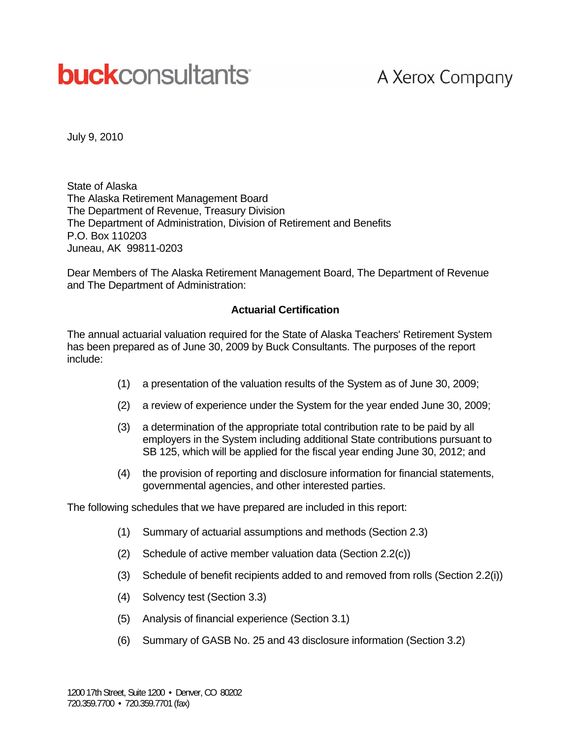**buck**consultants A Xerox Company

July 9, 2010

State of Alaska
The Alaska Retirement Management Board
The Department of Revenue, Treasury Division
The Department of Administration, Division of Retirement and Benefits
P.O. Box 110203
Juneau, AK 99811-0203

Dear Members of The Alaska Retirement Management Board, The Department of Revenue and The Department of Administration:

**Actuarial Certification**

The annual actuarial valuation required for the State of Alaska Teachers' Retirement System has been prepared as of June 30, 2009 by Buck Consultants. The purposes of the report include:

(1) a presentation of the valuation results of the System as of June 30, 2009;

(2) a review of experience under the System for the year ended June 30, 2009;

(3) a determination of the appropriate total contribution rate to be paid by all employers in the System including additional State contributions pursuant to SB 125, which will be applied for the fiscal year ending June 30, 2012; and

(4) the provision of reporting and disclosure information for financial statements, governmental agencies, and other interested parties.

The following schedules that we have prepared are included in this report:

(1) Summary of actuarial assumptions and methods (Section 2.3)

(2) Schedule of active member valuation data (Section 2.2(c))

(3) Schedule of benefit recipients added to and removed from rolls (Section 2.2(i))

(4) Solvency test (Section 3.3)

(5) Analysis of financial experience (Section 3.1)

(6) Summary of GASB No. 25 and 43 disclosure information (Section 3.2)

1200 17th Street, Suite 1200 • Denver, CO 80202
720.359.7700 • 720.359.7701 (fax)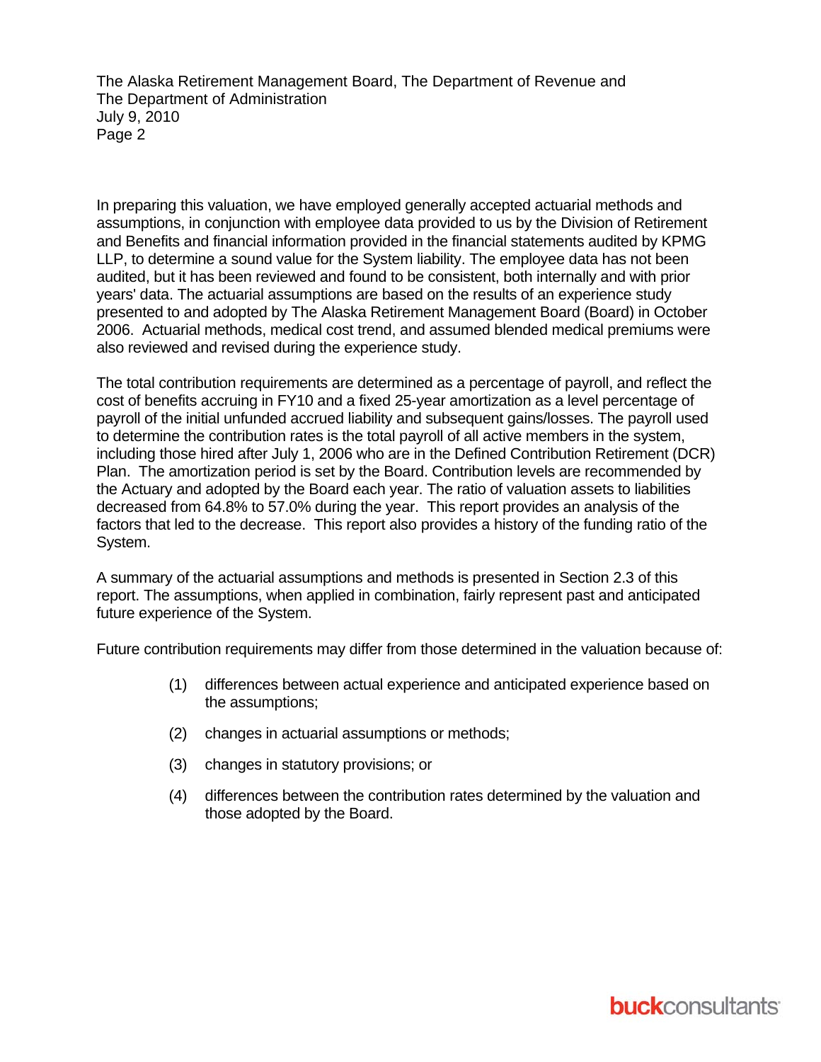In preparing this valuation, we have employed generally accepted actuarial methods and assumptions, in conjunction with employee data provided to us by the Division of Retirement and Benefits and financial information provided in the financial statements audited by KPMG LLP, to determine a sound value for the System liability. The employee data has not been audited, but it has been reviewed and found to be consistent, both internally and with prior years' data. The actuarial assumptions are based on the results of an experience study presented to and adopted by The Alaska Retirement Management Board (Board) in October 2006. Actuarial methods, medical cost trend, and assumed blended medical premiums were also reviewed and revised during the experience study.

The total contribution requirements are determined as a percentage of payroll, and reflect the cost of benefits accruing in FY10 and a fixed 25-year amortization as a level percentage of payroll of the initial unfunded accrued liability and subsequent gains/losses. The payroll used to determine the contribution rates is the total payroll of all active members in the system, including those hired after July 1, 2006 who are in the Defined Contribution Retirement (DCR) Plan. The amortization period is set by the Board. Contribution levels are recommended by the Actuary and adopted by the Board each year. The ratio of valuation assets to liabilities decreased from 64.8% to 57.0% during the year. This report provides an analysis of the factors that led to the decrease. This report also provides a history of the funding ratio of the System.

A summary of the actuarial assumptions and methods is presented in Section 2.3 of this report. The assumptions, when applied in combination, fairly represent past and anticipated future experience of the System.

Future contribution requirements may differ from those determined in the valuation because of:

(1) differences between actual experience and anticipated experience based on the assumptions;

(2) changes in actuarial assumptions or methods;

(3) changes in statutory provisions; or

(4) differences between the contribution rates determined by the valuation and those adopted by the Board.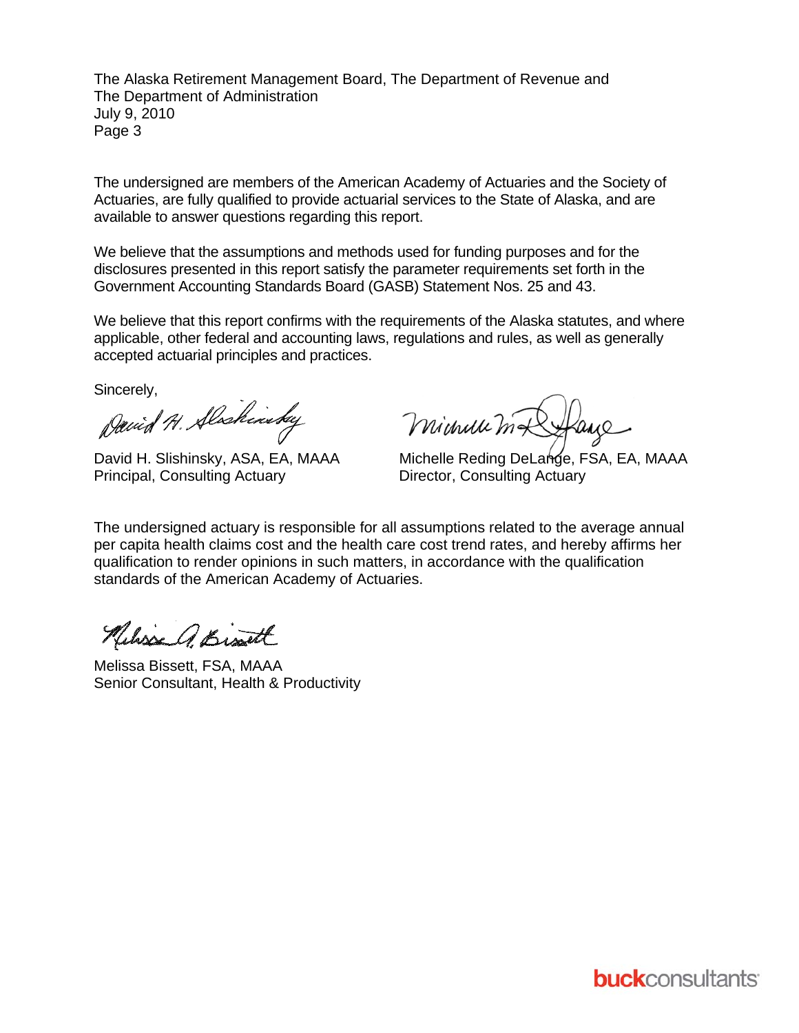The Alaska Retirement Management Board, The Department of Revenue and
The Department of Administration
July 9, 2010

The undersigned are members of the American Academy of Actuaries and the Society of Actuaries, are fully qualified to provide actuarial services to the State of Alaska, and are available to answer questions regarding this report.

We believe that the assumptions and methods used for funding purposes and for the disclosures presented in this report satisfy the parameter requirements set forth in the Government Accounting Standards Board (GASB) Statement Nos. 25 and 43.

We believe that this report confirms with the requirements of the Alaska statutes, and where applicable, other federal and accounting laws, regulations and rules, as well as generally accepted actuarial principles and practices.

Sincerely,

David H. Slishinsky, ASA, EA, MAAA
Principal, Consulting Actuary

Michelle Reding DeLange, FSA, EA, MAAA
Director, Consulting Actuary

The undersigned actuary is responsible for all assumptions related to the average annual per capita health claims cost and the health care cost trend rates, and hereby affirms her qualification to render opinions in such matters, in accordance with the qualification standards of the American Academy of Actuaries.

Melissa Bissett, FSA, MAAA
Senior Consultant, Health & Productivity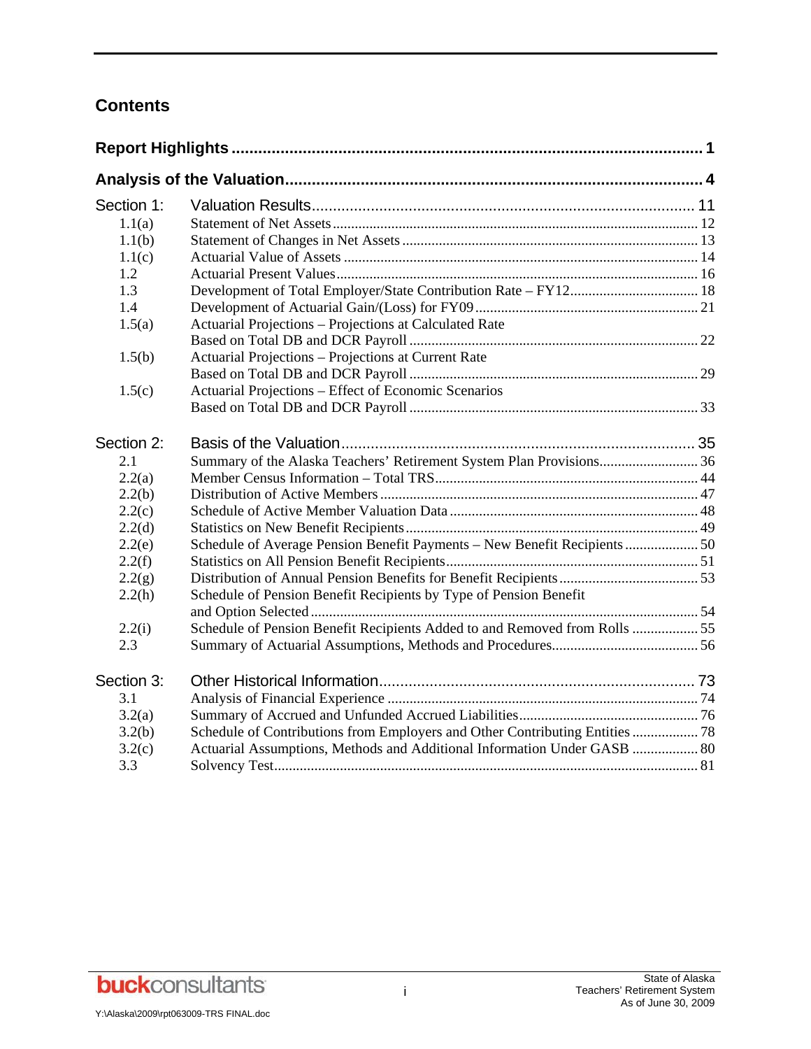## Contents

| | | |
|---|---|---|
| **Report Highlights** | | **1** |
| **Analysis of the Valuation** | | **4** |
| Section 1: | Valuation Results | 11 |
| 1.1(a) | Statement of Net Assets | 12 |
| 1.1(b) | Statement of Changes in Net Assets | 13 |
| 1.1(c) | Actuarial Value of Assets | 14 |
| 1.2 | Actuarial Present Values | 16 |
| 1.3 | Development of Total Employer/State Contribution Rate – FY12 | 18 |
| 1.4 | Development of Actuarial Gain/(Loss) for FY09 | 21 |
| 1.5(a) | Actuarial Projections – Projections at Calculated Rate Based on Total DB and DCR Payroll | 22 |
| 1.5(b) | Actuarial Projections – Projections at Current Rate Based on Total DB and DCR Payroll | 29 |
| 1.5(c) | Actuarial Projections – Effect of Economic Scenarios Based on Total DB and DCR Payroll | 33 |
| Section 2: | Basis of the Valuation | 35 |
| 2.1 | Summary of the Alaska Teachers' Retirement System Plan Provisions | 36 |
| 2.2(a) | Member Census Information – Total TRS | 44 |
| 2.2(b) | Distribution of Active Members | 47 |
| 2.2(c) | Schedule of Active Member Valuation Data | 48 |
| 2.2(d) | Statistics on New Benefit Recipients | 49 |
| 2.2(e) | Schedule of Average Pension Benefit Payments – New Benefit Recipients | 50 |
| 2.2(f) | Statistics on All Pension Benefit Recipients | 51 |
| 2.2(g) | Distribution of Annual Pension Benefits for Benefit Recipients | 53 |
| 2.2(h) | Schedule of Pension Benefit Recipients by Type of Pension Benefit and Option Selected | 54 |
| 2.2(i) | Schedule of Pension Benefit Recipients Added to and Removed from Rolls | 55 |
| 2.3 | Summary of Actuarial Assumptions, Methods and Procedures | 56 |
| Section 3: | Other Historical Information | 73 |
| 3.1 | Analysis of Financial Experience | 74 |
| 3.2(a) | Summary of Accrued and Unfunded Accrued Liabilities | 76 |
| 3.2(b) | Schedule of Contributions from Employers and Other Contributing Entities | 78 |
| 3.2(c) | Actuarial Assumptions, Methods and Additional Information Under GASB | 80 |
| 3.3 | Solvency Test | 81 |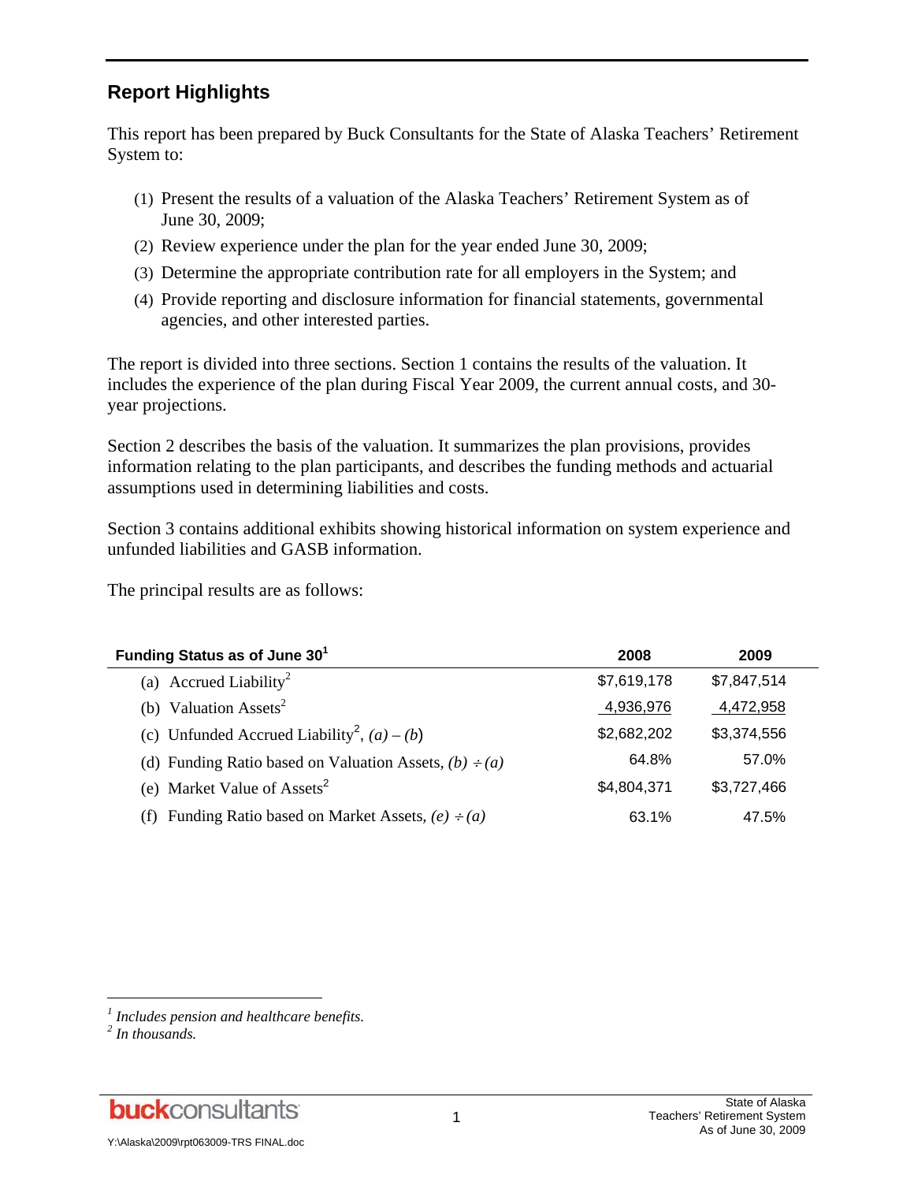## Report Highlights

This report has been prepared by Buck Consultants for the State of Alaska Teachers' Retirement System to:

(1) Present the results of a valuation of the Alaska Teachers' Retirement System as of June 30, 2009;

(2) Review experience under the plan for the year ended June 30, 2009;

(3) Determine the appropriate contribution rate for all employers in the System; and

(4) Provide reporting and disclosure information for financial statements, governmental agencies, and other interested parties.

The report is divided into three sections. Section 1 contains the results of the valuation. It includes the experience of the plan during Fiscal Year 2009, the current annual costs, and 30-year projections.

Section 2 describes the basis of the valuation. It summarizes the plan provisions, provides information relating to the plan participants, and describes the funding methods and actuarial assumptions used in determining liabilities and costs.

Section 3 contains additional exhibits showing historical information on system experience and unfunded liabilities and GASB information.

The principal results are as follows:

| Funding Status as of June 30[1] | 2008 | 2009 |
|---|---|---|
| (a) Accrued Liability[2] | \$7,619,178 | \$7,847,514 |
| (b) Valuation Assets[2] | 4,936,976 | 4,472,958 |
| (c) Unfunded Accrued Liability[2], *(a) – (b)* | \$2,682,202 | \$3,374,556 |
| (d) Funding Ratio based on Valuation Assets, *(b) ÷ (a)* | 64.8% | 57.0% |
| (e) Market Value of Assets[2] | \$4,804,371 | \$3,727,466 |
| (f) Funding Ratio based on Market Assets, *(e) ÷ (a)* | 63.1% | 47.5% |

[1] *Includes pension and healthcare benefits.*
[2] *In thousands.*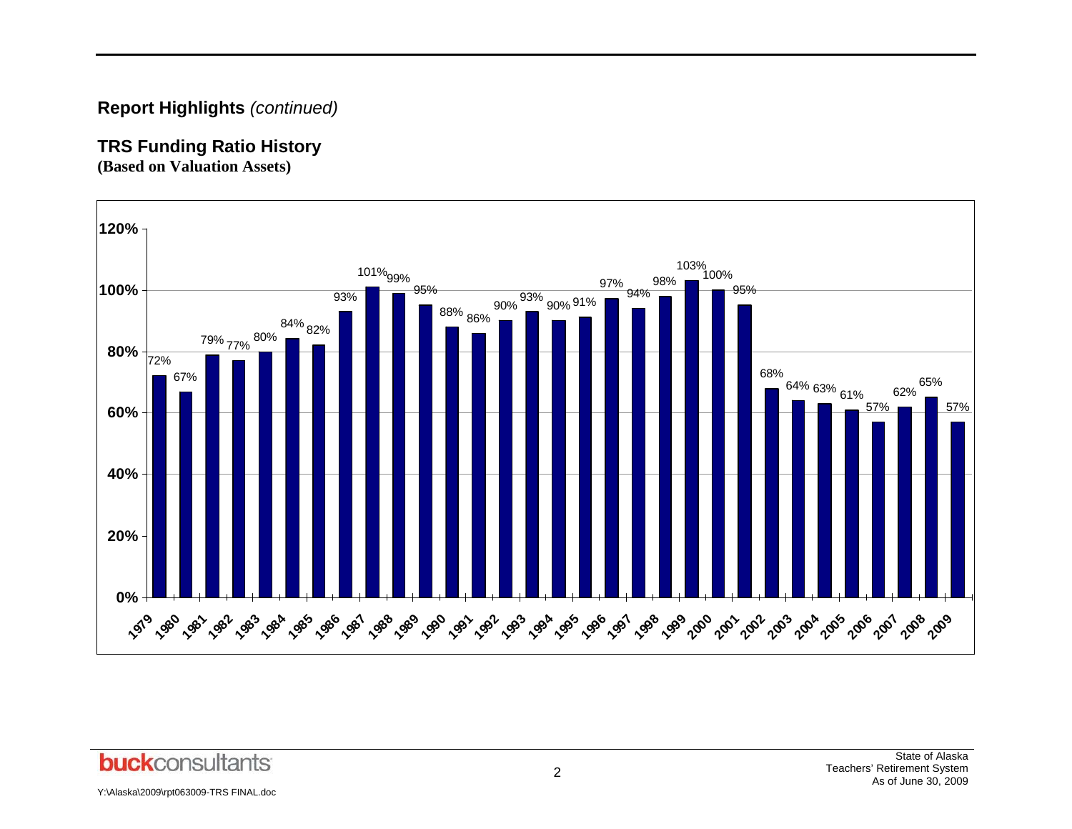## Report Highlights *(continued)*

### TRS Funding Ratio History

**(Based on Valuation Assets)**

120%
100%
80%
60%
40%
20%
0%

72% 67% 79% 77% 80% 84% 82% 93% 101% 99% 95% 88% 86% 90% 93% 90% 91% 97% 94% 98% 103% 100% 95% 68% 64% 63% 61% 57% 62% 65% 57%

1979 1980 1981 1982 1983 1984 1985 1986 1987 1988 1989 1990 1991 1992 1993 1994 1995 1996 1997 1998 1999 2000 2001 2002 2003 2004 2005 2006 2007 2008 2009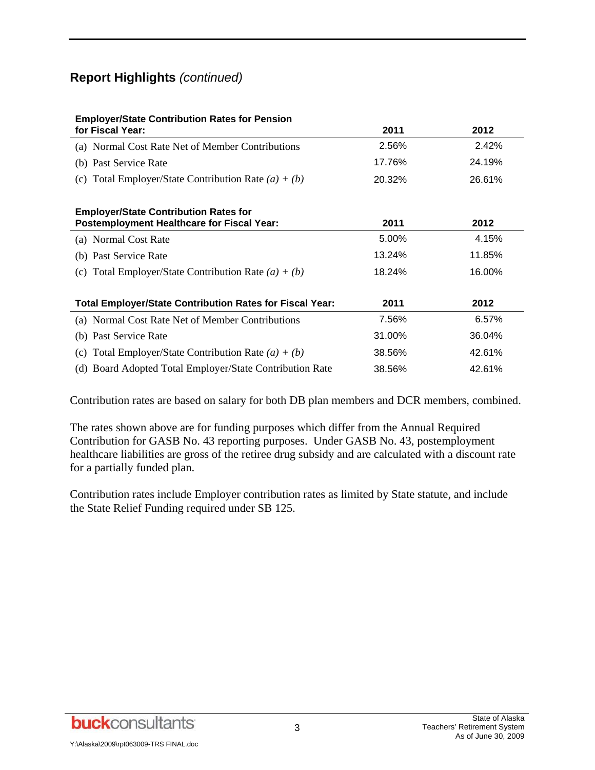## Report Highlights *(continued)*

| Employer/State Contribution Rates for Pension for Fiscal Year: | 2011 | 2012 |
|---|---|---|
| (a) Normal Cost Rate Net of Member Contributions | 2.56% | 2.42% |
| (b) Past Service Rate | 17.76% | 24.19% |
| (c) Total Employer/State Contribution Rate *(a) + (b)* | 20.32% | 26.61% |

| Employer/State Contribution Rates for Postemployment Healthcare for Fiscal Year: | 2011 | 2012 |
|---|---|---|
| (a) Normal Cost Rate | 5.00% | 4.15% |
| (b) Past Service Rate | 13.24% | 11.85% |
| (c) Total Employer/State Contribution Rate *(a) + (b)* | 18.24% | 16.00% |

| Total Employer/State Contribution Rates for Fiscal Year: | 2011 | 2012 |
|---|---|---|
| (a) Normal Cost Rate Net of Member Contributions | 7.56% | 6.57% |
| (b) Past Service Rate | 31.00% | 36.04% |
| (c) Total Employer/State Contribution Rate *(a) + (b)* | 38.56% | 42.61% |
| (d) Board Adopted Total Employer/State Contribution Rate | 38.56% | 42.61% |

Contribution rates are based on salary for both DB plan members and DCR members, combined.

The rates shown above are for funding purposes which differ from the Annual Required Contribution for GASB No. 43 reporting purposes. Under GASB No. 43, postemployment healthcare liabilities are gross of the retiree drug subsidy and are calculated with a discount rate for a partially funded plan.

Contribution rates include Employer contribution rates as limited by State statute, and include the State Relief Funding required under SB 125.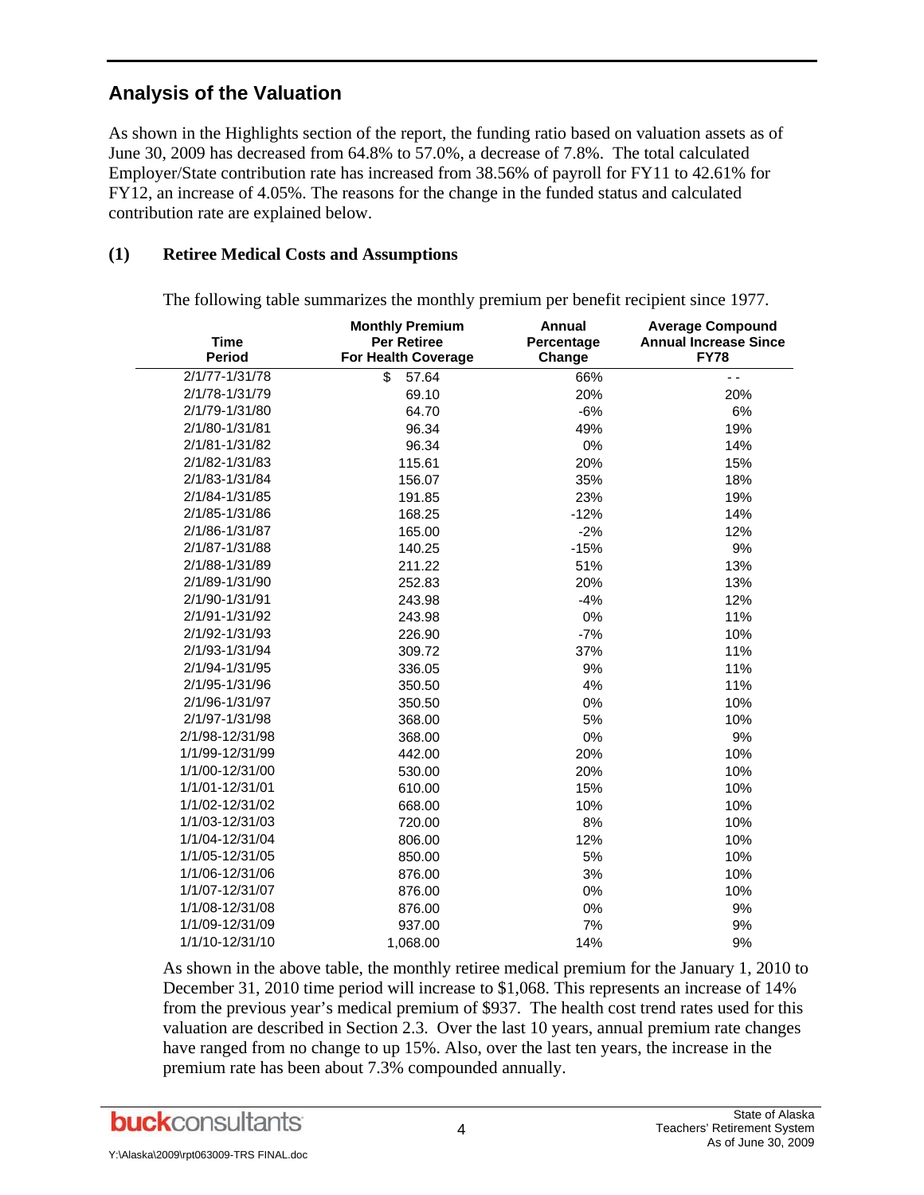## Analysis of the Valuation

As shown in the Highlights section of the report, the funding ratio based on valuation assets as of June 30, 2009 has decreased from 64.8% to 57.0%, a decrease of 7.8%. The total calculated Employer/State contribution rate has increased from 38.56% of payroll for FY11 to 42.61% for FY12, an increase of 4.05%. The reasons for the change in the funded status and calculated contribution rate are explained below.

### (1) Retiree Medical Costs and Assumptions

The following table summarizes the monthly premium per benefit recipient since 1977.

| Time Period | Monthly Premium Per Retiree For Health Coverage | Annual Percentage Change | Average Compound Annual Increase Since FY78 |
|---|---|---|---|
| 2/1/77-1/31/78 | $ 57.64 | 66% | - - |
| 2/1/78-1/31/79 | 69.10 | 20% | 20% |
| 2/1/79-1/31/80 | 64.70 | -6% | 6% |
| 2/1/80-1/31/81 | 96.34 | 49% | 19% |
| 2/1/81-1/31/82 | 96.34 | 0% | 14% |
| 2/1/82-1/31/83 | 115.61 | 20% | 15% |
| 2/1/83-1/31/84 | 156.07 | 35% | 18% |
| 2/1/84-1/31/85 | 191.85 | 23% | 19% |
| 2/1/85-1/31/86 | 168.25 | -12% | 14% |
| 2/1/86-1/31/87 | 165.00 | -2% | 12% |
| 2/1/87-1/31/88 | 140.25 | -15% | 9% |
| 2/1/88-1/31/89 | 211.22 | 51% | 13% |
| 2/1/89-1/31/90 | 252.83 | 20% | 13% |
| 2/1/90-1/31/91 | 243.98 | -4% | 12% |
| 2/1/91-1/31/92 | 243.98 | 0% | 11% |
| 2/1/92-1/31/93 | 226.90 | -7% | 10% |
| 2/1/93-1/31/94 | 309.72 | 37% | 11% |
| 2/1/94-1/31/95 | 336.05 | 9% | 11% |
| 2/1/95-1/31/96 | 350.50 | 4% | 11% |
| 2/1/96-1/31/97 | 350.50 | 0% | 10% |
| 2/1/97-1/31/98 | 368.00 | 5% | 10% |
| 2/1/98-12/31/98 | 368.00 | 0% | 9% |
| 1/1/99-12/31/99 | 442.00 | 20% | 10% |
| 1/1/00-12/31/00 | 530.00 | 20% | 10% |
| 1/1/01-12/31/01 | 610.00 | 15% | 10% |
| 1/1/02-12/31/02 | 668.00 | 10% | 10% |
| 1/1/03-12/31/03 | 720.00 | 8% | 10% |
| 1/1/04-12/31/04 | 806.00 | 12% | 10% |
| 1/1/05-12/31/05 | 850.00 | 5% | 10% |
| 1/1/06-12/31/06 | 876.00 | 3% | 10% |
| 1/1/07-12/31/07 | 876.00 | 0% | 10% |
| 1/1/08-12/31/08 | 876.00 | 0% | 9% |
| 1/1/09-12/31/09 | 937.00 | 7% | 9% |
| 1/1/10-12/31/10 | 1,068.00 | 14% | 9% |

As shown in the above table, the monthly retiree medical premium for the January 1, 2010 to December 31, 2010 time period will increase to $1,068. This represents an increase of 14% from the previous year's medical premium of $937. The health cost trend rates used for this valuation are described in Section 2.3. Over the last 10 years, annual premium rate changes have ranged from no change to up 15%. Also, over the last ten years, the increase in the premium rate has been about 7.3% compounded annually.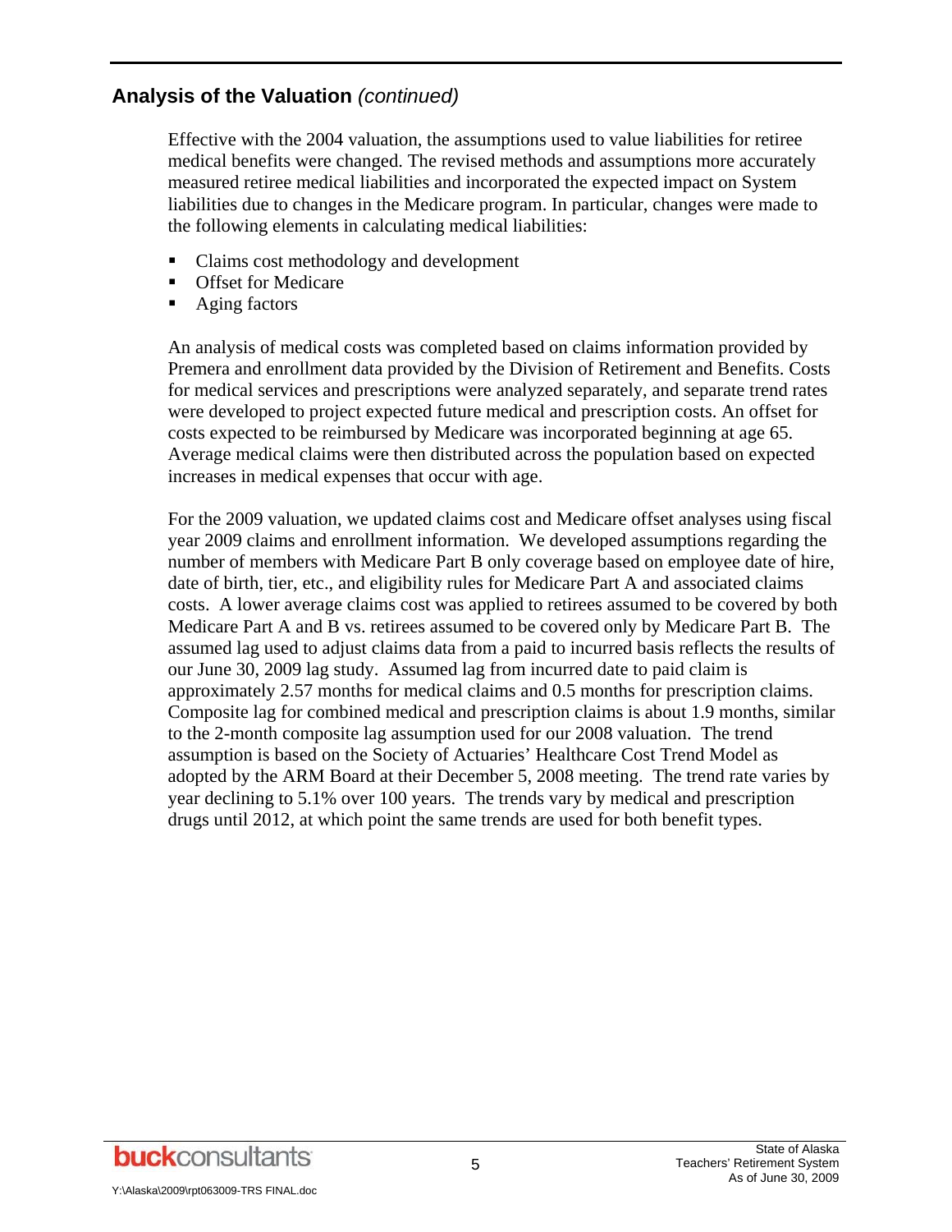## Analysis of the Valuation *(continued)*

Effective with the 2004 valuation, the assumptions used to value liabilities for retiree medical benefits were changed. The revised methods and assumptions more accurately measured retiree medical liabilities and incorporated the expected impact on System liabilities due to changes in the Medicare program. In particular, changes were made to the following elements in calculating medical liabilities:

- Claims cost methodology and development
- Offset for Medicare
- Aging factors

An analysis of medical costs was completed based on claims information provided by Premera and enrollment data provided by the Division of Retirement and Benefits. Costs for medical services and prescriptions were analyzed separately, and separate trend rates were developed to project expected future medical and prescription costs. An offset for costs expected to be reimbursed by Medicare was incorporated beginning at age 65. Average medical claims were then distributed across the population based on expected increases in medical expenses that occur with age.

For the 2009 valuation, we updated claims cost and Medicare offset analyses using fiscal year 2009 claims and enrollment information. We developed assumptions regarding the number of members with Medicare Part B only coverage based on employee date of hire, date of birth, tier, etc., and eligibility rules for Medicare Part A and associated claims costs. A lower average claims cost was applied to retirees assumed to be covered by both Medicare Part A and B vs. retirees assumed to be covered only by Medicare Part B. The assumed lag used to adjust claims data from a paid to incurred basis reflects the results of our June 30, 2009 lag study. Assumed lag from incurred date to paid claim is approximately 2.57 months for medical claims and 0.5 months for prescription claims. Composite lag for combined medical and prescription claims is about 1.9 months, similar to the 2-month composite lag assumption used for our 2008 valuation. The trend assumption is based on the Society of Actuaries' Healthcare Cost Trend Model as adopted by the ARM Board at their December 5, 2008 meeting. The trend rate varies by year declining to 5.1% over 100 years. The trends vary by medical and prescription drugs until 2012, at which point the same trends are used for both benefit types.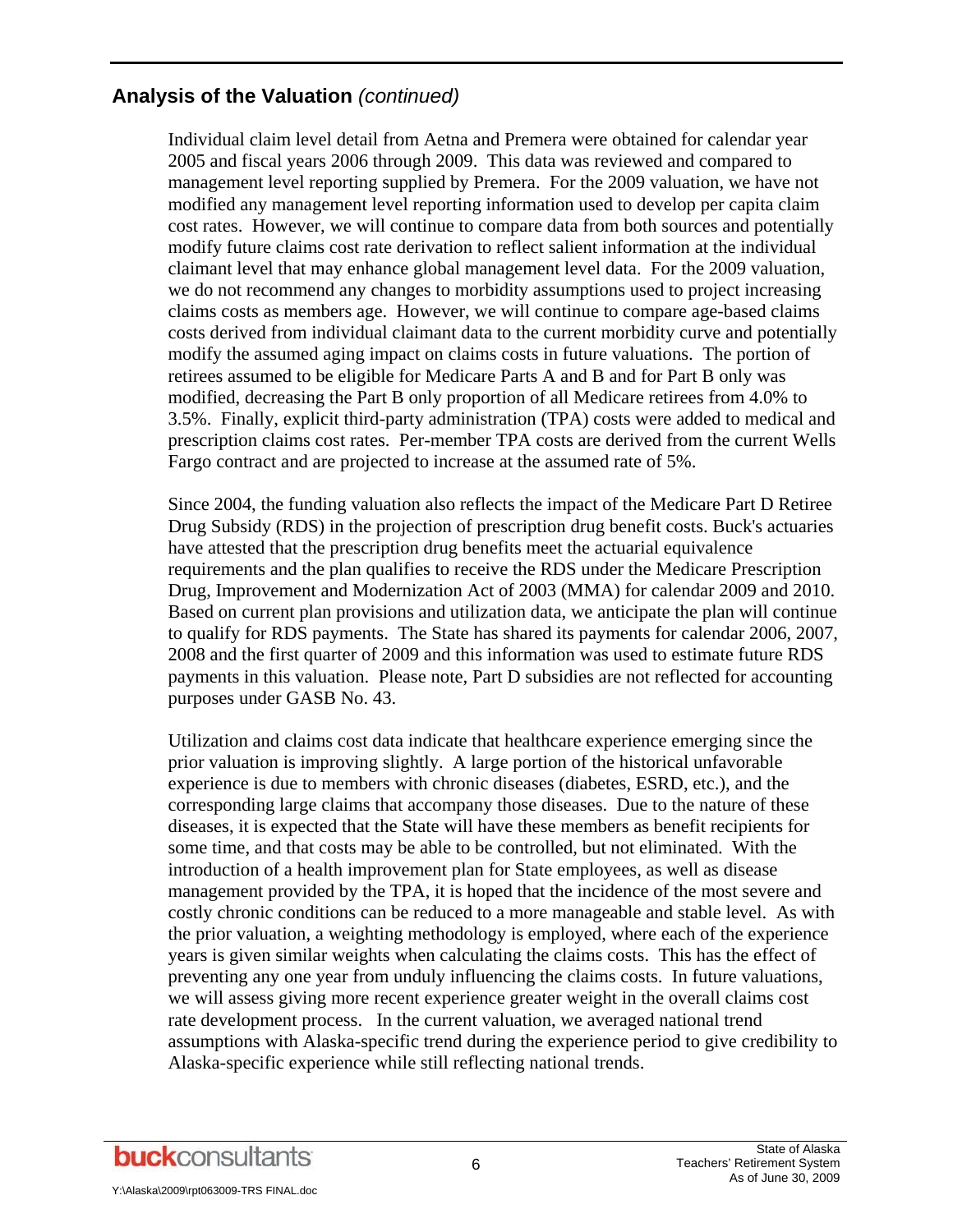## Analysis of the Valuation *(continued)*

Individual claim level detail from Aetna and Premera were obtained for calendar year 2005 and fiscal years 2006 through 2009. This data was reviewed and compared to management level reporting supplied by Premera. For the 2009 valuation, we have not modified any management level reporting information used to develop per capita claim cost rates. However, we will continue to compare data from both sources and potentially modify future claims cost rate derivation to reflect salient information at the individual claimant level that may enhance global management level data. For the 2009 valuation, we do not recommend any changes to morbidity assumptions used to project increasing claims costs as members age. However, we will continue to compare age-based claims costs derived from individual claimant data to the current morbidity curve and potentially modify the assumed aging impact on claims costs in future valuations. The portion of retirees assumed to be eligible for Medicare Parts A and B and for Part B only was modified, decreasing the Part B only proportion of all Medicare retirees from 4.0% to 3.5%. Finally, explicit third-party administration (TPA) costs were added to medical and prescription claims cost rates. Per-member TPA costs are derived from the current Wells Fargo contract and are projected to increase at the assumed rate of 5%.

Since 2004, the funding valuation also reflects the impact of the Medicare Part D Retiree Drug Subsidy (RDS) in the projection of prescription drug benefit costs. Buck's actuaries have attested that the prescription drug benefits meet the actuarial equivalence requirements and the plan qualifies to receive the RDS under the Medicare Prescription Drug, Improvement and Modernization Act of 2003 (MMA) for calendar 2009 and 2010. Based on current plan provisions and utilization data, we anticipate the plan will continue to qualify for RDS payments. The State has shared its payments for calendar 2006, 2007, 2008 and the first quarter of 2009 and this information was used to estimate future RDS payments in this valuation. Please note, Part D subsidies are not reflected for accounting purposes under GASB No. 43.

Utilization and claims cost data indicate that healthcare experience emerging since the prior valuation is improving slightly. A large portion of the historical unfavorable experience is due to members with chronic diseases (diabetes, ESRD, etc.), and the corresponding large claims that accompany those diseases. Due to the nature of these diseases, it is expected that the State will have these members as benefit recipients for some time, and that costs may be able to be controlled, but not eliminated. With the introduction of a health improvement plan for State employees, as well as disease management provided by the TPA, it is hoped that the incidence of the most severe and costly chronic conditions can be reduced to a more manageable and stable level. As with the prior valuation, a weighting methodology is employed, where each of the experience years is given similar weights when calculating the claims costs. This has the effect of preventing any one year from unduly influencing the claims costs. In future valuations, we will assess giving more recent experience greater weight in the overall claims cost rate development process. In the current valuation, we averaged national trend assumptions with Alaska-specific trend during the experience period to give credibility to Alaska-specific experience while still reflecting national trends.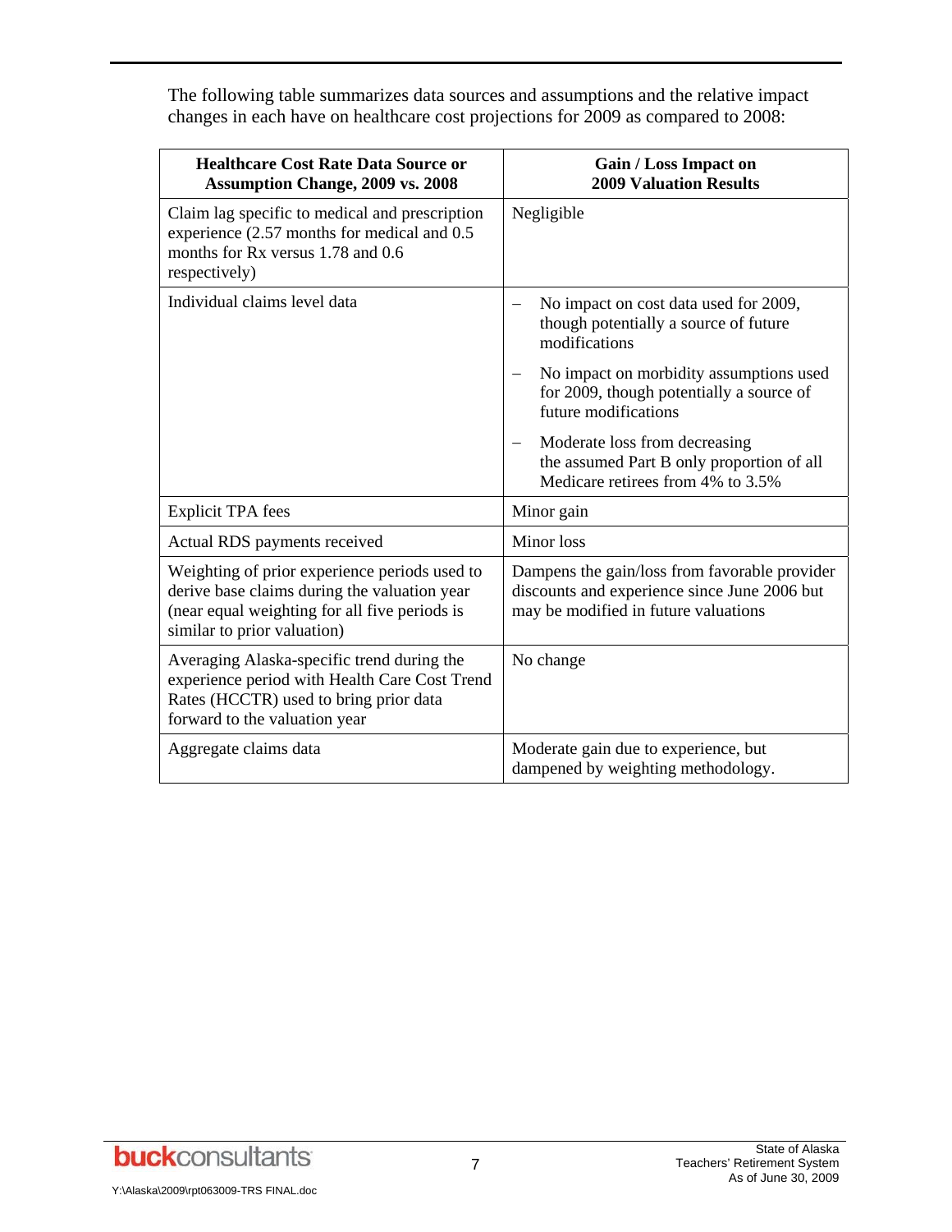The following table summarizes data sources and assumptions and the relative impact changes in each have on healthcare cost projections for 2009 as compared to 2008:

| Healthcare Cost Rate Data Source or Assumption Change, 2009 vs. 2008 | Gain / Loss Impact on 2009 Valuation Results |
|---|---|
| Claim lag specific to medical and prescription experience (2.57 months for medical and 0.5 months for Rx versus 1.78 and 0.6 respectively) | Negligible |
| Individual claims level data | – No impact on cost data used for 2009, though potentially a source of future modifications<br>– No impact on morbidity assumptions used for 2009, though potentially a source of future modifications<br>– Moderate loss from decreasing the assumed Part B only proportion of all Medicare retirees from 4% to 3.5% |
| Explicit TPA fees | Minor gain |
| Actual RDS payments received | Minor loss |
| Weighting of prior experience periods used to derive base claims during the valuation year (near equal weighting for all five periods is similar to prior valuation) | Dampens the gain/loss from favorable provider discounts and experience since June 2006 but may be modified in future valuations |
| Averaging Alaska-specific trend during the experience period with Health Care Cost Trend Rates (HCCTR) used to bring prior data forward to the valuation year | No change |
| Aggregate claims data | Moderate gain due to experience, but dampened by weighting methodology. |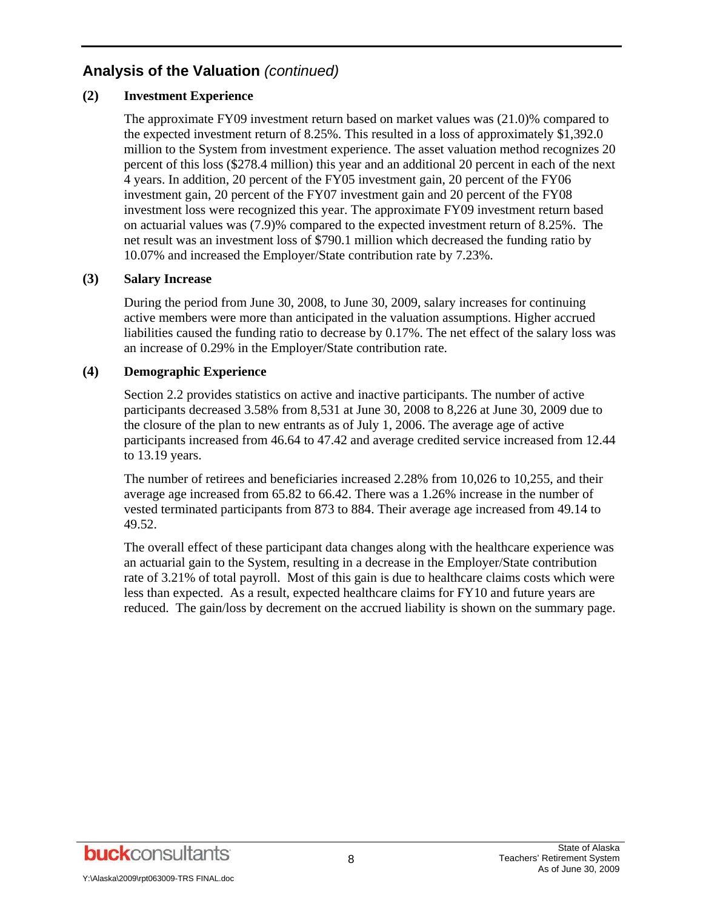## Analysis of the Valuation *(continued)*

**(2) Investment Experience**

The approximate FY09 investment return based on market values was (21.0)% compared to the expected investment return of 8.25%. This resulted in a loss of approximately $1,392.0 million to the System from investment experience. The asset valuation method recognizes 20 percent of this loss ($278.4 million) this year and an additional 20 percent in each of the next 4 years. In addition, 20 percent of the FY05 investment gain, 20 percent of the FY06 investment gain, 20 percent of the FY07 investment gain and 20 percent of the FY08 investment loss were recognized this year. The approximate FY09 investment return based on actuarial values was (7.9)% compared to the expected investment return of 8.25%. The net result was an investment loss of $790.1 million which decreased the funding ratio by 10.07% and increased the Employer/State contribution rate by 7.23%.

**(3) Salary Increase**

During the period from June 30, 2008, to June 30, 2009, salary increases for continuing active members were more than anticipated in the valuation assumptions. Higher accrued liabilities caused the funding ratio to decrease by 0.17%. The net effect of the salary loss was an increase of 0.29% in the Employer/State contribution rate.

**(4) Demographic Experience**

Section 2.2 provides statistics on active and inactive participants. The number of active participants decreased 3.58% from 8,531 at June 30, 2008 to 8,226 at June 30, 2009 due to the closure of the plan to new entrants as of July 1, 2006. The average age of active participants increased from 46.64 to 47.42 and average credited service increased from 12.44 to 13.19 years.

The number of retirees and beneficiaries increased 2.28% from 10,026 to 10,255, and their average age increased from 65.82 to 66.42. There was a 1.26% increase in the number of vested terminated participants from 873 to 884. Their average age increased from 49.14 to 49.52.

The overall effect of these participant data changes along with the healthcare experience was an actuarial gain to the System, resulting in a decrease in the Employer/State contribution rate of 3.21% of total payroll. Most of this gain is due to healthcare claims costs which were less than expected. As a result, expected healthcare claims for FY10 and future years are reduced. The gain/loss by decrement on the accrued liability is shown on the summary page.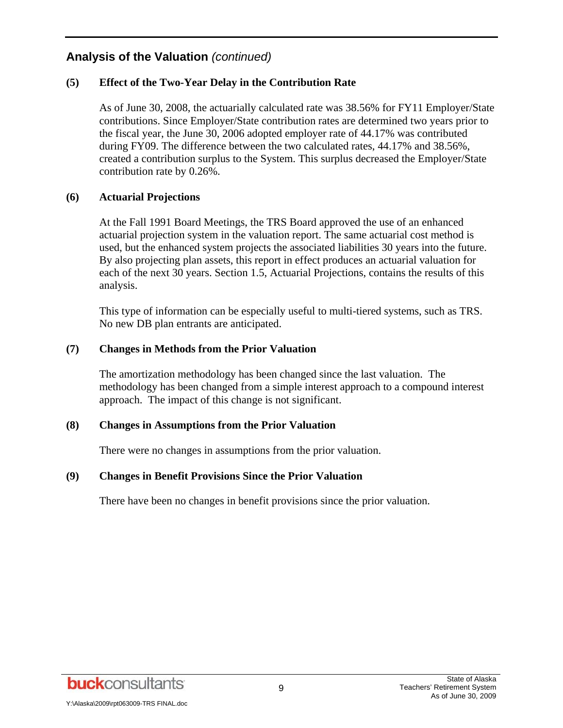## Analysis of the Valuation *(continued)*

### (5) Effect of the Two-Year Delay in the Contribution Rate

As of June 30, 2008, the actuarially calculated rate was 38.56% for FY11 Employer/State contributions. Since Employer/State contribution rates are determined two years prior to the fiscal year, the June 30, 2006 adopted employer rate of 44.17% was contributed during FY09. The difference between the two calculated rates, 44.17% and 38.56%, created a contribution surplus to the System. This surplus decreased the Employer/State contribution rate by 0.26%.

### (6) Actuarial Projections

At the Fall 1991 Board Meetings, the TRS Board approved the use of an enhanced actuarial projection system in the valuation report. The same actuarial cost method is used, but the enhanced system projects the associated liabilities 30 years into the future. By also projecting plan assets, this report in effect produces an actuarial valuation for each of the next 30 years. Section 1.5, Actuarial Projections, contains the results of this analysis.

This type of information can be especially useful to multi-tiered systems, such as TRS. No new DB plan entrants are anticipated.

### (7) Changes in Methods from the Prior Valuation

The amortization methodology has been changed since the last valuation. The methodology has been changed from a simple interest approach to a compound interest approach. The impact of this change is not significant.

### (8) Changes in Assumptions from the Prior Valuation

There were no changes in assumptions from the prior valuation.

### (9) Changes in Benefit Provisions Since the Prior Valuation

There have been no changes in benefit provisions since the prior valuation.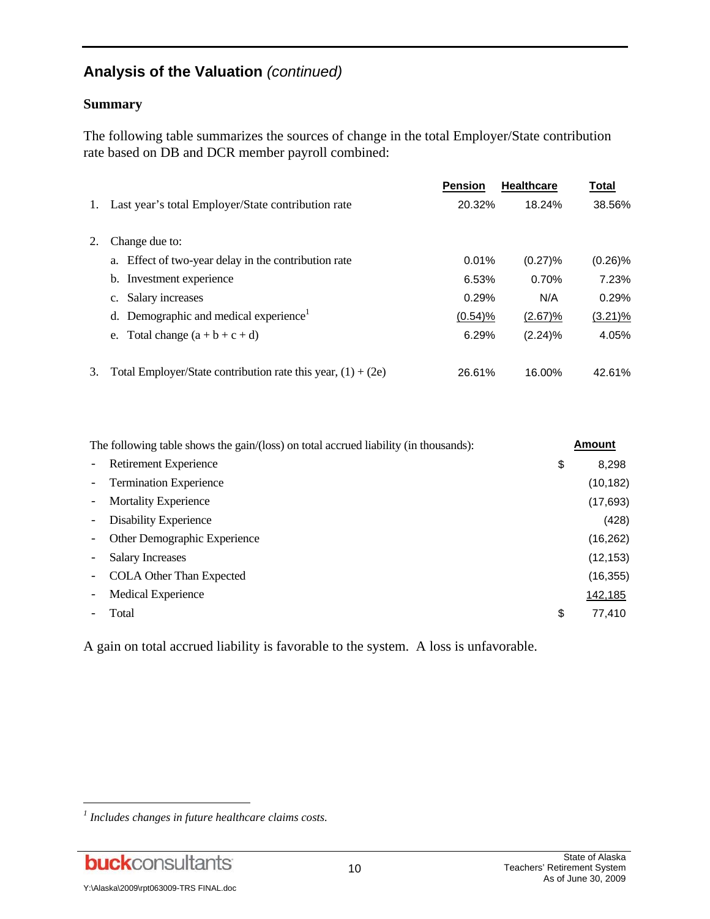## Analysis of the Valuation *(continued)*

### Summary

The following table summarizes the sources of change in the total Employer/State contribution rate based on DB and DCR member payroll combined:

| | | Pension | Healthcare | Total |
|---|---|---|---|---|
| 1. | Last year's total Employer/State contribution rate | 20.32% | 18.24% | 38.56% |
| 2. | Change due to: | | | |
| | a. Effect of two-year delay in the contribution rate | 0.01% | (0.27)% | (0.26)% |
| | b. Investment experience | 6.53% | 0.70% | 7.23% |
| | c. Salary increases | 0.29% | N/A | 0.29% |
| | d. Demographic and medical experience[1] | (0.54)% | (2.67)% | (3.21)% |
| | e. Total change (a + b + c + d) | 6.29% | (2.24)% | 4.05% |
| 3. | Total Employer/State contribution rate this year, (1) + (2e) | 26.61% | 16.00% | 42.61% |

| The following table shows the gain/(loss) on total accrued liability (in thousands): | Amount |
|---|---|
| - Retirement Experience | $ 8,298 |
| - Termination Experience | (10,182) |
| - Mortality Experience | (17,693) |
| - Disability Experience | (428) |
| - Other Demographic Experience | (16,262) |
| - Salary Increases | (12,153) |
| - COLA Other Than Expected | (16,355) |
| - Medical Experience | 142,185 |
| - Total | $ 77,410 |

A gain on total accrued liability is favorable to the system. A loss is unfavorable.

[1] *Includes changes in future healthcare claims costs.*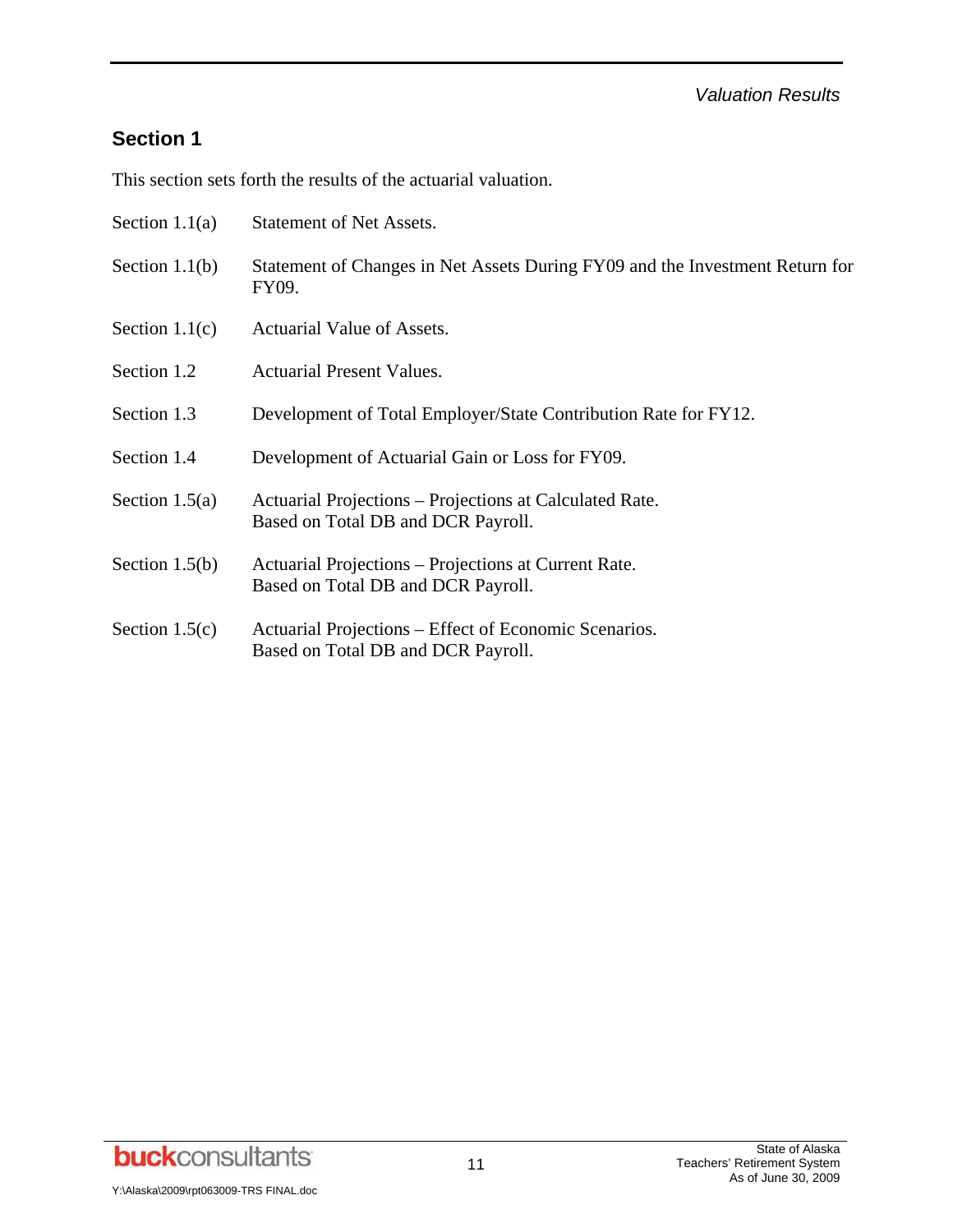## Section 1

This section sets forth the results of the actuarial valuation.

| | |
|---|---|
| Section 1.1(a) | Statement of Net Assets. |
| Section 1.1(b) | Statement of Changes in Net Assets During FY09 and the Investment Return for FY09. |
| Section 1.1(c) | Actuarial Value of Assets. |
| Section 1.2 | Actuarial Present Values. |
| Section 1.3 | Development of Total Employer/State Contribution Rate for FY12. |
| Section 1.4 | Development of Actuarial Gain or Loss for FY09. |
| Section 1.5(a) | Actuarial Projections – Projections at Calculated Rate. Based on Total DB and DCR Payroll. |
| Section 1.5(b) | Actuarial Projections – Projections at Current Rate. Based on Total DB and DCR Payroll. |
| Section 1.5(c) | Actuarial Projections – Effect of Economic Scenarios. Based on Total DB and DCR Payroll. |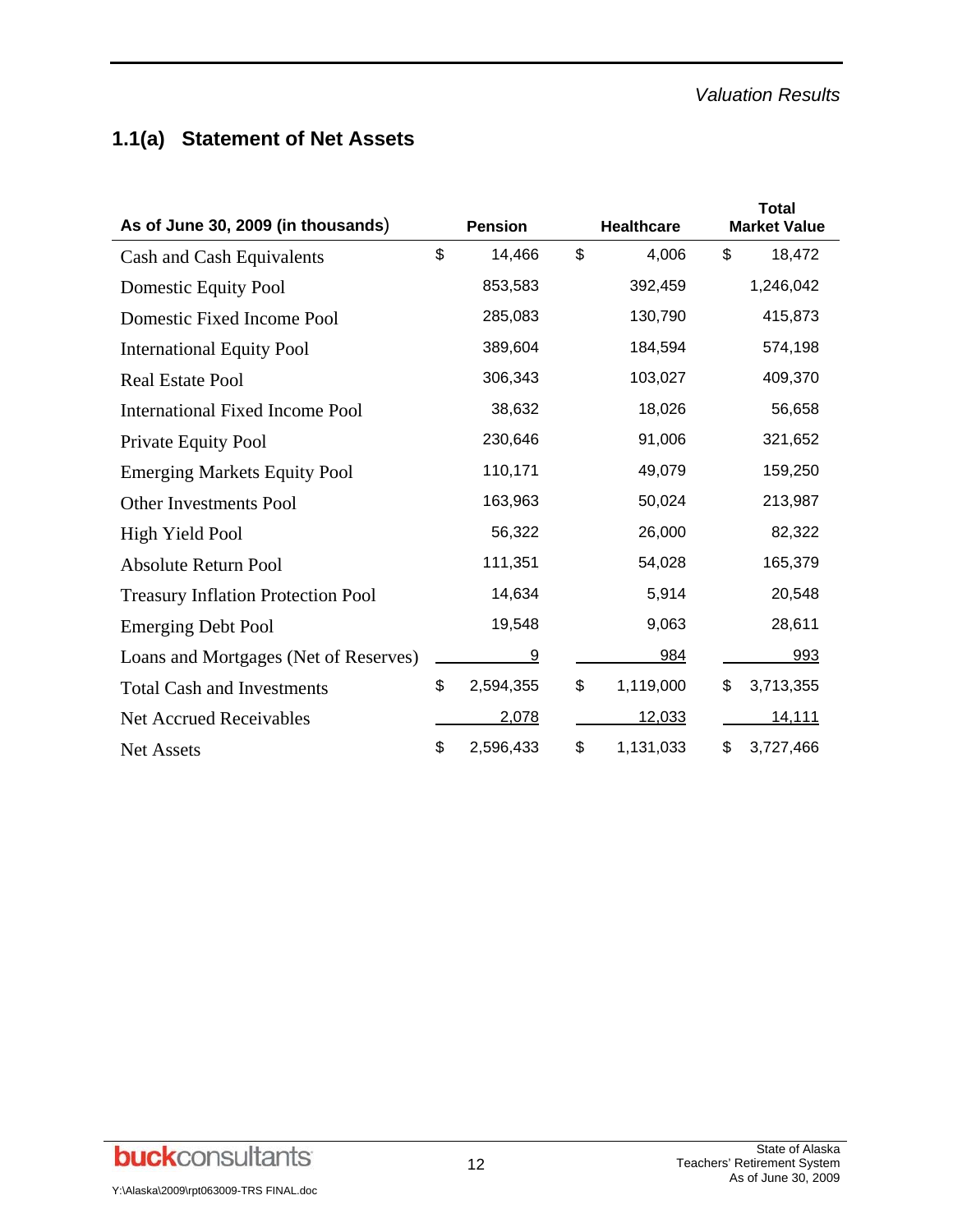*Valuation Results*

## 1.1(a) Statement of Net Assets

| As of June 30, 2009 (in thousands) | Pension | Healthcare | Total Market Value |
|---|---|---|---|
| Cash and Cash Equivalents | $ 14,466 | $ 4,006 | $ 18,472 |
| Domestic Equity Pool | 853,583 | 392,459 | 1,246,042 |
| Domestic Fixed Income Pool | 285,083 | 130,790 | 415,873 |
| International Equity Pool | 389,604 | 184,594 | 574,198 |
| Real Estate Pool | 306,343 | 103,027 | 409,370 |
| International Fixed Income Pool | 38,632 | 18,026 | 56,658 |
| Private Equity Pool | 230,646 | 91,006 | 321,652 |
| Emerging Markets Equity Pool | 110,171 | 49,079 | 159,250 |
| Other Investments Pool | 163,963 | 50,024 | 213,987 |
| High Yield Pool | 56,322 | 26,000 | 82,322 |
| Absolute Return Pool | 111,351 | 54,028 | 165,379 |
| Treasury Inflation Protection Pool | 14,634 | 5,914 | 20,548 |
| Emerging Debt Pool | 19,548 | 9,063 | 28,611 |
| Loans and Mortgages (Net of Reserves) | 9 | 984 | 993 |
| Total Cash and Investments | $ 2,594,355 | $ 1,119,000 | $ 3,713,355 |
| Net Accrued Receivables | 2,078 | 12,033 | 14,111 |
| Net Assets | $ 2,596,433 | $ 1,131,033 | $ 3,727,466 |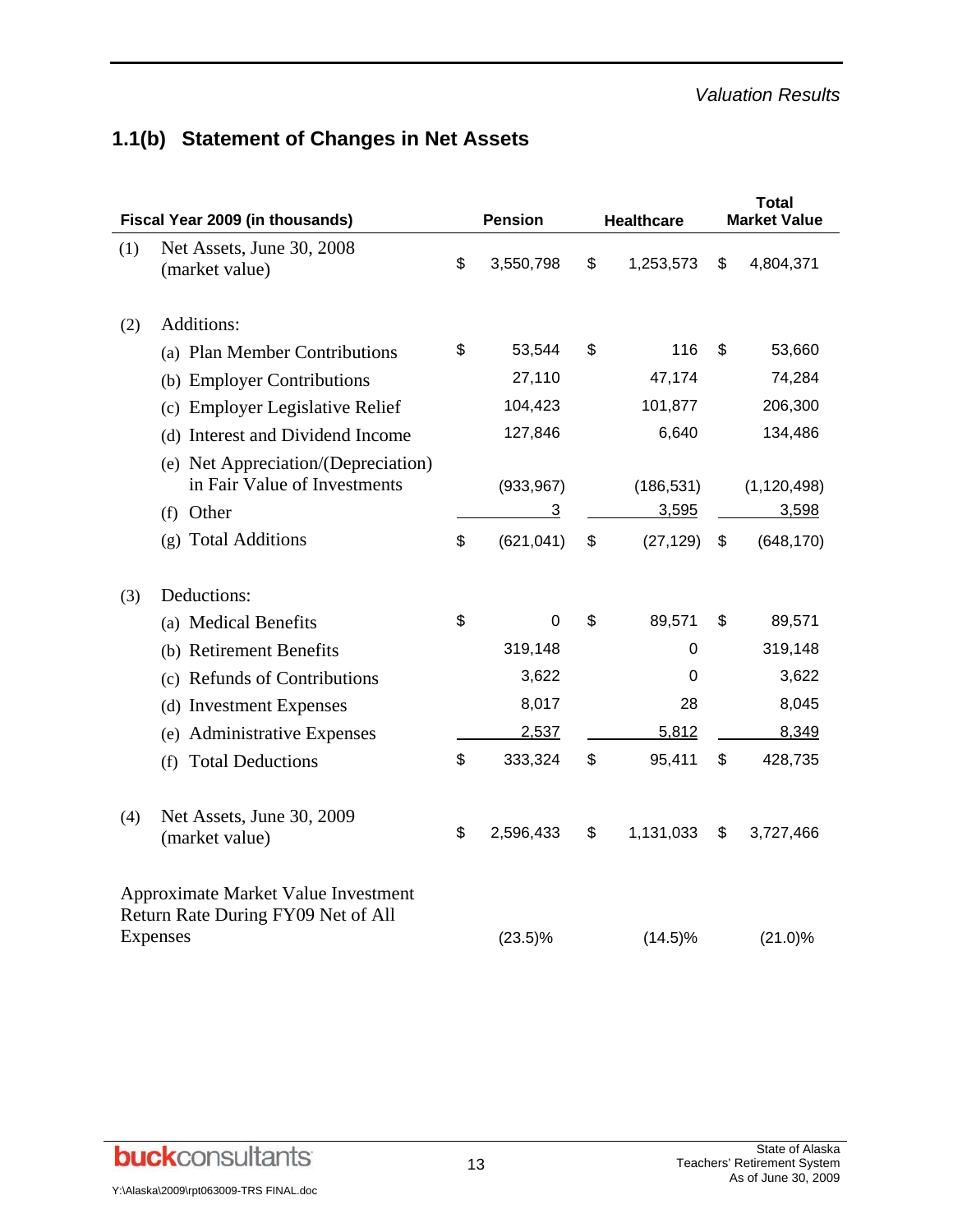*Valuation Results*

## 1.1(b) Statement of Changes in Net Assets

| Fiscal Year 2009 (in thousands) | | Pension | Healthcare | Total Market Value |
|---|---|---|---|---|
| (1) | Net Assets, June 30, 2008 (market value) | $ 3,550,798 | $ 1,253,573 | $ 4,804,371 |
| (2) | Additions: | | | |
| | (a) Plan Member Contributions | $ 53,544 | $ 116 | $ 53,660 |
| | (b) Employer Contributions | 27,110 | 47,174 | 74,284 |
| | (c) Employer Legislative Relief | 104,423 | 101,877 | 206,300 |
| | (d) Interest and Dividend Income | 127,846 | 6,640 | 134,486 |
| | (e) Net Appreciation/(Depreciation) in Fair Value of Investments | (933,967) | (186,531) | (1,120,498) |
| | (f) Other | 3 | 3,595 | 3,598 |
| | (g) Total Additions | $ (621,041) | $ (27,129) | $ (648,170) |
| (3) | Deductions: | | | |
| | (a) Medical Benefits | $ 0 | $ 89,571 | $ 89,571 |
| | (b) Retirement Benefits | 319,148 | 0 | 319,148 |
| | (c) Refunds of Contributions | 3,622 | 0 | 3,622 |
| | (d) Investment Expenses | 8,017 | 28 | 8,045 |
| | (e) Administrative Expenses | 2,537 | 5,812 | 8,349 |
| | (f) Total Deductions | $ 333,324 | $ 95,411 | $ 428,735 |
| (4) | Net Assets, June 30, 2009 (market value) | $ 2,596,433 | $ 1,131,033 | $ 3,727,466 |
| Approximate Market Value Investment Return Rate During FY09 Net of All Expenses | | (23.5)% | (14.5)% | (21.0)% |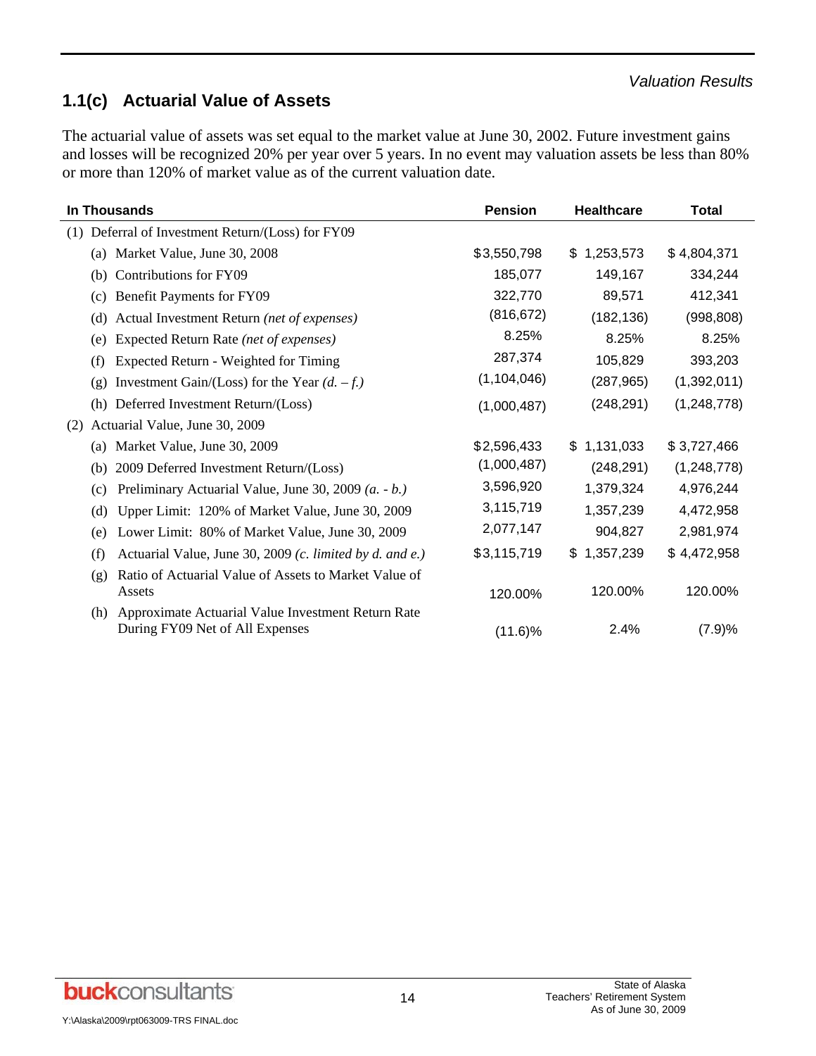## 1.1(c) Actuarial Value of Assets

The actuarial value of assets was set equal to the market value at June 30, 2002. Future investment gains and losses will be recognized 20% per year over 5 years. In no event may valuation assets be less than 80% or more than 120% of market value as of the current valuation date.

| In Thousands | Pension | Healthcare | Total |
|---|---|---|---|
| (1) Deferral of Investment Return/(Loss) for FY09 | | | |
| (a) Market Value, June 30, 2008 | $3,550,798 | $ 1,253,573 | $ 4,804,371 |
| (b) Contributions for FY09 | 185,077 | 149,167 | 334,244 |
| (c) Benefit Payments for FY09 | 322,770 | 89,571 | 412,341 |
| (d) Actual Investment Return *(net of expenses)* | (816,672) | (182,136) | (998,808) |
| (e) Expected Return Rate *(net of expenses)* | 8.25% | 8.25% | 8.25% |
| (f) Expected Return - Weighted for Timing | 287,374 | 105,829 | 393,203 |
| (g) Investment Gain/(Loss) for the Year *(d. – f.)* | (1,104,046) | (287,965) | (1,392,011) |
| (h) Deferred Investment Return/(Loss) | (1,000,487) | (248,291) | (1,248,778) |
| (2) Actuarial Value, June 30, 2009 | | | |
| (a) Market Value, June 30, 2009 | $2,596,433 | $ 1,131,033 | $ 3,727,466 |
| (b) 2009 Deferred Investment Return/(Loss) | (1,000,487) | (248,291) | (1,248,778) |
| (c) Preliminary Actuarial Value, June 30, 2009 *(a. - b.)* | 3,596,920 | 1,379,324 | 4,976,244 |
| (d) Upper Limit: 120% of Market Value, June 30, 2009 | 3,115,719 | 1,357,239 | 4,472,958 |
| (e) Lower Limit: 80% of Market Value, June 30, 2009 | 2,077,147 | 904,827 | 2,981,974 |
| (f) Actuarial Value, June 30, 2009 *(c. limited by d. and e.)* | $3,115,719 | $ 1,357,239 | $ 4,472,958 |
| (g) Ratio of Actuarial Value of Assets to Market Value of Assets | 120.00% | 120.00% | 120.00% |
| (h) Approximate Actuarial Value Investment Return Rate During FY09 Net of All Expenses | (11.6)% | 2.4% | (7.9)% |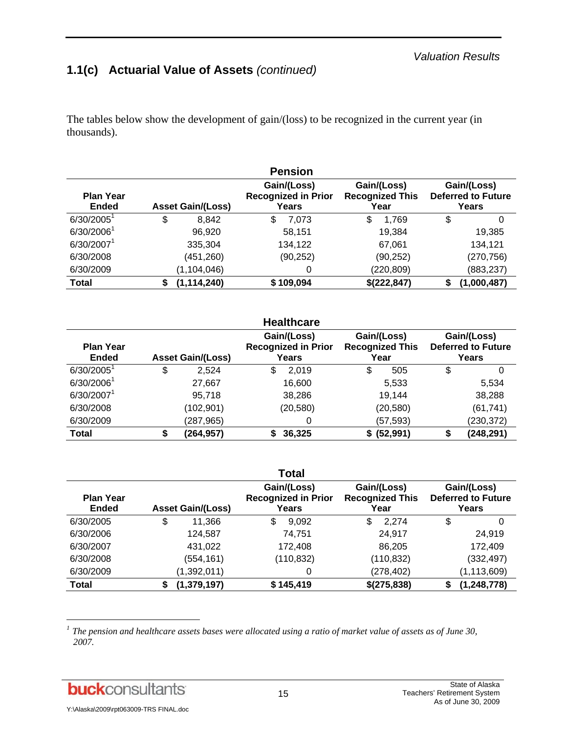## 1.1(c) Actuarial Value of Assets *(continued)*

The tables below show the development of gain/(loss) to be recognized in the current year (in thousands).

**Pension**

| Plan Year Ended | Asset Gain/(Loss) | Gain/(Loss) Recognized in Prior Years | Gain/(Loss) Recognized This Year | Gain/(Loss) Deferred to Future Years |
|---|---|---|---|---|
| 6/30/2005[1] | $ 8,842 | $ 7,073 | $ 1,769 | $ 0 |
| 6/30/2006[1] | 96,920 | 58,151 | 19,384 | 19,385 |
| 6/30/2007[1] | 335,304 | 134,122 | 67,061 | 134,121 |
| 6/30/2008 | (451,260) | (90,252) | (90,252) | (270,756) |
| 6/30/2009 | (1,104,046) | 0 | (220,809) | (883,237) |
| **Total** | **$ (1,114,240)** | **$ 109,094** | **$(222,847)** | **$ (1,000,487)** |

**Healthcare**

| Plan Year Ended | Asset Gain/(Loss) | Gain/(Loss) Recognized in Prior Years | Gain/(Loss) Recognized This Year | Gain/(Loss) Deferred to Future Years |
|---|---|---|---|---|
| 6/30/2005[1] | $ 2,524 | $ 2,019 | $ 505 | $ 0 |
| 6/30/2006[1] | 27,667 | 16,600 | 5,533 | 5,534 |
| 6/30/2007[1] | 95,718 | 38,286 | 19,144 | 38,288 |
| 6/30/2008 | (102,901) | (20,580) | (20,580) | (61,741) |
| 6/30/2009 | (287,965) | 0 | (57,593) | (230,372) |
| **Total** | **$ (264,957)** | **$ 36,325** | **$ (52,991)** | **$ (248,291)** |

**Total**

| Plan Year Ended | Asset Gain/(Loss) | Gain/(Loss) Recognized in Prior Years | Gain/(Loss) Recognized This Year | Gain/(Loss) Deferred to Future Years |
|---|---|---|---|---|
| 6/30/2005 | $ 11,366 | $ 9,092 | $ 2,274 | $ 0 |
| 6/30/2006 | 124,587 | 74,751 | 24,917 | 24,919 |
| 6/30/2007 | 431,022 | 172,408 | 86,205 | 172,409 |
| 6/30/2008 | (554,161) | (110,832) | (110,832) | (332,497) |
| 6/30/2009 | (1,392,011) | 0 | (278,402) | (1,113,609) |
| **Total** | **$ (1,379,197)** | **$ 145,419** | **$(275,838)** | **$ (1,248,778)** |

[1] *The pension and healthcare assets bases were allocated using a ratio of market value of assets as of June 30, 2007.*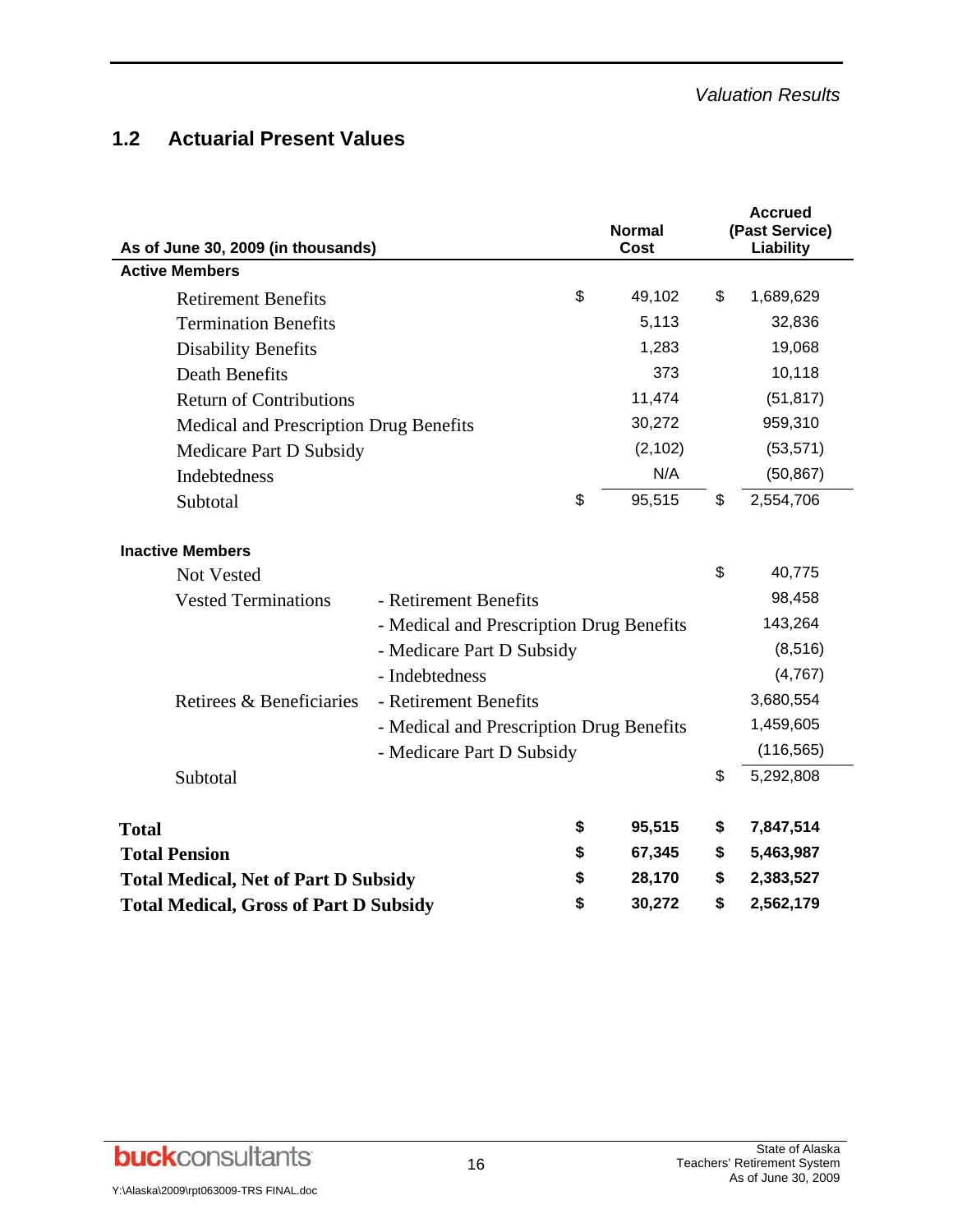## 1.2 Actuarial Present Values

| As of June 30, 2009 (in thousands) | | Normal Cost | Accrued (Past Service) Liability |
|---|---|---|---|
| **Active Members** | | | |
| Retirement Benefits | | $ 49,102 | $ 1,689,629 |
| Termination Benefits | | 5,113 | 32,836 |
| Disability Benefits | | 1,283 | 19,068 |
| Death Benefits | | 373 | 10,118 |
| Return of Contributions | | 11,474 | (51,817) |
| Medical and Prescription Drug Benefits | | 30,272 | 959,310 |
| Medicare Part D Subsidy | | (2,102) | (53,571) |
| Indebtedness | | N/A | (50,867) |
| Subtotal | | $ 95,515 | $ 2,554,706 |
| | | | |
| **Inactive Members** | | | |
| Not Vested | | | $ 40,775 |
| Vested Terminations | - Retirement Benefits | | 98,458 |
| | - Medical and Prescription Drug Benefits | | 143,264 |
| | - Medicare Part D Subsidy | | (8,516) |
| | - Indebtedness | | (4,767) |
| Retirees & Beneficiaries | - Retirement Benefits | | 3,680,554 |
| | - Medical and Prescription Drug Benefits | | 1,459,605 |
| | - Medicare Part D Subsidy | | (116,565) |
| Subtotal | | | $ 5,292,808 |
| | | | |
| **Total** | | **$ 95,515** | **$ 7,847,514** |
| **Total Pension** | | **$ 67,345** | **$ 5,463,987** |
| **Total Medical, Net of Part D Subsidy** | | **$ 28,170** | **$ 2,383,527** |
| **Total Medical, Gross of Part D Subsidy** | | **$ 30,272** | **$ 2,562,179** |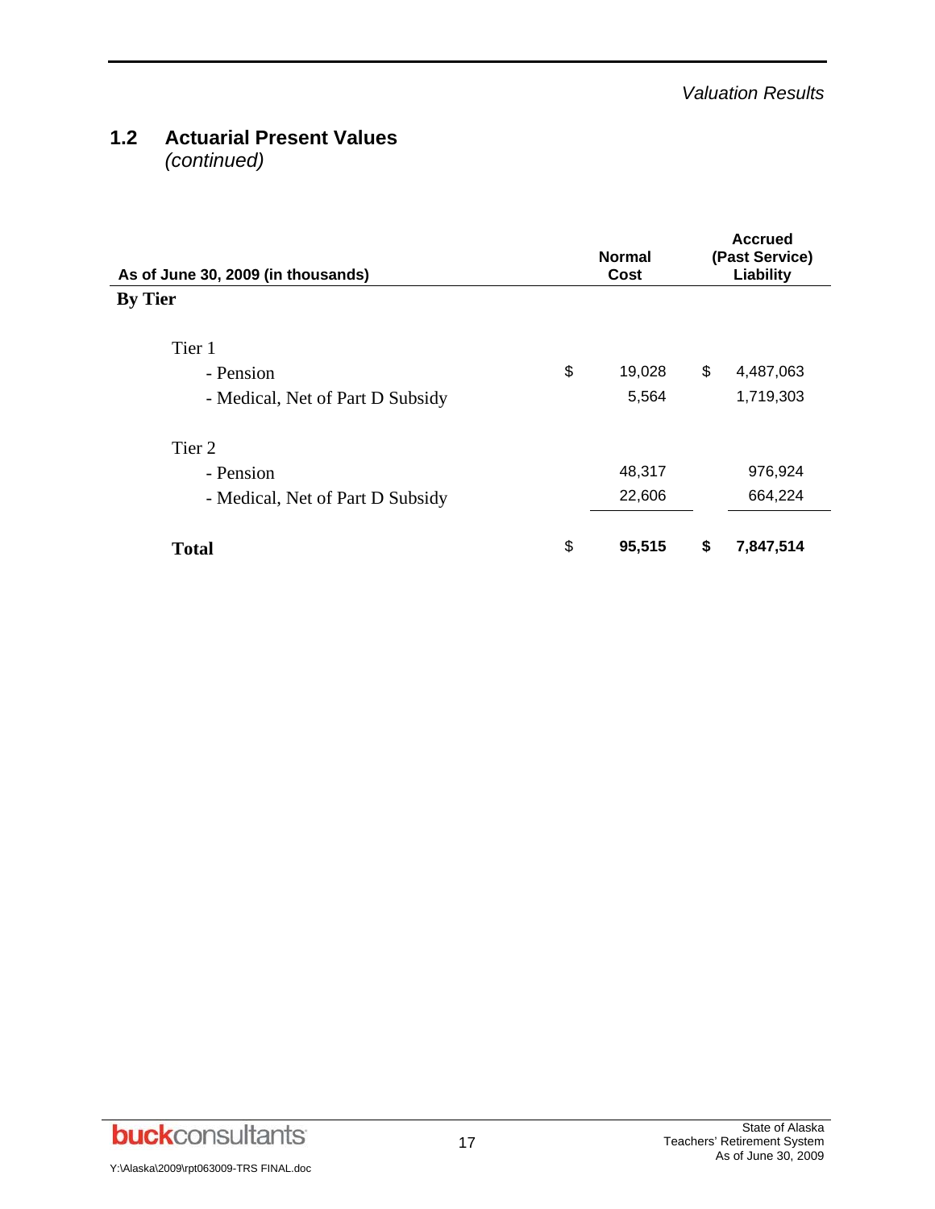## 1.2 Actuarial Present Values

*(continued)*

| As of June 30, 2009 (in thousands) | Normal Cost | Accrued (Past Service) Liability |
|---|---|---|
| **By Tier** | | |
| Tier 1 | | |
| - Pension | $ 19,028 | $ 4,487,063 |
| - Medical, Net of Part D Subsidy | 5,564 | 1,719,303 |
| Tier 2 | | |
| - Pension | 48,317 | 976,924 |
| - Medical, Net of Part D Subsidy | 22,606 | 664,224 |
| **Total** | **$ 95,515** | **$ 7,847,514** |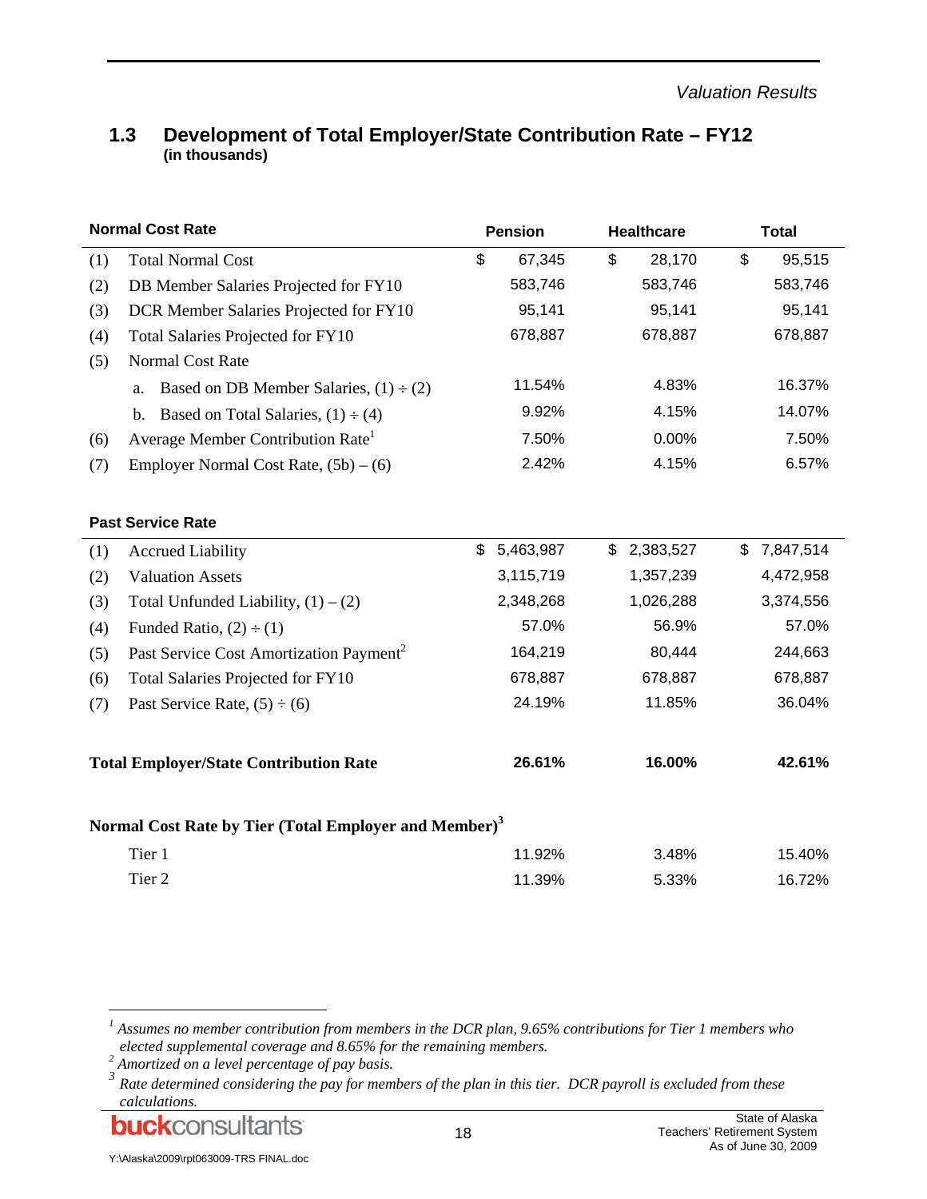## 1.3 Development of Total Employer/State Contribution Rate – FY12
**(in thousands)**

| **Normal Cost Rate** | | **Pension** | **Healthcare** | **Total** |
|---|---|---|---|---|
| (1) | Total Normal Cost | $ 67,345 | $ 28,170 | $ 95,515 |
| (2) | DB Member Salaries Projected for FY10 | 583,746 | 583,746 | 583,746 |
| (3) | DCR Member Salaries Projected for FY10 | 95,141 | 95,141 | 95,141 |
| (4) | Total Salaries Projected for FY10 | 678,887 | 678,887 | 678,887 |
| (5) | Normal Cost Rate | | | |
| | a. Based on DB Member Salaries, (1) ÷ (2) | 11.54% | 4.83% | 16.37% |
| | b. Based on Total Salaries, (1) ÷ (4) | 9.92% | 4.15% | 14.07% |
| (6) | Average Member Contribution Rate[1] | 7.50% | 0.00% | 7.50% |
| (7) | Employer Normal Cost Rate, (5b) – (6) | 2.42% | 4.15% | 6.57% |
| **Past Service Rate** | | | | |
| (1) | Accrued Liability | $ 5,463,987 | $ 2,383,527 | $ 7,847,514 |
| (2) | Valuation Assets | 3,115,719 | 1,357,239 | 4,472,958 |
| (3) | Total Unfunded Liability, (1) – (2) | 2,348,268 | 1,026,288 | 3,374,556 |
| (4) | Funded Ratio, (2) ÷ (1) | 57.0% | 56.9% | 57.0% |
| (5) | Past Service Cost Amortization Payment[2] | 164,219 | 80,444 | 244,663 |
| (6) | Total Salaries Projected for FY10 | 678,887 | 678,887 | 678,887 |
| (7) | Past Service Rate, (5) ÷ (6) | 24.19% | 11.85% | 36.04% |
| **Total Employer/State Contribution Rate** | | **26.61%** | **16.00%** | **42.61%** |
| **Normal Cost Rate by Tier (Total Employer and Member)[3]** | | | | |
| | Tier 1 | 11.92% | 3.48% | 15.40% |
| | Tier 2 | 11.39% | 5.33% | 16.72% |

[1] *Assumes no member contribution from members in the DCR plan, 9.65% contributions for Tier 1 members who elected supplemental coverage and 8.65% for the remaining members.*

[2] *Amortized on a level percentage of pay basis.*

[3] *Rate determined considering the pay for members of the plan in this tier. DCR payroll is excluded from these calculations.*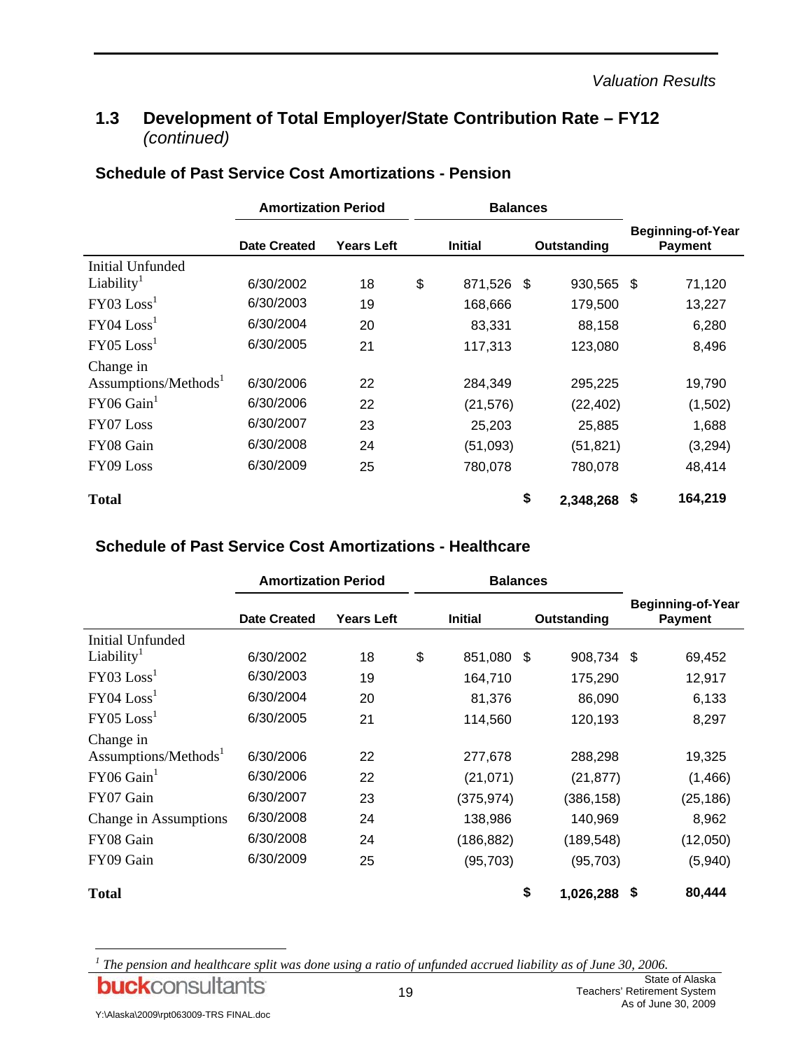## 1.3 Development of Total Employer/State Contribution Rate – FY12 *(continued)*

### Schedule of Past Service Cost Amortizations - Pension

| | Amortization Period | | Balances | | |
|---|---|---|---|---|---|
| | Date Created | Years Left | Initial | Outstanding | Beginning-of-Year Payment |
| Initial Unfunded Liability[1] | 6/30/2002 | 18 | $ 871,526 | $ 930,565 | $ 71,120 |
| FY03 Loss[1] | 6/30/2003 | 19 | 168,666 | 179,500 | 13,227 |
| FY04 Loss[1] | 6/30/2004 | 20 | 83,331 | 88,158 | 6,280 |
| FY05 Loss[1] | 6/30/2005 | 21 | 117,313 | 123,080 | 8,496 |
| Change in Assumptions/Methods[1] | 6/30/2006 | 22 | 284,349 | 295,225 | 19,790 |
| FY06 Gain[1] | 6/30/2006 | 22 | (21,576) | (22,402) | (1,502) |
| FY07 Loss | 6/30/2007 | 23 | 25,203 | 25,885 | 1,688 |
| FY08 Gain | 6/30/2008 | 24 | (51,093) | (51,821) | (3,294) |
| FY09 Loss | 6/30/2009 | 25 | 780,078 | 780,078 | 48,414 |
| **Total** | | | | **$ 2,348,268** | **$ 164,219** |

### Schedule of Past Service Cost Amortizations - Healthcare

| | Amortization Period | | Balances | | |
|---|---|---|---|---|---|
| | Date Created | Years Left | Initial | Outstanding | Beginning-of-Year Payment |
| Initial Unfunded Liability[1] | 6/30/2002 | 18 | $ 851,080 | $ 908,734 | $ 69,452 |
| FY03 Loss[1] | 6/30/2003 | 19 | 164,710 | 175,290 | 12,917 |
| FY04 Loss[1] | 6/30/2004 | 20 | 81,376 | 86,090 | 6,133 |
| FY05 Loss[1] | 6/30/2005 | 21 | 114,560 | 120,193 | 8,297 |
| Change in Assumptions/Methods[1] | 6/30/2006 | 22 | 277,678 | 288,298 | 19,325 |
| FY06 Gain[1] | 6/30/2006 | 22 | (21,071) | (21,877) | (1,466) |
| FY07 Gain | 6/30/2007 | 23 | (375,974) | (386,158) | (25,186) |
| Change in Assumptions | 6/30/2008 | 24 | 138,986 | 140,969 | 8,962 |
| FY08 Gain | 6/30/2008 | 24 | (186,882) | (189,548) | (12,050) |
| FY09 Gain | 6/30/2009 | 25 | (95,703) | (95,703) | (5,940) |
| **Total** | | | | **$ 1,026,288** | **$ 80,444** |

[1] *The pension and healthcare split was done using a ratio of unfunded accrued liability as of June 30, 2006.*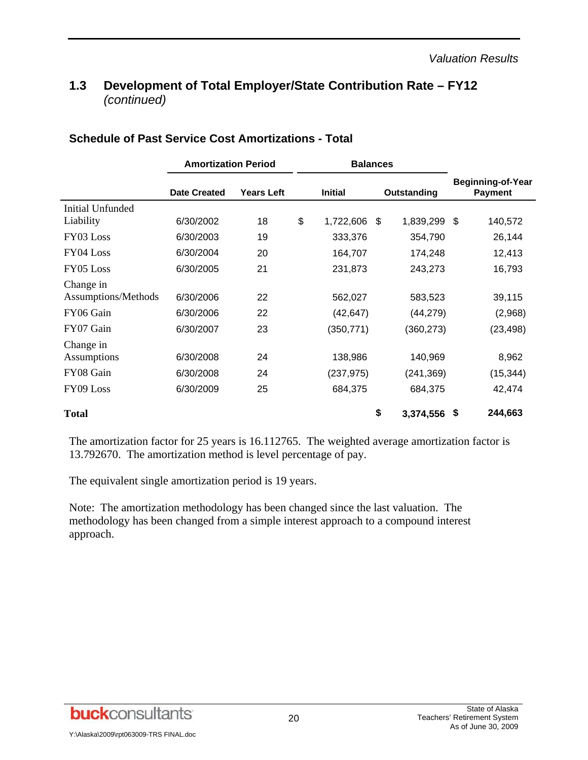## 1.3 Development of Total Employer/State Contribution Rate – FY12 *(continued)*

### Schedule of Past Service Cost Amortizations - Total

| | Amortization Period | | Balances | | |
|---|---|---|---|---|---|
| | **Date Created** | **Years Left** | **Initial** | **Outstanding** | **Beginning-of-Year Payment** |
| Initial Unfunded Liability | 6/30/2002 | 18 | $ 1,722,606 | $ 1,839,299 | $ 140,572 |
| FY03 Loss | 6/30/2003 | 19 | 333,376 | 354,790 | 26,144 |
| FY04 Loss | 6/30/2004 | 20 | 164,707 | 174,248 | 12,413 |
| FY05 Loss | 6/30/2005 | 21 | 231,873 | 243,273 | 16,793 |
| Change in Assumptions/Methods | 6/30/2006 | 22 | 562,027 | 583,523 | 39,115 |
| FY06 Gain | 6/30/2006 | 22 | (42,647) | (44,279) | (2,968) |
| FY07 Gain | 6/30/2007 | 23 | (350,771) | (360,273) | (23,498) |
| Change in Assumptions | 6/30/2008 | 24 | 138,986 | 140,969 | 8,962 |
| FY08 Gain | 6/30/2008 | 24 | (237,975) | (241,369) | (15,344) |
| FY09 Loss | 6/30/2009 | 25 | 684,375 | 684,375 | 42,474 |
| **Total** | | | | **$ 3,374,556** | **$ 244,663** |

The amortization factor for 25 years is 16.112765. The weighted average amortization factor is 13.792670. The amortization method is level percentage of pay.

The equivalent single amortization period is 19 years.

Note: The amortization methodology has been changed since the last valuation. The methodology has been changed from a simple interest approach to a compound interest approach.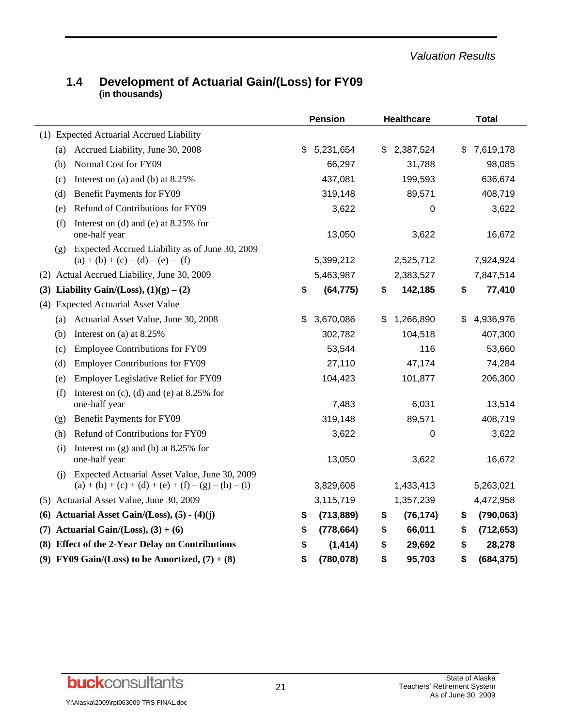## 1.4 Development of Actuarial Gain/(Loss) for FY09
**(in thousands)**

| | Pension | Healthcare | Total |
|---|---|---|---|
| (1) Expected Actuarial Accrued Liability | | | |
| (a) Accrued Liability, June 30, 2008 | $ 5,231,654 | $ 2,387,524 | $ 7,619,178 |
| (b) Normal Cost for FY09 | 66,297 | 31,788 | 98,085 |
| (c) Interest on (a) and (b) at 8.25% | 437,081 | 199,593 | 636,674 |
| (d) Benefit Payments for FY09 | 319,148 | 89,571 | 408,719 |
| (e) Refund of Contributions for FY09 | 3,622 | 0 | 3,622 |
| (f) Interest on (d) and (e) at 8.25% for one-half year | 13,050 | 3,622 | 16,672 |
| (g) Expected Accrued Liability as of June 30, 2009 (a) + (b) + (c) – (d) – (e) – (f) | 5,399,212 | 2,525,712 | 7,924,924 |
| (2) Actual Accrued Liability, June 30, 2009 | 5,463,987 | 2,383,527 | 7,847,514 |
| **(3) Liability Gain/(Loss), (1)(g) – (2)** | **$ (64,775)** | **$ 142,185** | **$ 77,410** |
| (4) Expected Actuarial Asset Value | | | |
| (a) Actuarial Asset Value, June 30, 2008 | $ 3,670,086 | $ 1,266,890 | $ 4,936,976 |
| (b) Interest on (a) at 8.25% | 302,782 | 104,518 | 407,300 |
| (c) Employee Contributions for FY09 | 53,544 | 116 | 53,660 |
| (d) Employer Contributions for FY09 | 27,110 | 47,174 | 74,284 |
| (e) Employer Legislative Relief for FY09 | 104,423 | 101,877 | 206,300 |
| (f) Interest on (c), (d) and (e) at 8.25% for one-half year | 7,483 | 6,031 | 13,514 |
| (g) Benefit Payments for FY09 | 319,148 | 89,571 | 408,719 |
| (h) Refund of Contributions for FY09 | 3,622 | 0 | 3,622 |
| (i) Interest on (g) and (h) at 8.25% for one-half year | 13,050 | 3,622 | 16,672 |
| (j) Expected Actuarial Asset Value, June 30, 2009 (a) + (b) + (c) + (d) + (e) + (f) – (g) – (h) – (i) | 3,829,608 | 1,433,413 | 5,263,021 |
| (5) Actuarial Asset Value, June 30, 2009 | 3,115,719 | 1,357,239 | 4,472,958 |
| **(6) Actuarial Asset Gain/(Loss), (5) - (4)(j)** | **$ (713,889)** | **$ (76,174)** | **$ (790,063)** |
| **(7) Actuarial Gain/(Loss), (3) + (6)** | **$ (778,664)** | **$ 66,011** | **$ (712,653)** |
| **(8) Effect of the 2-Year Delay on Contributions** | **$ (1,414)** | **$ 29,692** | **$ 28,278** |
| **(9) FY09 Gain/(Loss) to be Amortized, (7) + (8)** | **$ (780,078)** | **$ 95,703** | **$ (684,375)** |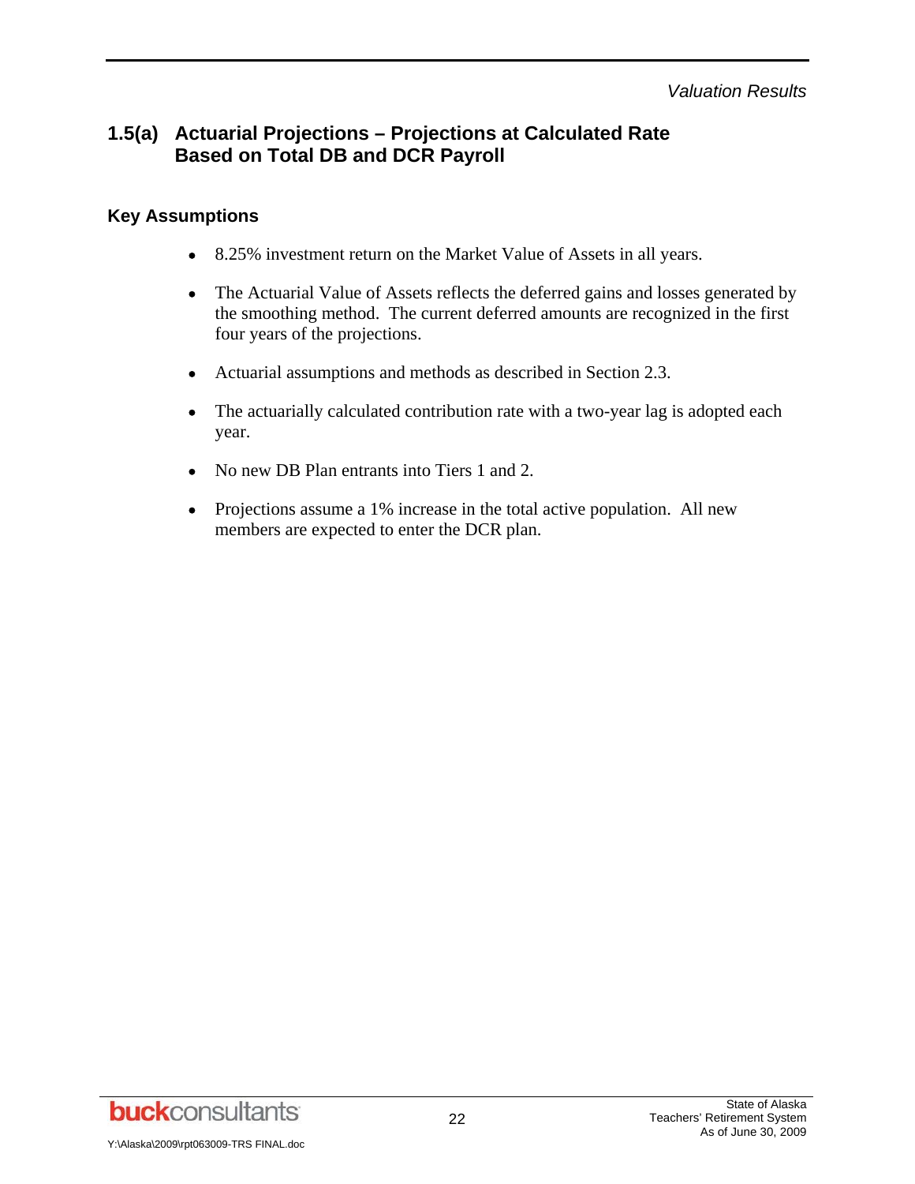## 1.5(a) Actuarial Projections – Projections at Calculated Rate Based on Total DB and DCR Payroll

### Key Assumptions

- 8.25% investment return on the Market Value of Assets in all years.
- The Actuarial Value of Assets reflects the deferred gains and losses generated by the smoothing method. The current deferred amounts are recognized in the first four years of the projections.
- Actuarial assumptions and methods as described in Section 2.3.
- The actuarially calculated contribution rate with a two-year lag is adopted each year.
- No new DB Plan entrants into Tiers 1 and 2.
- Projections assume a 1% increase in the total active population. All new members are expected to enter the DCR plan.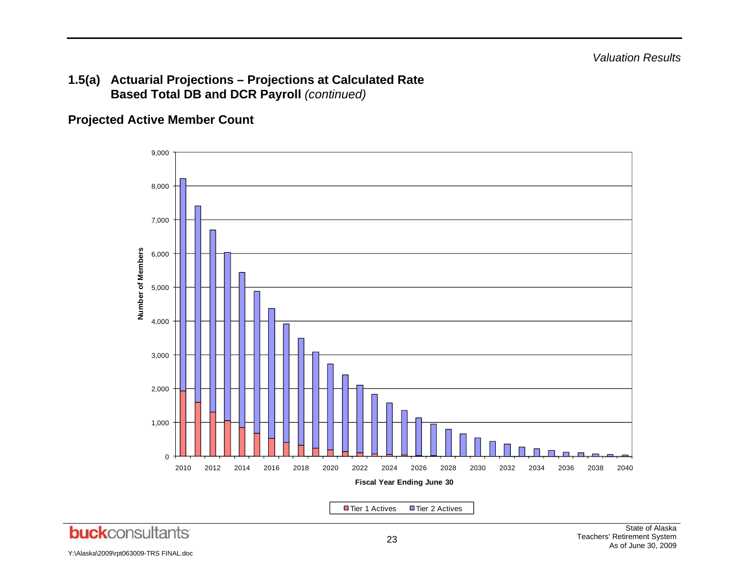## 1.5(a) Actuarial Projections – Projections at Calculated Rate Based Total DB and DCR Payroll *(continued)*

### Projected Active Member Count

Number of Members

Fiscal Year Ending June 30

Tier 1 Actives   Tier 2 Actives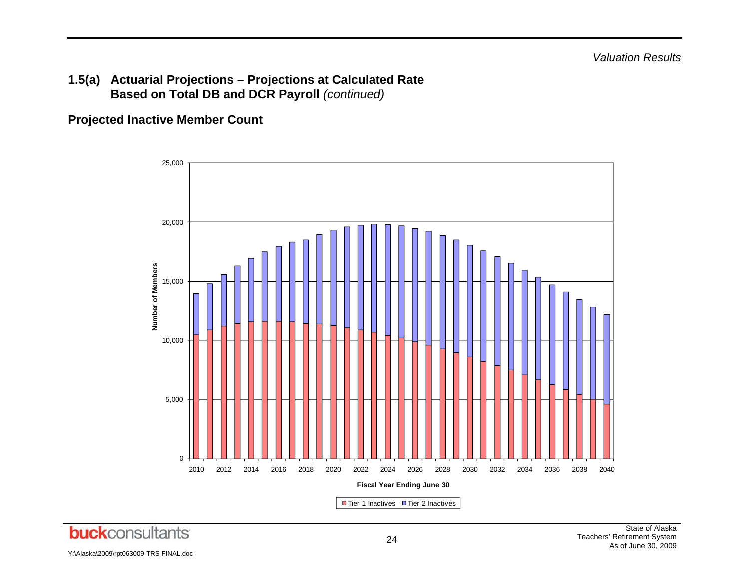Valuation Results

## 1.5(a) Actuarial Projections – Projections at Calculated Rate Based on Total DB and DCR Payroll *(continued)*

### Projected Inactive Member Count

25,000
20,000
15,000
10,000
5,000
0

Number of Members

2010 2012 2014 2016 2018 2020 2022 2024 2026 2028 2030 2032 2034 2036 2038 2040

Fiscal Year Ending June 30

Tier 1 Inactives
Tier 2 Inactives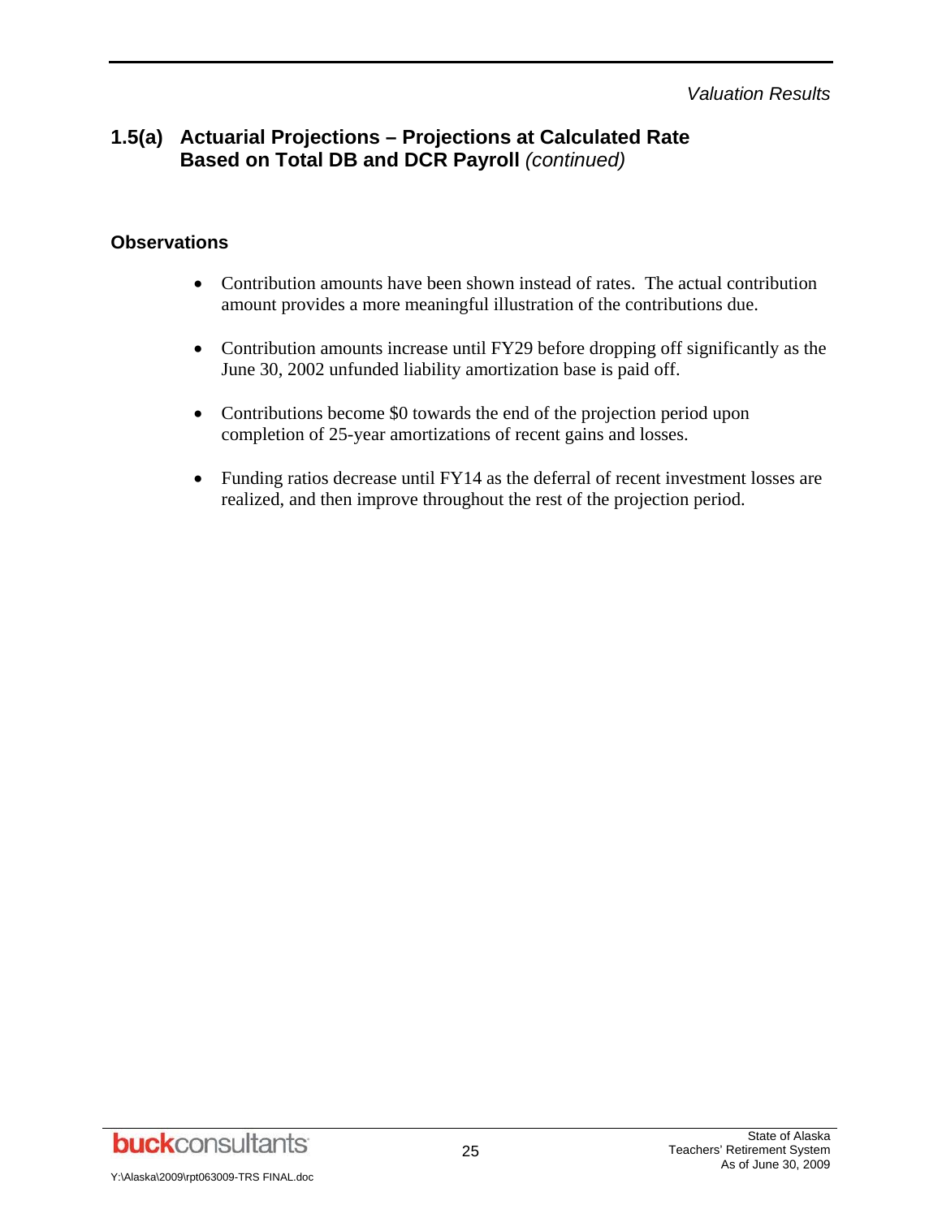## 1.5(a) Actuarial Projections – Projections at Calculated Rate Based on Total DB and DCR Payroll *(continued)*

### Observations

- Contribution amounts have been shown instead of rates. The actual contribution amount provides a more meaningful illustration of the contributions due.
- Contribution amounts increase until FY29 before dropping off significantly as the June 30, 2002 unfunded liability amortization base is paid off.
- Contributions become $0 towards the end of the projection period upon completion of 25-year amortizations of recent gains and losses.
- Funding ratios decrease until FY14 as the deferral of recent investment losses are realized, and then improve throughout the rest of the projection period.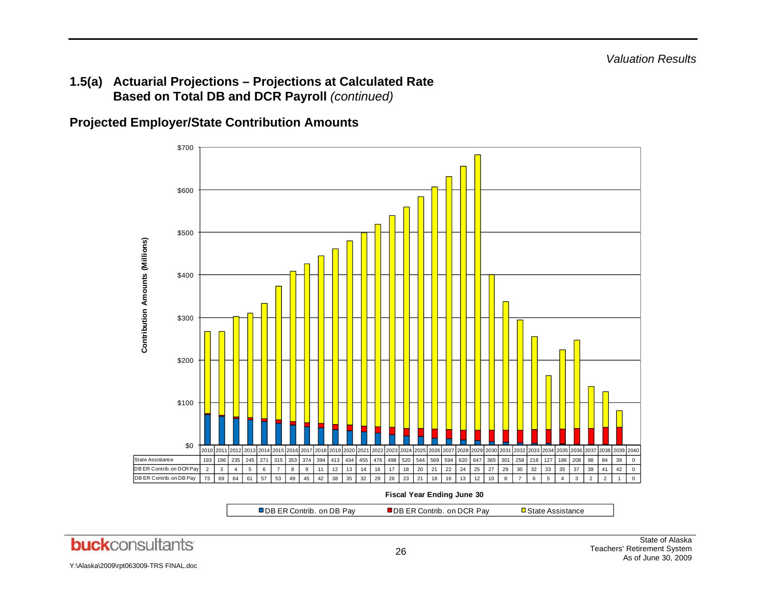## 1.5(a) Actuarial Projections – Projections at Calculated Rate Based on Total DB and DCR Payroll *(continued)*

### Projected Employer/State Contribution Amounts

Contribution Amounts (Millions)

$700
$600
$500
$400
$300
$200
$100
$0

| | 2010 | 2011 | 2012 | 2013 | 2014 | 2015 | 2016 | 2017 | 2018 | 2019 | 2020 | 2021 | 2022 | 2023 | 2024 | 2025 | 2026 | 2027 | 2028 | 2029 | 2030 | 2031 | 2032 | 2033 | 2034 | 2035 | 2036 | 2037 | 2038 | 2039 | 2040 |
|---|---|---|---|---|---|---|---|---|---|---|---|---|---|---|---|---|---|---|---|---|---|---|---|---|---|---|---|---|---|---|---|
| State Assistance | 193 | 196 | 235 | 245 | 271 | 315 | 353 | 374 | 394 | 413 | 434 | 455 | 476 | 498 | 520 | 544 | 569 | 594 | 620 | 647 | 365 | 301 | 258 | 218 | 127 | 186 | 208 | 98 | 84 | 39 | 0 |
| DB ER Contrib. on DCR Pay | 2 | 3 | 4 | 5 | 6 | 7 | 8 | 9 | 11 | 12 | 13 | 14 | 16 | 17 | 18 | 20 | 21 | 22 | 24 | 25 | 27 | 29 | 30 | 32 | 33 | 35 | 37 | 39 | 41 | 42 | 0 |
| DB ER Contrib. on DB Pay | 73 | 69 | 64 | 61 | 57 | 53 | 49 | 45 | 42 | 38 | 35 | 32 | 29 | 26 | 23 | 21 | 18 | 16 | 13 | 12 | 10 | 8 | 7 | 6 | 5 | 4 | 3 | 2 | 2 | 1 | 0 |

Fiscal Year Ending June 30

DB ER Contrib. on DB Pay
DB ER Contrib. on DCR Pay
State Assistance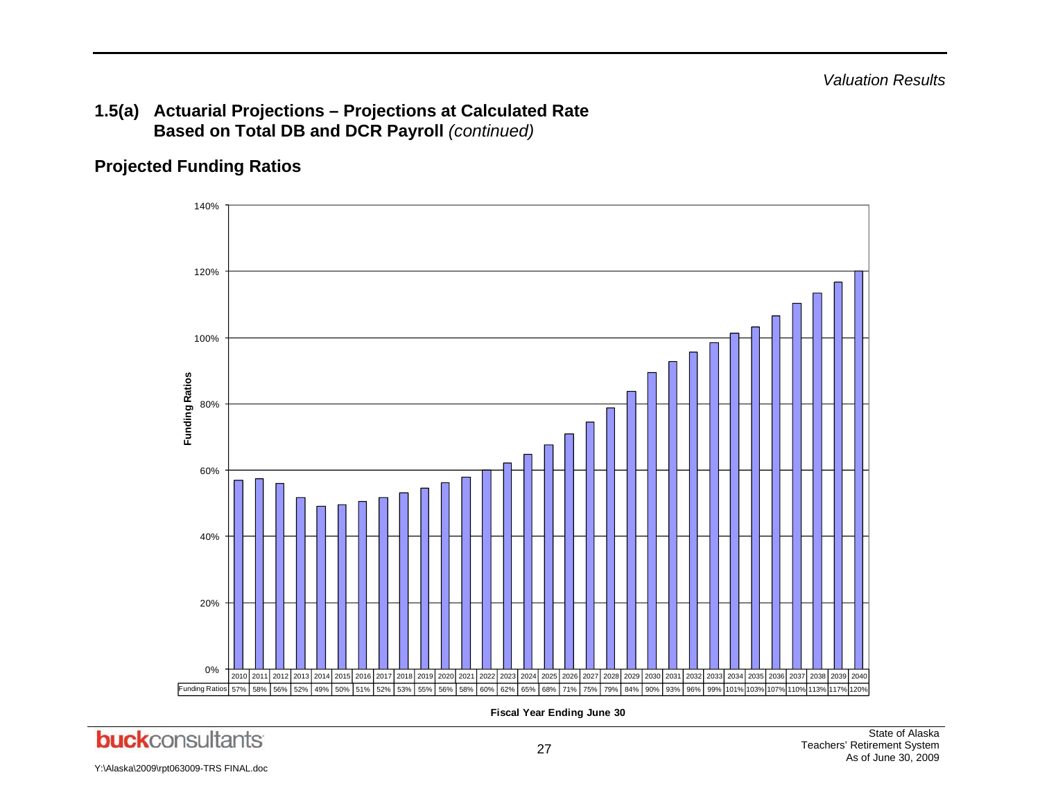## 1.5(a) Actuarial Projections – Projections at Calculated Rate Based on Total DB and DCR Payroll *(continued)*

### Projected Funding Ratios

140%
120%
100%
80%
60%
40%
20%
0%

Funding Ratios

2010 2011 2012 2013 2014 2015 2016 2017 2018 2019 2020 2021 2022 2023 2024 2025 2026 2027 2028 2029 2030 2031 2032 2033 2034 2035 2036 2037 2038 2039 2040

Funding Ratios 57% 58% 56% 52% 49% 50% 51% 52% 53% 55% 56% 58% 60% 62% 65% 68% 71% 75% 79% 84% 90% 93% 96% 99% 101% 103% 107% 110% 113% 117% 120%

Fiscal Year Ending June 30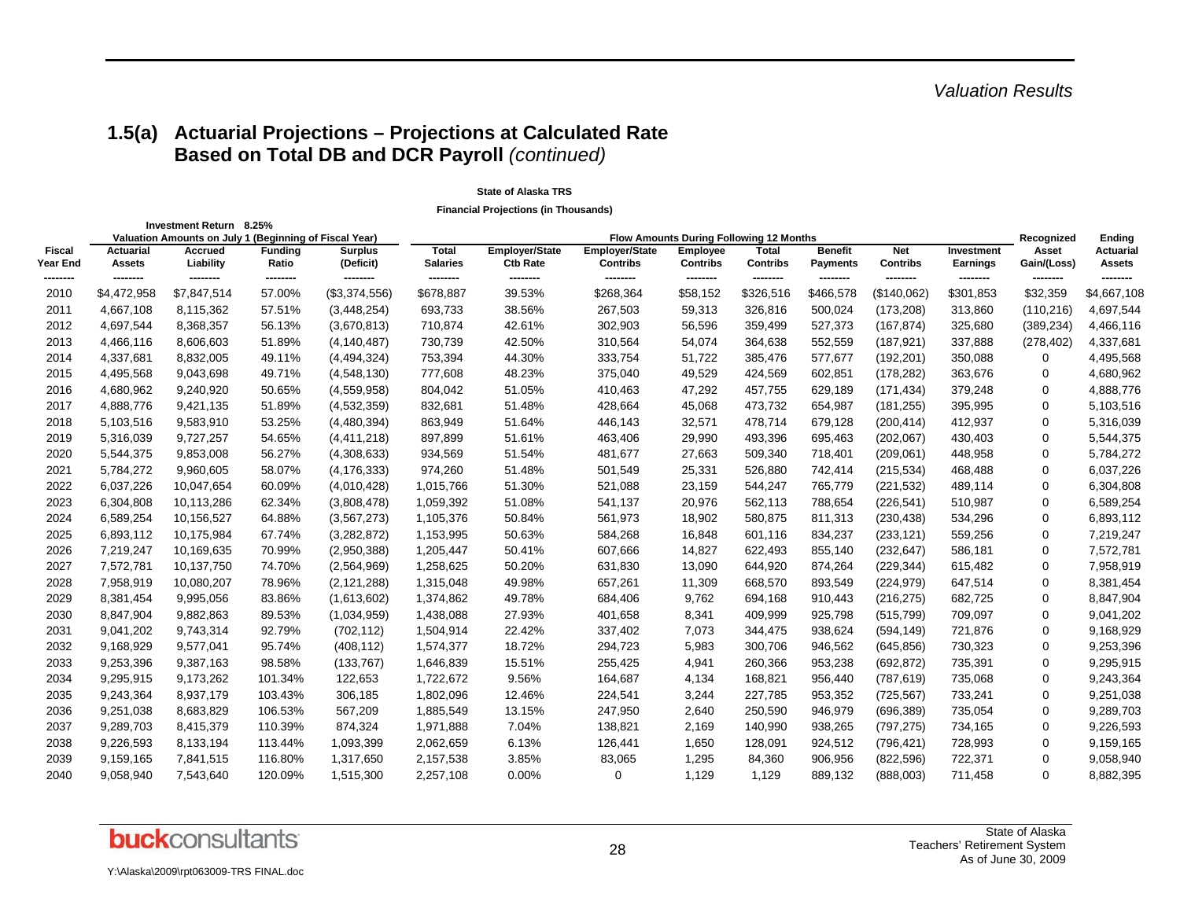## 1.5(a) Actuarial Projections – Projections at Calculated Rate Based on Total DB and DCR Payroll *(continued)*

**State of Alaska TRS**

**Financial Projections (in Thousands)**

**Investment Return 8.25%**

| | Valuation Amounts on July 1 (Beginning of Fiscal Year) | | | | Flow Amounts During Following 12 Months | | | | | | | | Recognized | Ending |
|---|---|---|---|---|---|---|---|---|---|---|---|---|---|---|
| **Fiscal Year End** | **Actuarial Assets** | **Accrued Liability** | **Funding Ratio** | **Surplus (Deficit)** | **Total Salaries** | **Employer/State Ctb Rate** | **Employer/State Contribs** | **Employee Contribs** | **Total Contribs** | **Benefit Payments** | **Net Contribs** | **Investment Earnings** | **Asset Gain/(Loss)** | **Actuarial Assets** |
| 2010 | $4,472,958 | $7,847,514 | 57.00% | ($3,374,556) | $678,887 | 39.53% | $268,364 | $58,152 | $326,516 | $466,578 | ($140,062) | $301,853 | $32,359 | $4,667,108 |
| 2011 | 4,667,108 | 8,115,362 | 57.51% | (3,448,254) | 693,733 | 38.56% | 267,503 | 59,313 | 326,816 | 500,024 | (173,208) | 313,860 | (110,216) | 4,697,544 |
| 2012 | 4,697,544 | 8,368,357 | 56.13% | (3,670,813) | 710,874 | 42.61% | 302,903 | 56,596 | 359,499 | 527,373 | (167,874) | 325,680 | (389,234) | 4,466,116 |
| 2013 | 4,466,116 | 8,606,603 | 51.89% | (4,140,487) | 730,739 | 42.50% | 310,564 | 54,074 | 364,638 | 552,559 | (187,921) | 337,888 | (278,402) | 4,337,681 |
| 2014 | 4,337,681 | 8,832,005 | 49.11% | (4,494,324) | 753,394 | 44.30% | 333,754 | 51,722 | 385,476 | 577,677 | (192,201) | 350,088 | 0 | 4,495,568 |
| 2015 | 4,495,568 | 9,043,698 | 49.71% | (4,548,130) | 777,608 | 48.23% | 375,040 | 49,529 | 424,569 | 602,851 | (178,282) | 363,676 | 0 | 4,680,962 |
| 2016 | 4,680,962 | 9,240,920 | 50.65% | (4,559,958) | 804,042 | 51.05% | 410,463 | 47,292 | 457,755 | 629,189 | (171,434) | 379,248 | 0 | 4,888,776 |
| 2017 | 4,888,776 | 9,421,135 | 51.89% | (4,532,359) | 832,681 | 51.48% | 428,664 | 45,068 | 473,732 | 654,987 | (181,255) | 395,995 | 0 | 5,103,516 |
| 2018 | 5,103,516 | 9,583,910 | 53.25% | (4,480,394) | 863,949 | 51.64% | 446,143 | 32,571 | 478,714 | 679,128 | (200,414) | 412,937 | 0 | 5,316,039 |
| 2019 | 5,316,039 | 9,727,257 | 54.65% | (4,411,218) | 897,899 | 51.61% | 463,406 | 29,990 | 493,396 | 695,463 | (202,067) | 430,403 | 0 | 5,544,375 |
| 2020 | 5,544,375 | 9,853,008 | 56.27% | (4,308,633) | 934,569 | 51.54% | 481,677 | 27,663 | 509,340 | 718,401 | (209,061) | 448,958 | 0 | 5,784,272 |
| 2021 | 5,784,272 | 9,960,605 | 58.07% | (4,176,333) | 974,260 | 51.48% | 501,549 | 25,331 | 526,880 | 742,414 | (215,534) | 468,488 | 0 | 6,037,226 |
| 2022 | 6,037,226 | 10,047,654 | 60.09% | (4,010,428) | 1,015,766 | 51.30% | 521,088 | 23,159 | 544,247 | 765,779 | (221,532) | 489,114 | 0 | 6,304,808 |
| 2023 | 6,304,808 | 10,113,286 | 62.34% | (3,808,478) | 1,059,392 | 51.08% | 541,137 | 20,976 | 562,113 | 788,654 | (226,541) | 510,987 | 0 | 6,589,254 |
| 2024 | 6,589,254 | 10,156,527 | 64.88% | (3,567,273) | 1,105,376 | 50.84% | 561,973 | 18,902 | 580,875 | 811,313 | (230,438) | 534,296 | 0 | 6,893,112 |
| 2025 | 6,893,112 | 10,175,984 | 67.74% | (3,282,872) | 1,153,995 | 50.63% | 584,268 | 16,848 | 601,116 | 834,237 | (233,121) | 559,256 | 0 | 7,219,247 |
| 2026 | 7,219,247 | 10,169,635 | 70.99% | (2,950,388) | 1,205,447 | 50.41% | 607,666 | 14,827 | 622,493 | 855,140 | (232,647) | 586,181 | 0 | 7,572,781 |
| 2027 | 7,572,781 | 10,137,750 | 74.70% | (2,564,969) | 1,258,625 | 50.20% | 631,830 | 13,090 | 644,920 | 874,264 | (229,344) | 615,482 | 0 | 7,958,919 |
| 2028 | 7,958,919 | 10,080,207 | 78.96% | (2,121,288) | 1,315,048 | 49.98% | 657,261 | 11,309 | 668,570 | 893,549 | (224,979) | 647,514 | 0 | 8,381,454 |
| 2029 | 8,381,454 | 9,995,056 | 83.86% | (1,613,602) | 1,374,862 | 49.78% | 684,406 | 9,762 | 694,168 | 910,443 | (216,275) | 682,725 | 0 | 8,847,904 |
| 2030 | 8,847,904 | 9,882,863 | 89.53% | (1,034,959) | 1,438,088 | 27.93% | 401,658 | 8,341 | 409,999 | 925,798 | (515,799) | 709,097 | 0 | 9,041,202 |
| 2031 | 9,041,202 | 9,743,314 | 92.79% | (702,112) | 1,504,914 | 22.42% | 337,402 | 7,073 | 344,475 | 938,624 | (594,149) | 721,876 | 0 | 9,168,929 |
| 2032 | 9,168,929 | 9,577,041 | 95.74% | (408,112) | 1,574,377 | 18.72% | 294,723 | 5,983 | 300,706 | 946,562 | (645,856) | 730,323 | 0 | 9,253,396 |
| 2033 | 9,253,396 | 9,387,163 | 98.58% | (133,767) | 1,646,839 | 15.51% | 255,425 | 4,941 | 260,366 | 953,238 | (692,872) | 735,391 | 0 | 9,295,915 |
| 2034 | 9,295,915 | 9,173,262 | 101.34% | 122,653 | 1,722,672 | 9.56% | 164,687 | 4,134 | 168,821 | 956,440 | (787,619) | 735,068 | 0 | 9,243,364 |
| 2035 | 9,243,364 | 8,937,179 | 103.43% | 306,185 | 1,802,096 | 12.46% | 224,541 | 3,244 | 227,785 | 953,352 | (725,567) | 733,241 | 0 | 9,251,038 |
| 2036 | 9,251,038 | 8,683,829 | 106.53% | 567,209 | 1,885,549 | 13.15% | 247,950 | 2,640 | 250,590 | 946,979 | (696,389) | 735,054 | 0 | 9,289,703 |
| 2037 | 9,289,703 | 8,415,379 | 110.39% | 874,324 | 1,971,888 | 7.04% | 138,821 | 2,169 | 140,990 | 938,265 | (797,275) | 734,165 | 0 | 9,226,593 |
| 2038 | 9,226,593 | 8,133,194 | 113.44% | 1,093,399 | 2,062,659 | 6.13% | 126,441 | 1,650 | 128,091 | 924,512 | (796,421) | 728,993 | 0 | 9,159,165 |
| 2039 | 9,159,165 | 7,841,515 | 116.80% | 1,317,650 | 2,157,538 | 3.85% | 83,065 | 1,295 | 84,360 | 906,956 | (822,596) | 722,371 | 0 | 9,058,940 |
| 2040 | 9,058,940 | 7,543,640 | 120.09% | 1,515,300 | 2,257,108 | 0.00% | 0 | 1,129 | 1,129 | 889,132 | (888,003) | 711,458 | 0 | 8,882,395 |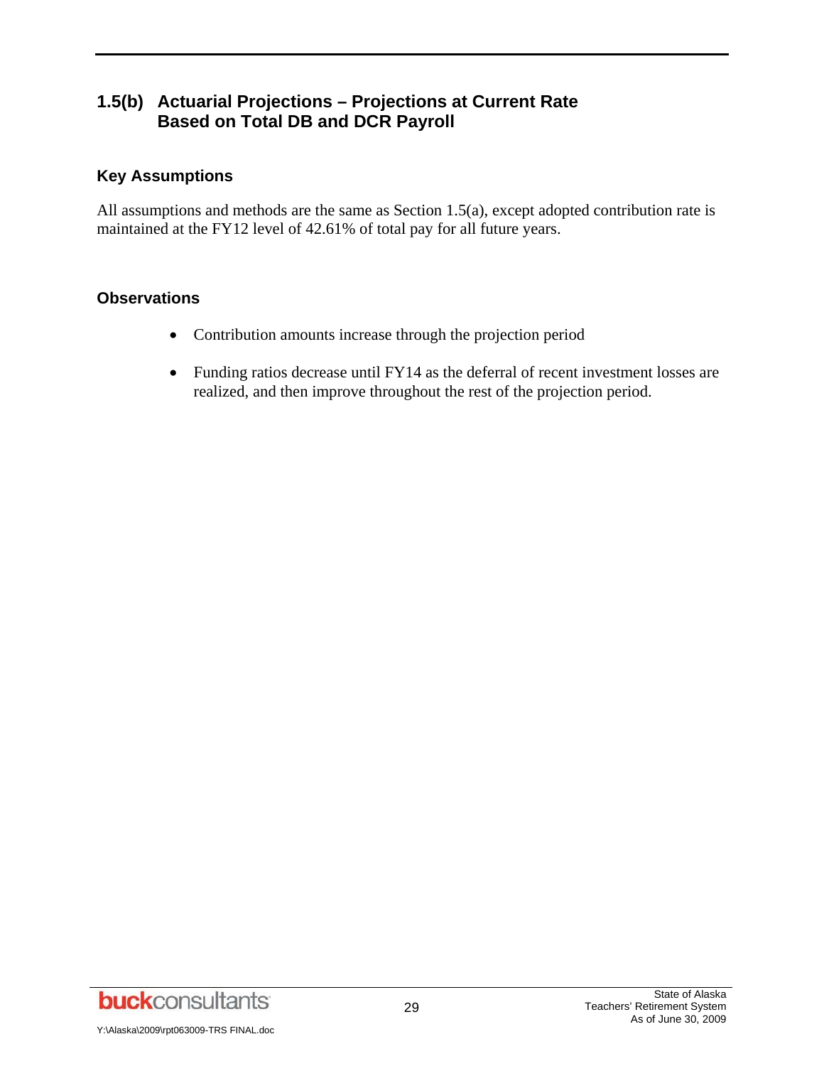## 1.5(b) Actuarial Projections – Projections at Current Rate Based on Total DB and DCR Payroll

### Key Assumptions

All assumptions and methods are the same as Section 1.5(a), except adopted contribution rate is maintained at the FY12 level of 42.61% of total pay for all future years.

### Observations

- Contribution amounts increase through the projection period
- Funding ratios decrease until FY14 as the deferral of recent investment losses are realized, and then improve throughout the rest of the projection period.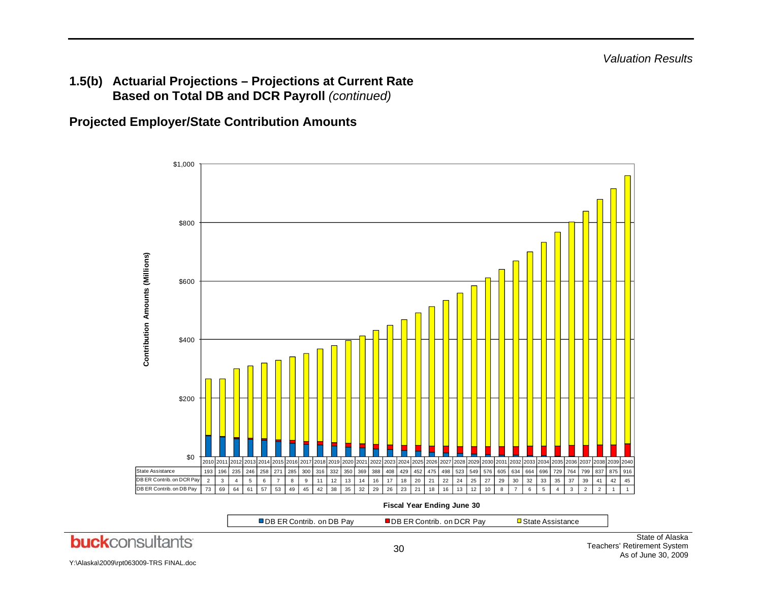## 1.5(b) Actuarial Projections – Projections at Current Rate Based on Total DB and DCR Payroll *(continued)*

### Projected Employer/State Contribution Amounts

Contribution Amounts (Millions)

$1,000
$800
$600
$400
$200
$0

| | 2010 | 2011 | 2012 | 2013 | 2014 | 2015 | 2016 | 2017 | 2018 | 2019 | 2020 | 2021 | 2022 | 2023 | 2024 | 2025 | 2026 | 2027 | 2028 | 2029 | 2030 | 2031 | 2032 | 2033 | 2034 | 2035 | 2036 | 2037 | 2038 | 2039 | 2040 |
|---|---|---|---|---|---|---|---|---|---|---|---|---|---|---|---|---|---|---|---|---|---|---|---|---|---|---|---|---|---|---|---|
| State Assistance | 193 | 196 | 235 | 246 | 258 | 271 | 285 | 300 | 316 | 332 | 350 | 369 | 388 | 408 | 429 | 452 | 475 | 498 | 523 | 549 | 576 | 605 | 634 | 664 | 696 | 729 | 764 | 799 | 837 | 875 | 916 |
| DB ER Contrib. on DCR Pay | 2 | 3 | 4 | 5 | 6 | 7 | 8 | 9 | 11 | 12 | 13 | 14 | 16 | 17 | 18 | 20 | 21 | 22 | 24 | 25 | 27 | 29 | 30 | 32 | 33 | 35 | 37 | 39 | 41 | 42 | 45 |
| DB ER Contrib. on DB Pay | 73 | 69 | 64 | 61 | 57 | 53 | 49 | 45 | 42 | 38 | 35 | 32 | 29 | 26 | 23 | 21 | 18 | 16 | 13 | 12 | 10 | 8 | 7 | 6 | 5 | 4 | 3 | 2 | 2 | 1 | 1 |

Fiscal Year Ending June 30

DB ER Contrib. on DB Pay
DB ER Contrib. on DCR Pay
State Assistance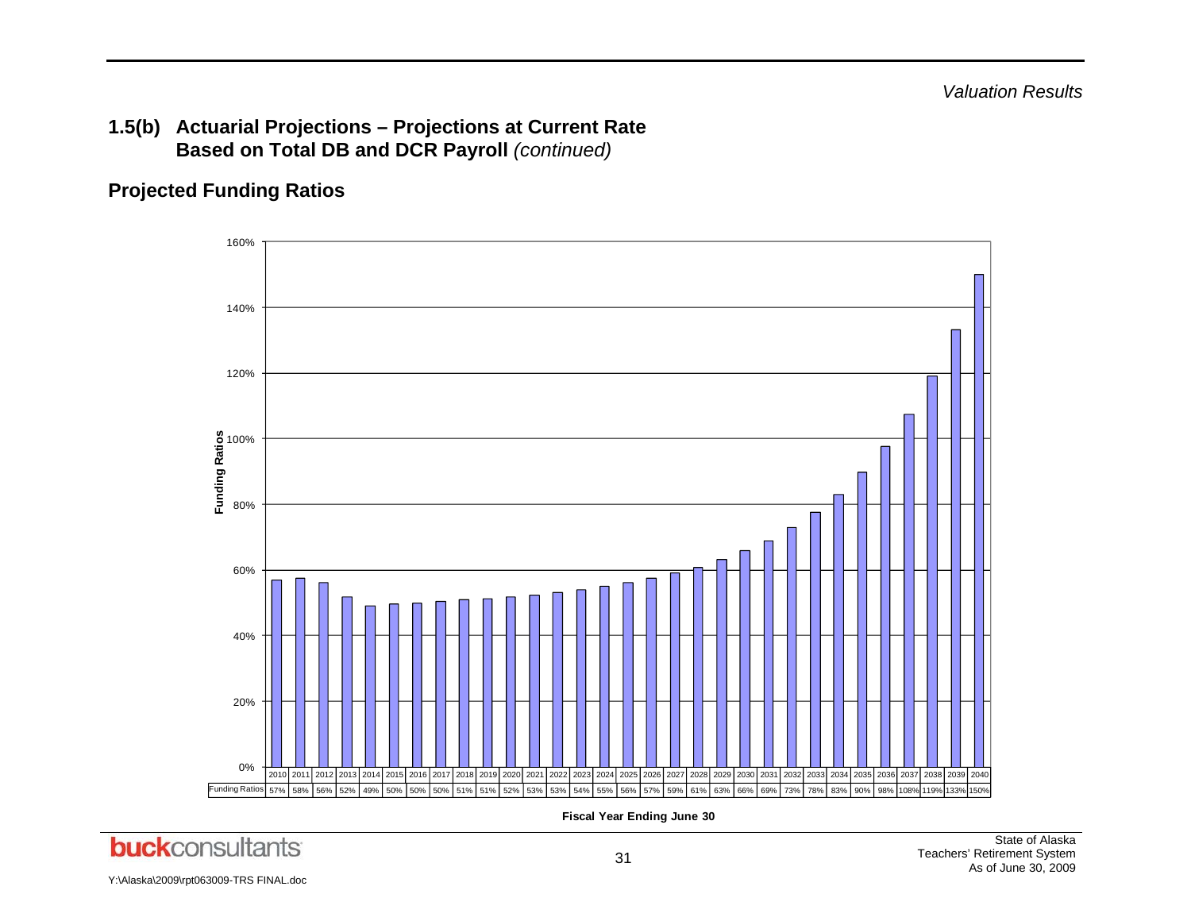## 1.5(b) Actuarial Projections – Projections at Current Rate Based on Total DB and DCR Payroll *(continued)*

### Projected Funding Ratios

160%
140%
120%
100%
80%
60%
40%
20%
0%

Funding Ratios

2010 2011 2012 2013 2014 2015 2016 2017 2018 2019 2020 2021 2022 2023 2024 2025 2026 2027 2028 2029 2030 2031 2032 2033 2034 2035 2036 2037 2038 2039 2040

Funding Ratios 57% 58% 56% 52% 49% 50% 50% 50% 51% 51% 52% 53% 53% 54% 55% 56% 57% 59% 61% 63% 66% 69% 73% 78% 83% 90% 98% 108% 119% 133% 150%

Fiscal Year Ending June 30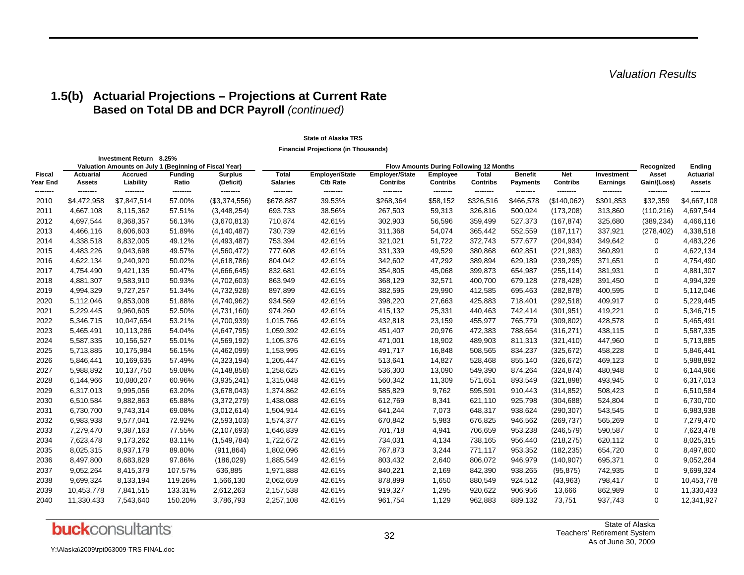## 1.5(b) Actuarial Projections – Projections at Current Rate
### Based on Total DB and DCR Payroll *(continued)*

**State of Alaska TRS**

**Financial Projections (in Thousands)**

**Investment Return 8.25%**

| | Valuation Amounts on July 1 (Beginning of Fiscal Year) | | | | Flow Amounts During Following 12 Months | | | | | | | | | |
|---|---|---|---|---|---|---|---|---|---|---|---|---|---|---|
| **Fiscal Year End** | **Actuarial Assets** | **Accrued Liability** | **Funding Ratio** | **Surplus (Deficit)** | **Total Salaries** | **Employer/State Ctb Rate** | **Employer/State Contribs** | **Employee Contribs** | **Total Contribs** | **Benefit Payments** | **Net Contribs** | **Investment Earnings** | **Recognized Asset Gain/(Loss)** | **Ending Actuarial Assets** |
| 2010 | $4,472,958 | $7,847,514 | 57.00% | ($3,374,556) | $678,887 | 39.53% | $268,364 | $58,152 | $326,516 | $466,578 | ($140,062) | $301,853 | $32,359 | $4,667,108 |
| 2011 | 4,667,108 | 8,115,362 | 57.51% | (3,448,254) | 693,733 | 38.56% | 267,503 | 59,313 | 326,816 | 500,024 | (173,208) | 313,860 | (110,216) | 4,697,544 |
| 2012 | 4,697,544 | 8,368,357 | 56.13% | (3,670,813) | 710,874 | 42.61% | 302,903 | 56,596 | 359,499 | 527,373 | (167,874) | 325,680 | (389,234) | 4,466,116 |
| 2013 | 4,466,116 | 8,606,603 | 51.89% | (4,140,487) | 730,739 | 42.61% | 311,368 | 54,074 | 365,442 | 552,559 | (187,117) | 337,921 | (278,402) | 4,338,518 |
| 2014 | 4,338,518 | 8,832,005 | 49.12% | (4,493,487) | 753,394 | 42.61% | 321,021 | 51,722 | 372,743 | 577,677 | (204,934) | 349,642 | 0 | 4,483,226 |
| 2015 | 4,483,226 | 9,043,698 | 49.57% | (4,560,472) | 777,608 | 42.61% | 331,339 | 49,529 | 380,868 | 602,851 | (221,983) | 360,891 | 0 | 4,622,134 |
| 2016 | 4,622,134 | 9,240,920 | 50.02% | (4,618,786) | 804,042 | 42.61% | 342,602 | 47,292 | 389,894 | 629,189 | (239,295) | 371,651 | 0 | 4,754,490 |
| 2017 | 4,754,490 | 9,421,135 | 50.47% | (4,666,645) | 832,681 | 42.61% | 354,805 | 45,068 | 399,873 | 654,987 | (255,114) | 381,931 | 0 | 4,881,307 |
| 2018 | 4,881,307 | 9,583,910 | 50.93% | (4,702,603) | 863,949 | 42.61% | 368,129 | 32,571 | 400,700 | 679,128 | (278,428) | 391,450 | 0 | 4,994,329 |
| 2019 | 4,994,329 | 9,727,257 | 51.34% | (4,732,928) | 897,899 | 42.61% | 382,595 | 29,990 | 412,585 | 695,463 | (282,878) | 400,595 | 0 | 5,112,046 |
| 2020 | 5,112,046 | 9,853,008 | 51.88% | (4,740,962) | 934,569 | 42.61% | 398,220 | 27,663 | 425,883 | 718,401 | (292,518) | 409,917 | 0 | 5,229,445 |
| 2021 | 5,229,445 | 9,960,605 | 52.50% | (4,731,160) | 974,260 | 42.61% | 415,132 | 25,331 | 440,463 | 742,414 | (301,951) | 419,221 | 0 | 5,346,715 |
| 2022 | 5,346,715 | 10,047,654 | 53.21% | (4,700,939) | 1,015,766 | 42.61% | 432,818 | 23,159 | 455,977 | 765,779 | (309,802) | 428,578 | 0 | 5,465,491 |
| 2023 | 5,465,491 | 10,113,286 | 54.04% | (4,647,795) | 1,059,392 | 42.61% | 451,407 | 20,976 | 472,383 | 788,654 | (316,271) | 438,115 | 0 | 5,587,335 |
| 2024 | 5,587,335 | 10,156,527 | 55.01% | (4,569,192) | 1,105,376 | 42.61% | 471,001 | 18,902 | 489,903 | 811,313 | (321,410) | 447,960 | 0 | 5,713,885 |
| 2025 | 5,713,885 | 10,175,984 | 56.15% | (4,462,099) | 1,153,995 | 42.61% | 491,717 | 16,848 | 508,565 | 834,237 | (325,672) | 458,228 | 0 | 5,846,441 |
| 2026 | 5,846,441 | 10,169,635 | 57.49% | (4,323,194) | 1,205,447 | 42.61% | 513,641 | 14,827 | 528,468 | 855,140 | (326,672) | 469,123 | 0 | 5,988,892 |
| 2027 | 5,988,892 | 10,137,750 | 59.08% | (4,148,858) | 1,258,625 | 42.61% | 536,300 | 13,090 | 549,390 | 874,264 | (324,874) | 480,948 | 0 | 6,144,966 |
| 2028 | 6,144,966 | 10,080,207 | 60.96% | (3,935,241) | 1,315,048 | 42.61% | 560,342 | 11,309 | 571,651 | 893,549 | (321,898) | 493,945 | 0 | 6,317,013 |
| 2029 | 6,317,013 | 9,995,056 | 63.20% | (3,678,043) | 1,374,862 | 42.61% | 585,829 | 9,762 | 595,591 | 910,443 | (314,852) | 508,423 | 0 | 6,510,584 |
| 2030 | 6,510,584 | 9,882,863 | 65.88% | (3,372,279) | 1,438,088 | 42.61% | 612,769 | 8,341 | 621,110 | 925,798 | (304,688) | 524,804 | 0 | 6,730,700 |
| 2031 | 6,730,700 | 9,743,314 | 69.08% | (3,012,614) | 1,504,914 | 42.61% | 641,244 | 7,073 | 648,317 | 938,624 | (290,307) | 543,545 | 0 | 6,983,938 |
| 2032 | 6,983,938 | 9,577,041 | 72.92% | (2,593,103) | 1,574,377 | 42.61% | 670,842 | 5,983 | 676,825 | 946,562 | (269,737) | 565,269 | 0 | 7,279,470 |
| 2033 | 7,279,470 | 9,387,163 | 77.55% | (2,107,693) | 1,646,839 | 42.61% | 701,718 | 4,941 | 706,659 | 953,238 | (246,579) | 590,587 | 0 | 7,623,478 |
| 2034 | 7,623,478 | 9,173,262 | 83.11% | (1,549,784) | 1,722,672 | 42.61% | 734,031 | 4,134 | 738,165 | 956,440 | (218,275) | 620,112 | 0 | 8,025,315 |
| 2035 | 8,025,315 | 8,937,179 | 89.80% | (911,864) | 1,802,096 | 42.61% | 767,873 | 3,244 | 771,117 | 953,352 | (182,235) | 654,720 | 0 | 8,497,800 |
| 2036 | 8,497,800 | 8,683,829 | 97.86% | (186,029) | 1,885,549 | 42.61% | 803,432 | 2,640 | 806,072 | 946,979 | (140,907) | 695,371 | 0 | 9,052,264 |
| 2037 | 9,052,264 | 8,415,379 | 107.57% | 636,885 | 1,971,888 | 42.61% | 840,221 | 2,169 | 842,390 | 938,265 | (95,875) | 742,935 | 0 | 9,699,324 |
| 2038 | 9,699,324 | 8,133,194 | 119.26% | 1,566,130 | 2,062,659 | 42.61% | 878,899 | 1,650 | 880,549 | 924,512 | (43,963) | 798,417 | 0 | 10,453,778 |
| 2039 | 10,453,778 | 7,841,515 | 133.31% | 2,612,263 | 2,157,538 | 42.61% | 919,327 | 1,295 | 920,622 | 906,956 | 13,666 | 862,989 | 0 | 11,330,433 |
| 2040 | 11,330,433 | 7,543,640 | 150.20% | 3,786,793 | 2,257,108 | 42.61% | 961,754 | 1,129 | 962,883 | 889,132 | 73,751 | 937,743 | 0 | 12,341,927 |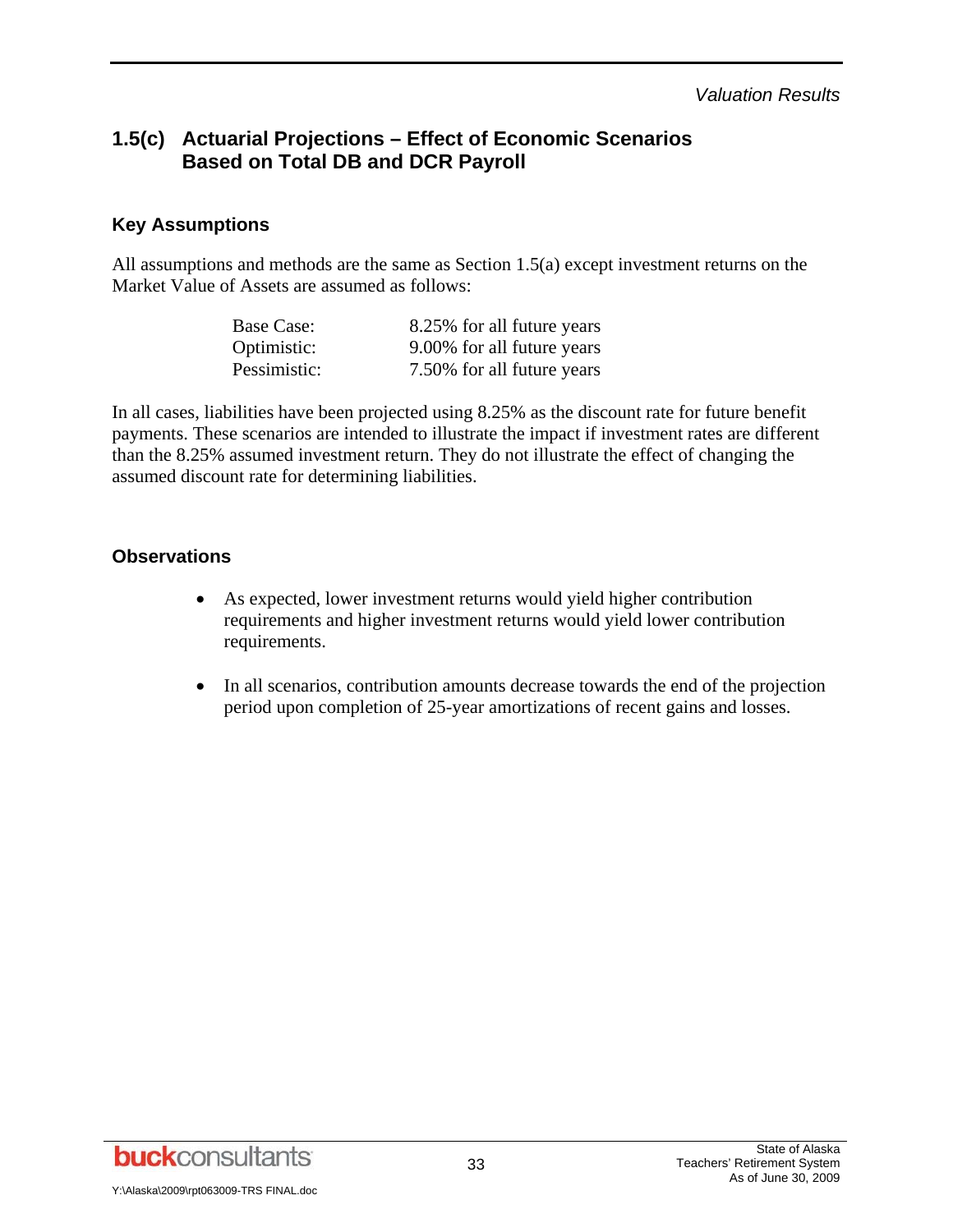## 1.5(c) Actuarial Projections – Effect of Economic Scenarios Based on Total DB and DCR Payroll

### Key Assumptions

All assumptions and methods are the same as Section 1.5(a) except investment returns on the Market Value of Assets are assumed as follows:

| | |
|---|---|
| Base Case: | 8.25% for all future years |
| Optimistic: | 9.00% for all future years |
| Pessimistic: | 7.50% for all future years |

In all cases, liabilities have been projected using 8.25% as the discount rate for future benefit payments. These scenarios are intended to illustrate the impact if investment rates are different than the 8.25% assumed investment return. They do not illustrate the effect of changing the assumed discount rate for determining liabilities.

### Observations

- As expected, lower investment returns would yield higher contribution requirements and higher investment returns would yield lower contribution requirements.
- In all scenarios, contribution amounts decrease towards the end of the projection period upon completion of 25-year amortizations of recent gains and losses.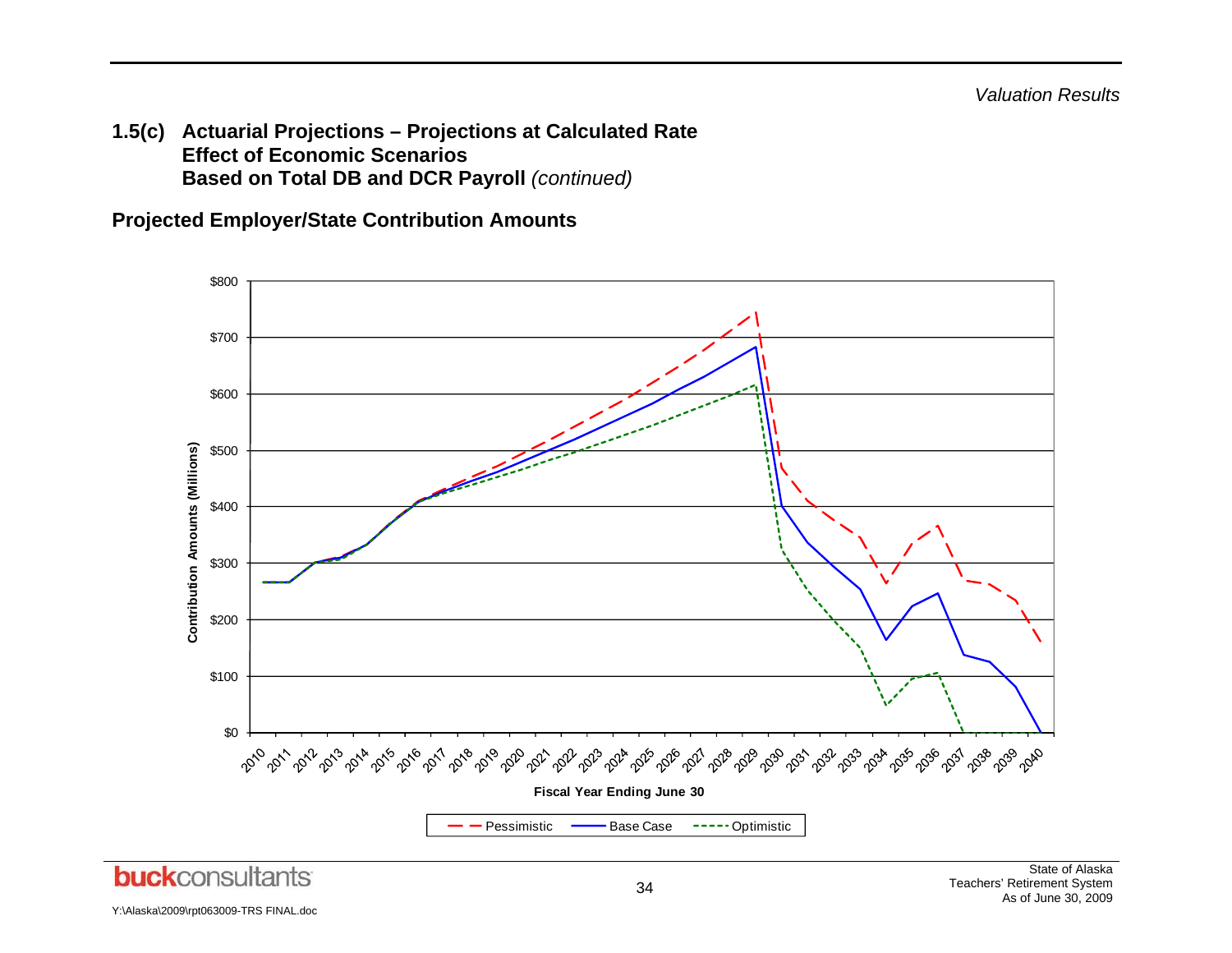## 1.5(c) Actuarial Projections – Projections at Calculated Rate Effect of Economic Scenarios Based on Total DB and DCR Payroll *(continued)*

### Projected Employer/State Contribution Amounts

$800
$700
$600
$500
$400
$300
$200
$100
$0

Contribution Amounts (Millions)

2010 2011 2012 2013 2014 2015 2016 2017 2018 2019 2020 2021 2022 2023 2024 2025 2026 2027 2028 2029 2030 2031 2032 2033 2034 2035 2036 2037 2038 2039 2040

Fiscal Year Ending June 30

Pessimistic
Base Case
Optimistic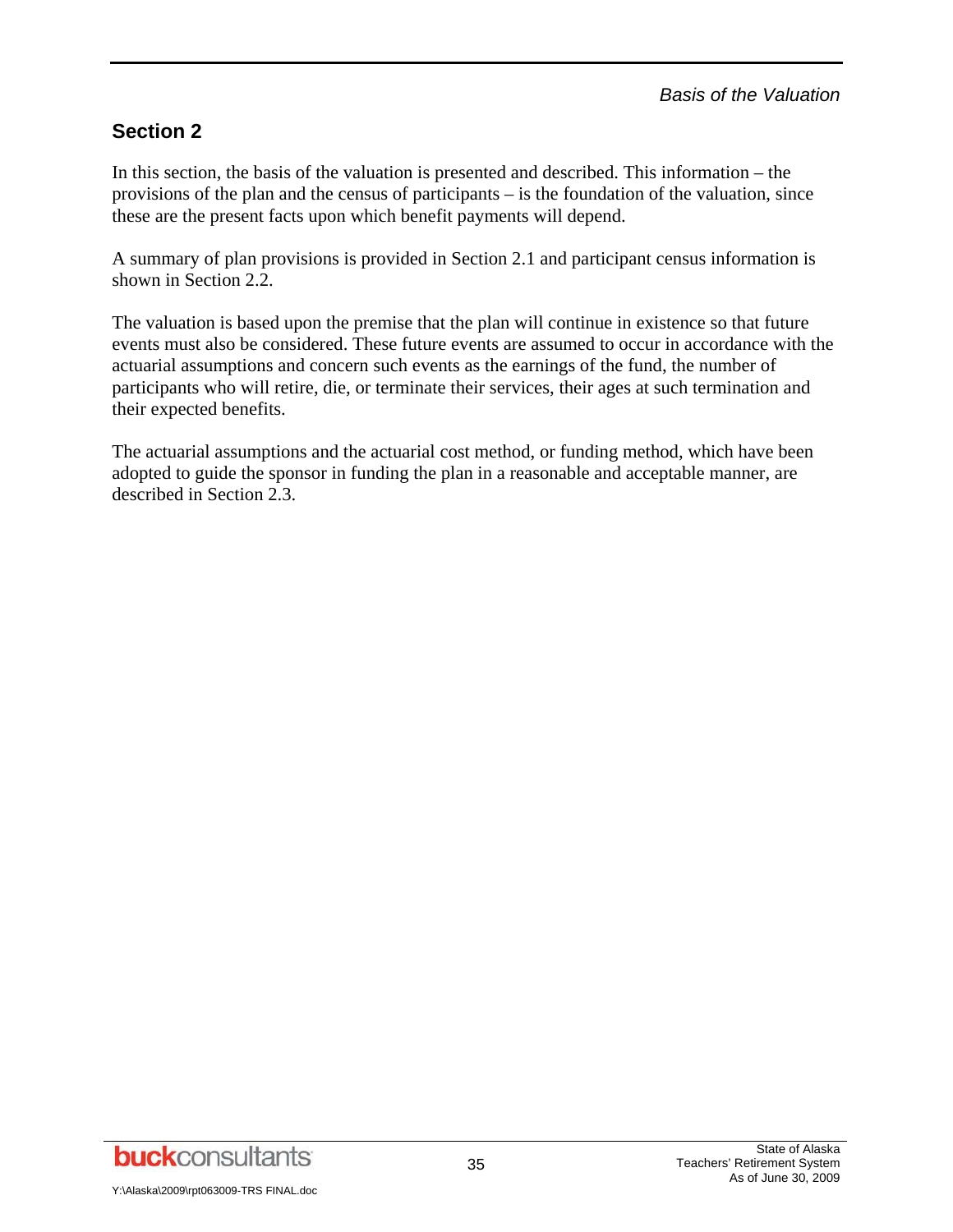*Basis of the Valuation*

## Section 2

In this section, the basis of the valuation is presented and described. This information – the provisions of the plan and the census of participants – is the foundation of the valuation, since these are the present facts upon which benefit payments will depend.

A summary of plan provisions is provided in Section 2.1 and participant census information is shown in Section 2.2.

The valuation is based upon the premise that the plan will continue in existence so that future events must also be considered. These future events are assumed to occur in accordance with the actuarial assumptions and concern such events as the earnings of the fund, the number of participants who will retire, die, or terminate their services, their ages at such termination and their expected benefits.

The actuarial assumptions and the actuarial cost method, or funding method, which have been adopted to guide the sponsor in funding the plan in a reasonable and acceptable manner, are described in Section 2.3.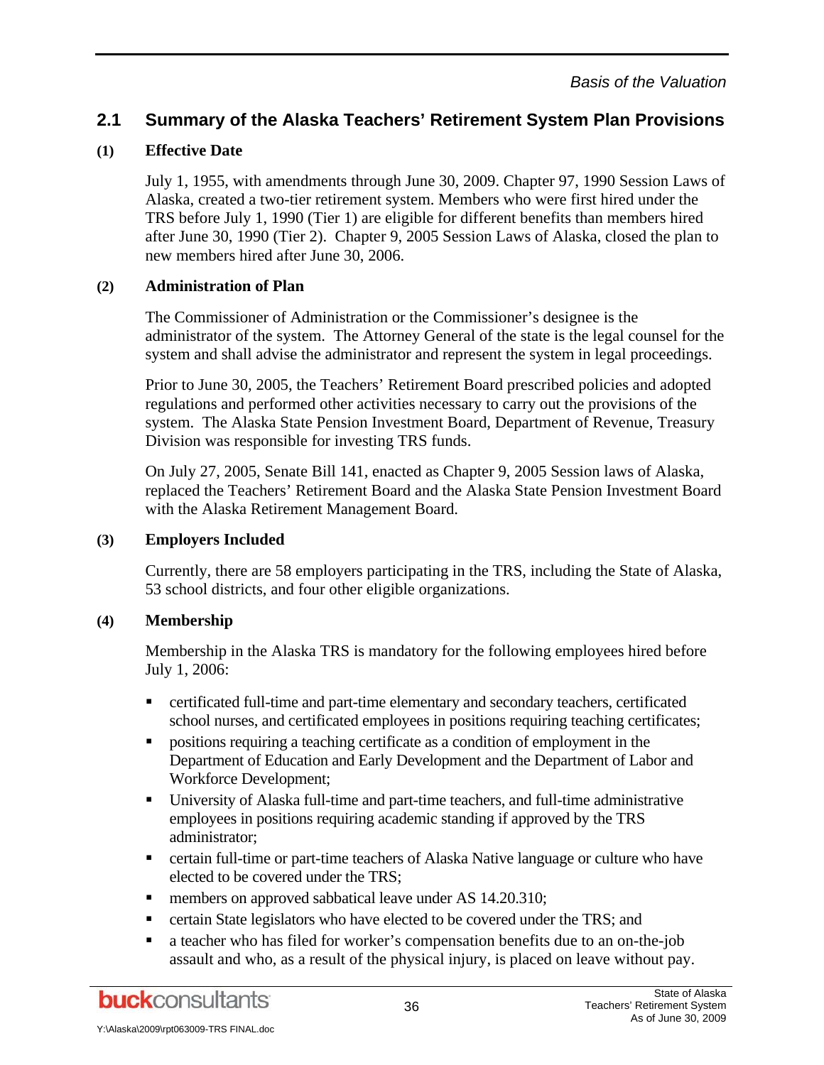## 2.1 Summary of the Alaska Teachers' Retirement System Plan Provisions

### (1) Effective Date

July 1, 1955, with amendments through June 30, 2009. Chapter 97, 1990 Session Laws of Alaska, created a two-tier retirement system. Members who were first hired under the TRS before July 1, 1990 (Tier 1) are eligible for different benefits than members hired after June 30, 1990 (Tier 2). Chapter 9, 2005 Session Laws of Alaska, closed the plan to new members hired after June 30, 2006.

### (2) Administration of Plan

The Commissioner of Administration or the Commissioner's designee is the administrator of the system. The Attorney General of the state is the legal counsel for the system and shall advise the administrator and represent the system in legal proceedings.

Prior to June 30, 2005, the Teachers' Retirement Board prescribed policies and adopted regulations and performed other activities necessary to carry out the provisions of the system. The Alaska State Pension Investment Board, Department of Revenue, Treasury Division was responsible for investing TRS funds.

On July 27, 2005, Senate Bill 141, enacted as Chapter 9, 2005 Session laws of Alaska, replaced the Teachers' Retirement Board and the Alaska State Pension Investment Board with the Alaska Retirement Management Board.

### (3) Employers Included

Currently, there are 58 employers participating in the TRS, including the State of Alaska, 53 school districts, and four other eligible organizations.

### (4) Membership

Membership in the Alaska TRS is mandatory for the following employees hired before July 1, 2006:

- certificated full-time and part-time elementary and secondary teachers, certificated school nurses, and certificated employees in positions requiring teaching certificates;
- positions requiring a teaching certificate as a condition of employment in the Department of Education and Early Development and the Department of Labor and Workforce Development;
- University of Alaska full-time and part-time teachers, and full-time administrative employees in positions requiring academic standing if approved by the TRS administrator;
- certain full-time or part-time teachers of Alaska Native language or culture who have elected to be covered under the TRS;
- members on approved sabbatical leave under AS 14.20.310;
- certain State legislators who have elected to be covered under the TRS; and
- a teacher who has filed for worker's compensation benefits due to an on-the-job assault and who, as a result of the physical injury, is placed on leave without pay.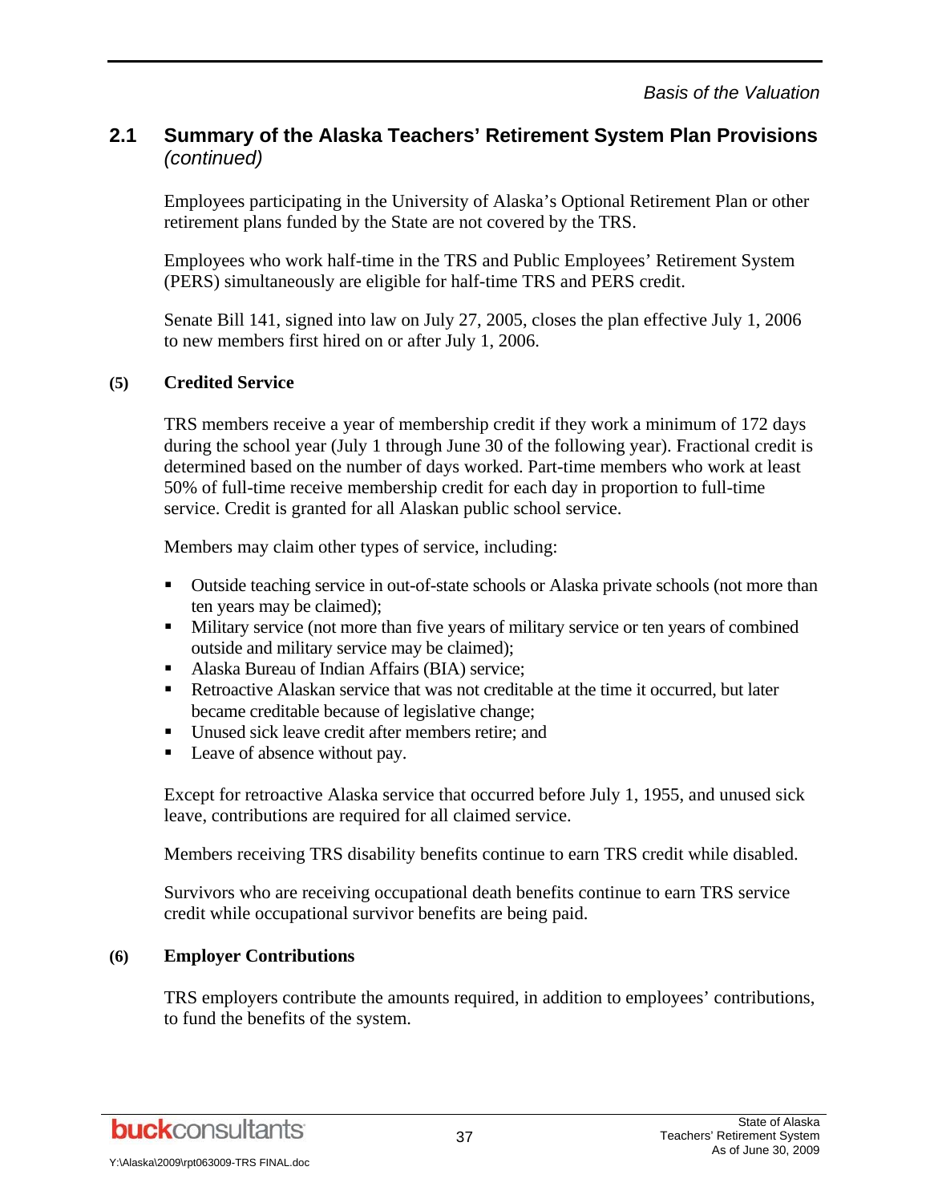## 2.1 Summary of the Alaska Teachers' Retirement System Plan Provisions *(continued)*

Employees participating in the University of Alaska's Optional Retirement Plan or other retirement plans funded by the State are not covered by the TRS.

Employees who work half-time in the TRS and Public Employees' Retirement System (PERS) simultaneously are eligible for half-time TRS and PERS credit.

Senate Bill 141, signed into law on July 27, 2005, closes the plan effective July 1, 2006 to new members first hired on or after July 1, 2006.

### (5) Credited Service

TRS members receive a year of membership credit if they work a minimum of 172 days during the school year (July 1 through June 30 of the following year). Fractional credit is determined based on the number of days worked. Part-time members who work at least 50% of full-time receive membership credit for each day in proportion to full-time service. Credit is granted for all Alaskan public school service.

Members may claim other types of service, including:

- Outside teaching service in out-of-state schools or Alaska private schools (not more than ten years may be claimed);
- Military service (not more than five years of military service or ten years of combined outside and military service may be claimed);
- Alaska Bureau of Indian Affairs (BIA) service;
- Retroactive Alaskan service that was not creditable at the time it occurred, but later became creditable because of legislative change;
- Unused sick leave credit after members retire; and
- Leave of absence without pay.

Except for retroactive Alaska service that occurred before July 1, 1955, and unused sick leave, contributions are required for all claimed service.

Members receiving TRS disability benefits continue to earn TRS credit while disabled.

Survivors who are receiving occupational death benefits continue to earn TRS service credit while occupational survivor benefits are being paid.

### (6) Employer Contributions

TRS employers contribute the amounts required, in addition to employees' contributions, to fund the benefits of the system.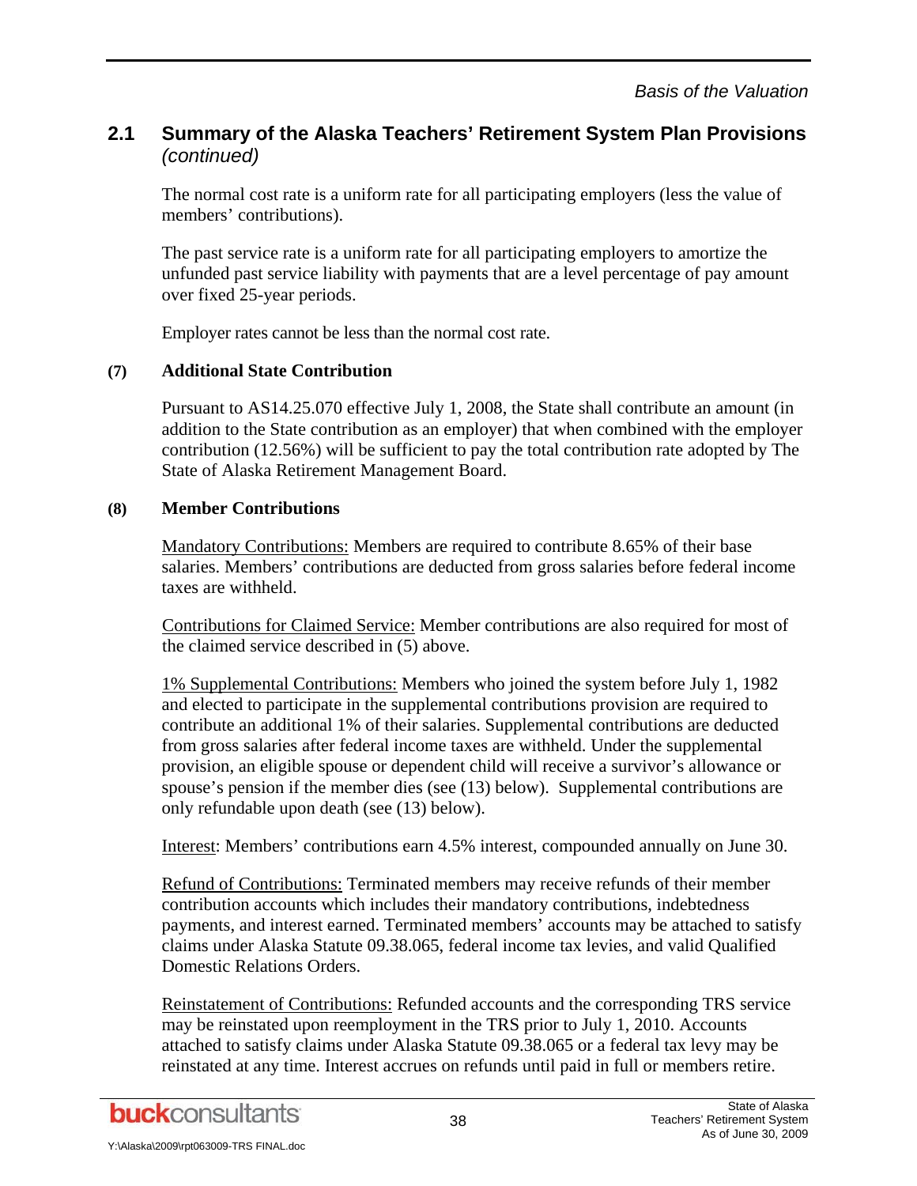## 2.1 Summary of the Alaska Teachers' Retirement System Plan Provisions *(continued)*

The normal cost rate is a uniform rate for all participating employers (less the value of members' contributions).

The past service rate is a uniform rate for all participating employers to amortize the unfunded past service liability with payments that are a level percentage of pay amount over fixed 25-year periods.

Employer rates cannot be less than the normal cost rate.

**(7) Additional State Contribution**

Pursuant to AS14.25.070 effective July 1, 2008, the State shall contribute an amount (in addition to the State contribution as an employer) that when combined with the employer contribution (12.56%) will be sufficient to pay the total contribution rate adopted by The State of Alaska Retirement Management Board.

**(8) Member Contributions**

Mandatory Contributions: Members are required to contribute 8.65% of their base salaries. Members' contributions are deducted from gross salaries before federal income taxes are withheld.

Contributions for Claimed Service: Member contributions are also required for most of the claimed service described in (5) above.

1% Supplemental Contributions: Members who joined the system before July 1, 1982 and elected to participate in the supplemental contributions provision are required to contribute an additional 1% of their salaries. Supplemental contributions are deducted from gross salaries after federal income taxes are withheld. Under the supplemental provision, an eligible spouse or dependent child will receive a survivor's allowance or spouse's pension if the member dies (see (13) below). Supplemental contributions are only refundable upon death (see (13) below).

Interest: Members' contributions earn 4.5% interest, compounded annually on June 30.

Refund of Contributions: Terminated members may receive refunds of their member contribution accounts which includes their mandatory contributions, indebtedness payments, and interest earned. Terminated members' accounts may be attached to satisfy claims under Alaska Statute 09.38.065, federal income tax levies, and valid Qualified Domestic Relations Orders.

Reinstatement of Contributions: Refunded accounts and the corresponding TRS service may be reinstated upon reemployment in the TRS prior to July 1, 2010. Accounts attached to satisfy claims under Alaska Statute 09.38.065 or a federal tax levy may be reinstated at any time. Interest accrues on refunds until paid in full or members retire.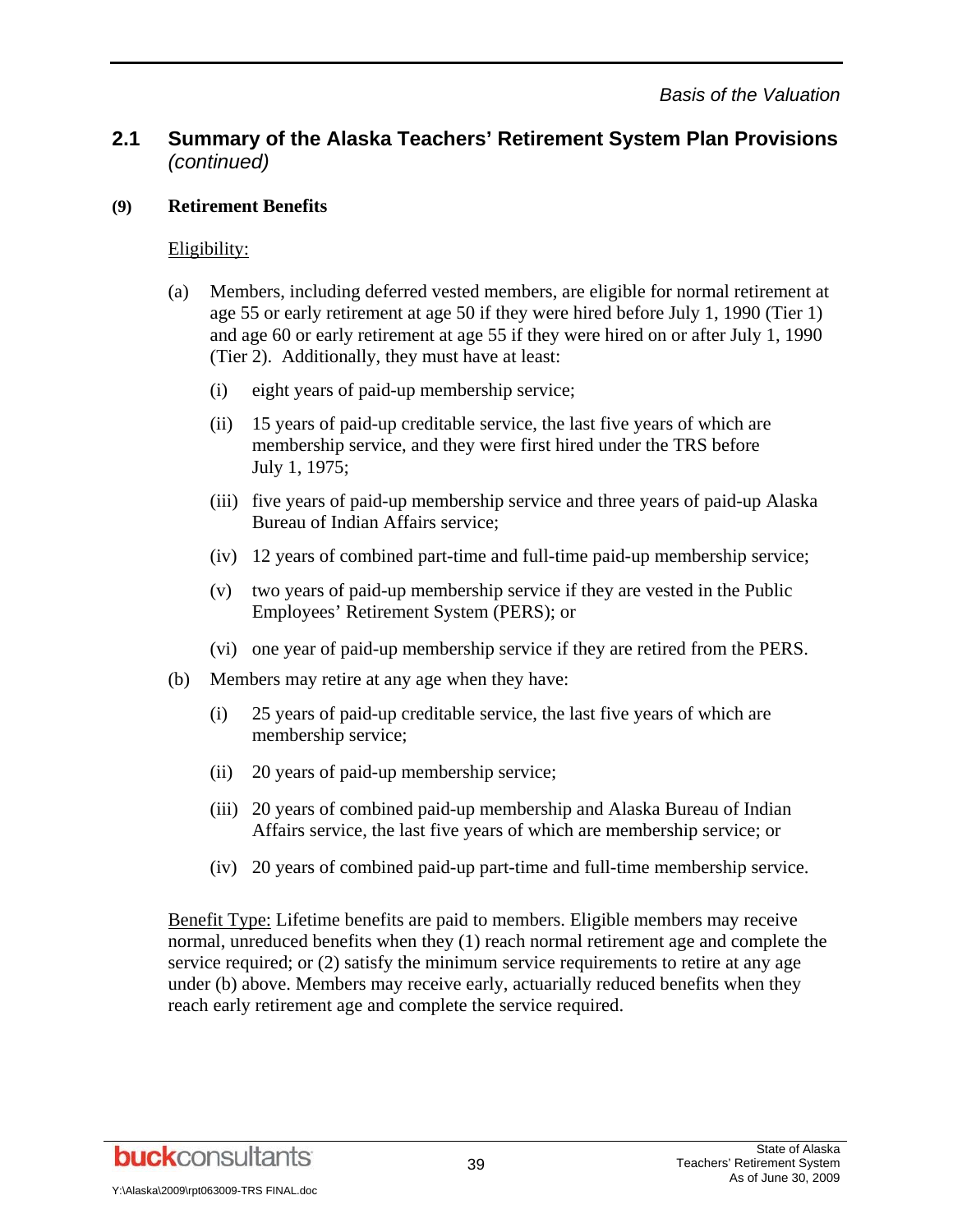## 2.1 Summary of the Alaska Teachers' Retirement System Plan Provisions *(continued)*

**(9) Retirement Benefits**

Eligibility:

(a) Members, including deferred vested members, are eligible for normal retirement at age 55 or early retirement at age 50 if they were hired before July 1, 1990 (Tier 1) and age 60 or early retirement at age 55 if they were hired on or after July 1, 1990 (Tier 2). Additionally, they must have at least:

  (i) eight years of paid-up membership service;

  (ii) 15 years of paid-up creditable service, the last five years of which are membership service, and they were first hired under the TRS before July 1, 1975;

  (iii) five years of paid-up membership service and three years of paid-up Alaska Bureau of Indian Affairs service;

  (iv) 12 years of combined part-time and full-time paid-up membership service;

  (v) two years of paid-up membership service if they are vested in the Public Employees' Retirement System (PERS); or

  (vi) one year of paid-up membership service if they are retired from the PERS.

(b) Members may retire at any age when they have:

  (i) 25 years of paid-up creditable service, the last five years of which are membership service;

  (ii) 20 years of paid-up membership service;

  (iii) 20 years of combined paid-up membership and Alaska Bureau of Indian Affairs service, the last five years of which are membership service; or

  (iv) 20 years of combined paid-up part-time and full-time membership service.

Benefit Type: Lifetime benefits are paid to members. Eligible members may receive normal, unreduced benefits when they (1) reach normal retirement age and complete the service required; or (2) satisfy the minimum service requirements to retire at any age under (b) above. Members may receive early, actuarially reduced benefits when they reach early retirement age and complete the service required.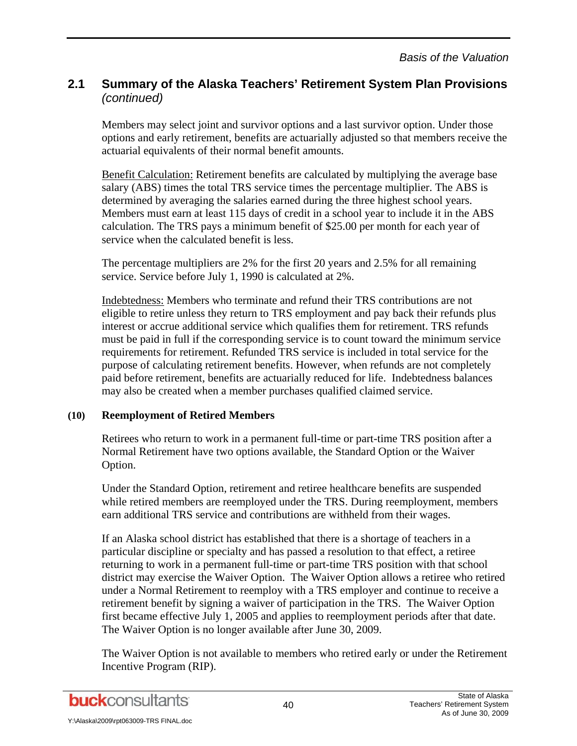## 2.1 Summary of the Alaska Teachers' Retirement System Plan Provisions *(continued)*

Members may select joint and survivor options and a last survivor option. Under those options and early retirement, benefits are actuarially adjusted so that members receive the actuarial equivalents of their normal benefit amounts.

Benefit Calculation: Retirement benefits are calculated by multiplying the average base salary (ABS) times the total TRS service times the percentage multiplier. The ABS is determined by averaging the salaries earned during the three highest school years. Members must earn at least 115 days of credit in a school year to include it in the ABS calculation. The TRS pays a minimum benefit of $25.00 per month for each year of service when the calculated benefit is less.

The percentage multipliers are 2% for the first 20 years and 2.5% for all remaining service. Service before July 1, 1990 is calculated at 2%.

Indebtedness: Members who terminate and refund their TRS contributions are not eligible to retire unless they return to TRS employment and pay back their refunds plus interest or accrue additional service which qualifies them for retirement. TRS refunds must be paid in full if the corresponding service is to count toward the minimum service requirements for retirement. Refunded TRS service is included in total service for the purpose of calculating retirement benefits. However, when refunds are not completely paid before retirement, benefits are actuarially reduced for life. Indebtedness balances may also be created when a member purchases qualified claimed service.

**(10) Reemployment of Retired Members**

Retirees who return to work in a permanent full-time or part-time TRS position after a Normal Retirement have two options available, the Standard Option or the Waiver Option.

Under the Standard Option, retirement and retiree healthcare benefits are suspended while retired members are reemployed under the TRS. During reemployment, members earn additional TRS service and contributions are withheld from their wages.

If an Alaska school district has established that there is a shortage of teachers in a particular discipline or specialty and has passed a resolution to that effect, a retiree returning to work in a permanent full-time or part-time TRS position with that school district may exercise the Waiver Option. The Waiver Option allows a retiree who retired under a Normal Retirement to reemploy with a TRS employer and continue to receive a retirement benefit by signing a waiver of participation in the TRS. The Waiver Option first became effective July 1, 2005 and applies to reemployment periods after that date. The Waiver Option is no longer available after June 30, 2009.

The Waiver Option is not available to members who retired early or under the Retirement Incentive Program (RIP).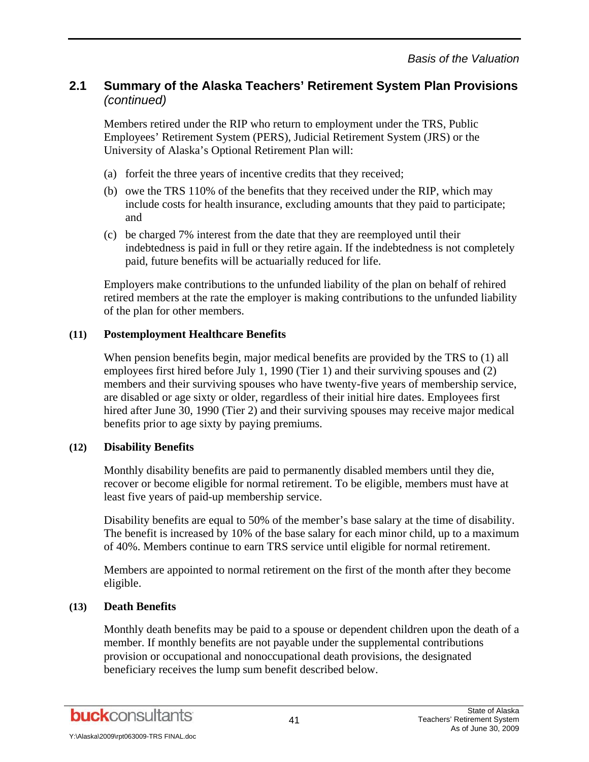## 2.1 Summary of the Alaska Teachers' Retirement System Plan Provisions *(continued)*

Members retired under the RIP who return to employment under the TRS, Public Employees' Retirement System (PERS), Judicial Retirement System (JRS) or the University of Alaska's Optional Retirement Plan will:

(a) forfeit the three years of incentive credits that they received;

(b) owe the TRS 110% of the benefits that they received under the RIP, which may include costs for health insurance, excluding amounts that they paid to participate; and

(c) be charged 7% interest from the date that they are reemployed until their indebtedness is paid in full or they retire again. If the indebtedness is not completely paid, future benefits will be actuarially reduced for life.

Employers make contributions to the unfunded liability of the plan on behalf of rehired retired members at the rate the employer is making contributions to the unfunded liability of the plan for other members.

### (11) Postemployment Healthcare Benefits

When pension benefits begin, major medical benefits are provided by the TRS to (1) all employees first hired before July 1, 1990 (Tier 1) and their surviving spouses and (2) members and their surviving spouses who have twenty-five years of membership service, are disabled or age sixty or older, regardless of their initial hire dates. Employees first hired after June 30, 1990 (Tier 2) and their surviving spouses may receive major medical benefits prior to age sixty by paying premiums.

### (12) Disability Benefits

Monthly disability benefits are paid to permanently disabled members until they die, recover or become eligible for normal retirement. To be eligible, members must have at least five years of paid-up membership service.

Disability benefits are equal to 50% of the member's base salary at the time of disability. The benefit is increased by 10% of the base salary for each minor child, up to a maximum of 40%. Members continue to earn TRS service until eligible for normal retirement.

Members are appointed to normal retirement on the first of the month after they become eligible.

### (13) Death Benefits

Monthly death benefits may be paid to a spouse or dependent children upon the death of a member. If monthly benefits are not payable under the supplemental contributions provision or occupational and nonoccupational death provisions, the designated beneficiary receives the lump sum benefit described below.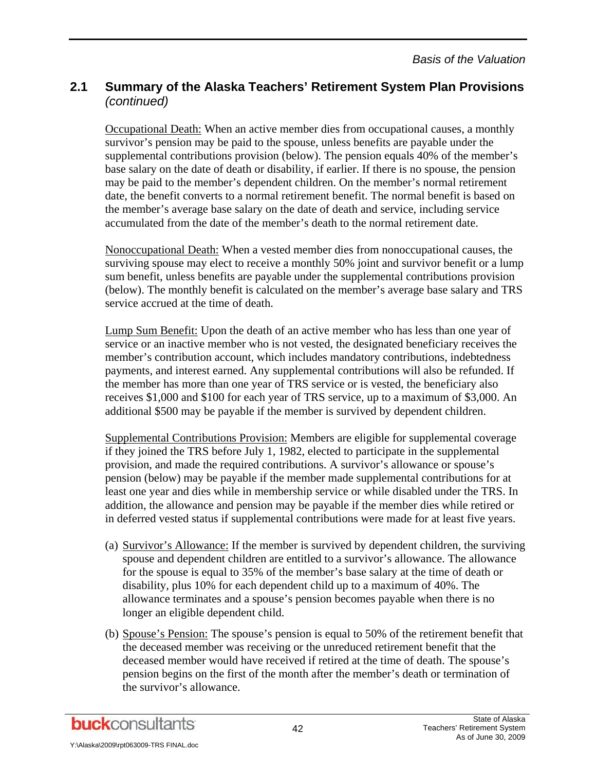## 2.1 Summary of the Alaska Teachers' Retirement System Plan Provisions *(continued)*

Occupational Death: When an active member dies from occupational causes, a monthly survivor's pension may be paid to the spouse, unless benefits are payable under the supplemental contributions provision (below). The pension equals 40% of the member's base salary on the date of death or disability, if earlier. If there is no spouse, the pension may be paid to the member's dependent children. On the member's normal retirement date, the benefit converts to a normal retirement benefit. The normal benefit is based on the member's average base salary on the date of death and service, including service accumulated from the date of the member's death to the normal retirement date.

Nonoccupational Death: When a vested member dies from nonoccupational causes, the surviving spouse may elect to receive a monthly 50% joint and survivor benefit or a lump sum benefit, unless benefits are payable under the supplemental contributions provision (below). The monthly benefit is calculated on the member's average base salary and TRS service accrued at the time of death.

Lump Sum Benefit: Upon the death of an active member who has less than one year of service or an inactive member who is not vested, the designated beneficiary receives the member's contribution account, which includes mandatory contributions, indebtedness payments, and interest earned. Any supplemental contributions will also be refunded. If the member has more than one year of TRS service or is vested, the beneficiary also receives $1,000 and $100 for each year of TRS service, up to a maximum of $3,000. An additional $500 may be payable if the member is survived by dependent children.

Supplemental Contributions Provision: Members are eligible for supplemental coverage if they joined the TRS before July 1, 1982, elected to participate in the supplemental provision, and made the required contributions. A survivor's allowance or spouse's pension (below) may be payable if the member made supplemental contributions for at least one year and dies while in membership service or while disabled under the TRS. In addition, the allowance and pension may be payable if the member dies while retired or in deferred vested status if supplemental contributions were made for at least five years.

(a) Survivor's Allowance: If the member is survived by dependent children, the surviving spouse and dependent children are entitled to a survivor's allowance. The allowance for the spouse is equal to 35% of the member's base salary at the time of death or disability, plus 10% for each dependent child up to a maximum of 40%. The allowance terminates and a spouse's pension becomes payable when there is no longer an eligible dependent child.

(b) Spouse's Pension: The spouse's pension is equal to 50% of the retirement benefit that the deceased member was receiving or the unreduced retirement benefit that the deceased member would have received if retired at the time of death. The spouse's pension begins on the first of the month after the member's death or termination of the survivor's allowance.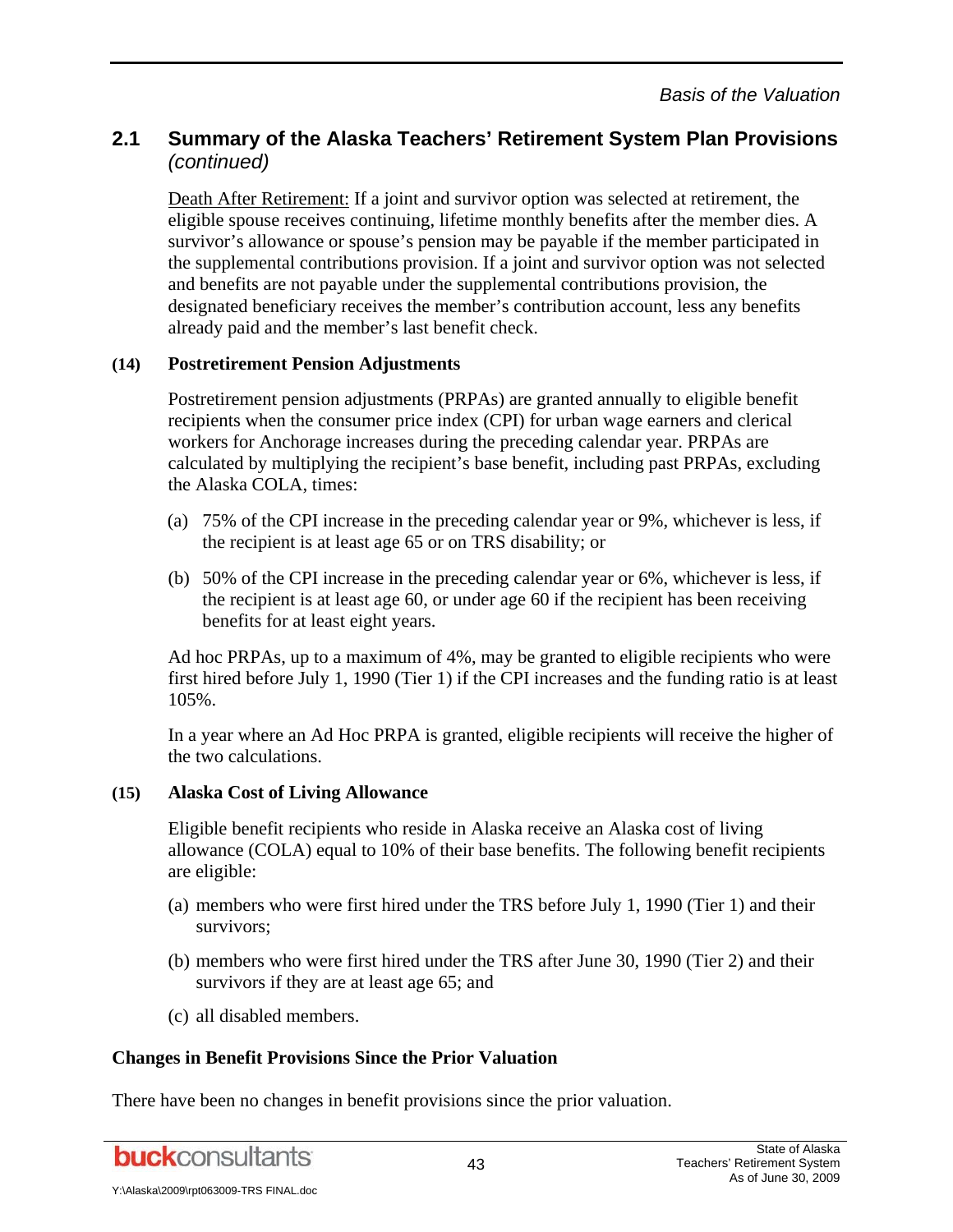## 2.1 Summary of the Alaska Teachers' Retirement System Plan Provisions *(continued)*

Death After Retirement: If a joint and survivor option was selected at retirement, the eligible spouse receives continuing, lifetime monthly benefits after the member dies. A survivor's allowance or spouse's pension may be payable if the member participated in the supplemental contributions provision. If a joint and survivor option was not selected and benefits are not payable under the supplemental contributions provision, the designated beneficiary receives the member's contribution account, less any benefits already paid and the member's last benefit check.

### (14) Postretirement Pension Adjustments

Postretirement pension adjustments (PRPAs) are granted annually to eligible benefit recipients when the consumer price index (CPI) for urban wage earners and clerical workers for Anchorage increases during the preceding calendar year. PRPAs are calculated by multiplying the recipient's base benefit, including past PRPAs, excluding the Alaska COLA, times:

(a) 75% of the CPI increase in the preceding calendar year or 9%, whichever is less, if the recipient is at least age 65 or on TRS disability; or

(b) 50% of the CPI increase in the preceding calendar year or 6%, whichever is less, if the recipient is at least age 60, or under age 60 if the recipient has been receiving benefits for at least eight years.

Ad hoc PRPAs, up to a maximum of 4%, may be granted to eligible recipients who were first hired before July 1, 1990 (Tier 1) if the CPI increases and the funding ratio is at least 105%.

In a year where an Ad Hoc PRPA is granted, eligible recipients will receive the higher of the two calculations.

### (15) Alaska Cost of Living Allowance

Eligible benefit recipients who reside in Alaska receive an Alaska cost of living allowance (COLA) equal to 10% of their base benefits. The following benefit recipients are eligible:

(a) members who were first hired under the TRS before July 1, 1990 (Tier 1) and their survivors;

(b) members who were first hired under the TRS after June 30, 1990 (Tier 2) and their survivors if they are at least age 65; and

(c) all disabled members.

### Changes in Benefit Provisions Since the Prior Valuation

There have been no changes in benefit provisions since the prior valuation.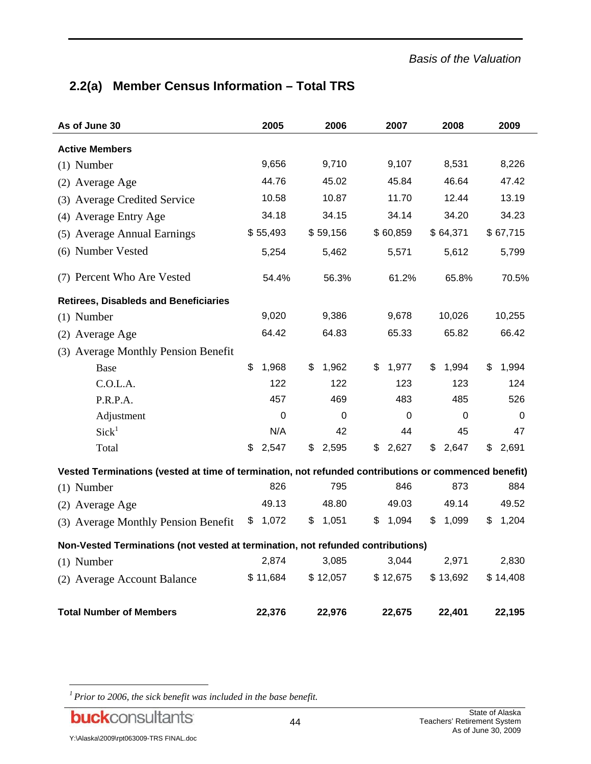## 2.2(a) Member Census Information – Total TRS

| As of June 30 | 2005 | 2006 | 2007 | 2008 | 2009 |
|---|---|---|---|---|---|
| **Active Members** | | | | | |
| (1) Number | 9,656 | 9,710 | 9,107 | 8,531 | 8,226 |
| (2) Average Age | 44.76 | 45.02 | 45.84 | 46.64 | 47.42 |
| (3) Average Credited Service | 10.58 | 10.87 | 11.70 | 12.44 | 13.19 |
| (4) Average Entry Age | 34.18 | 34.15 | 34.14 | 34.20 | 34.23 |
| (5) Average Annual Earnings | $ 55,493 | $ 59,156 | $ 60,859 | $ 64,371 | $ 67,715 |
| (6) Number Vested | 5,254 | 5,462 | 5,571 | 5,612 | 5,799 |
| (7) Percent Who Are Vested | 54.4% | 56.3% | 61.2% | 65.8% | 70.5% |
| **Retirees, Disableds and Beneficiaries** | | | | | |
| (1) Number | 9,020 | 9,386 | 9,678 | 10,026 | 10,255 |
| (2) Average Age | 64.42 | 64.83 | 65.33 | 65.82 | 66.42 |
| (3) Average Monthly Pension Benefit | | | | | |
| Base | $ 1,968 | $ 1,962 | $ 1,977 | $ 1,994 | $ 1,994 |
| C.O.L.A. | 122 | 122 | 123 | 123 | 124 |
| P.R.P.A. | 457 | 469 | 483 | 485 | 526 |
| Adjustment | 0 | 0 | 0 | 0 | 0 |
| Sick[1] | N/A | 42 | 44 | 45 | 47 |
| Total | $ 2,547 | $ 2,595 | $ 2,627 | $ 2,647 | $ 2,691 |
| **Vested Terminations (vested at time of termination, not refunded contributions or commenced benefit)** | | | | | |
| (1) Number | 826 | 795 | 846 | 873 | 884 |
| (2) Average Age | 49.13 | 48.80 | 49.03 | 49.14 | 49.52 |
| (3) Average Monthly Pension Benefit | $ 1,072 | $ 1,051 | $ 1,094 | $ 1,099 | $ 1,204 |
| **Non-Vested Terminations (not vested at termination, not refunded contributions)** | | | | | |
| (1) Number | 2,874 | 3,085 | 3,044 | 2,971 | 2,830 |
| (2) Average Account Balance | $ 11,684 | $ 12,057 | $ 12,675 | $ 13,692 | $ 14,408 |
| **Total Number of Members** | **22,376** | **22,976** | **22,675** | **22,401** | **22,195** |

[1] *Prior to 2006, the sick benefit was included in the base benefit.*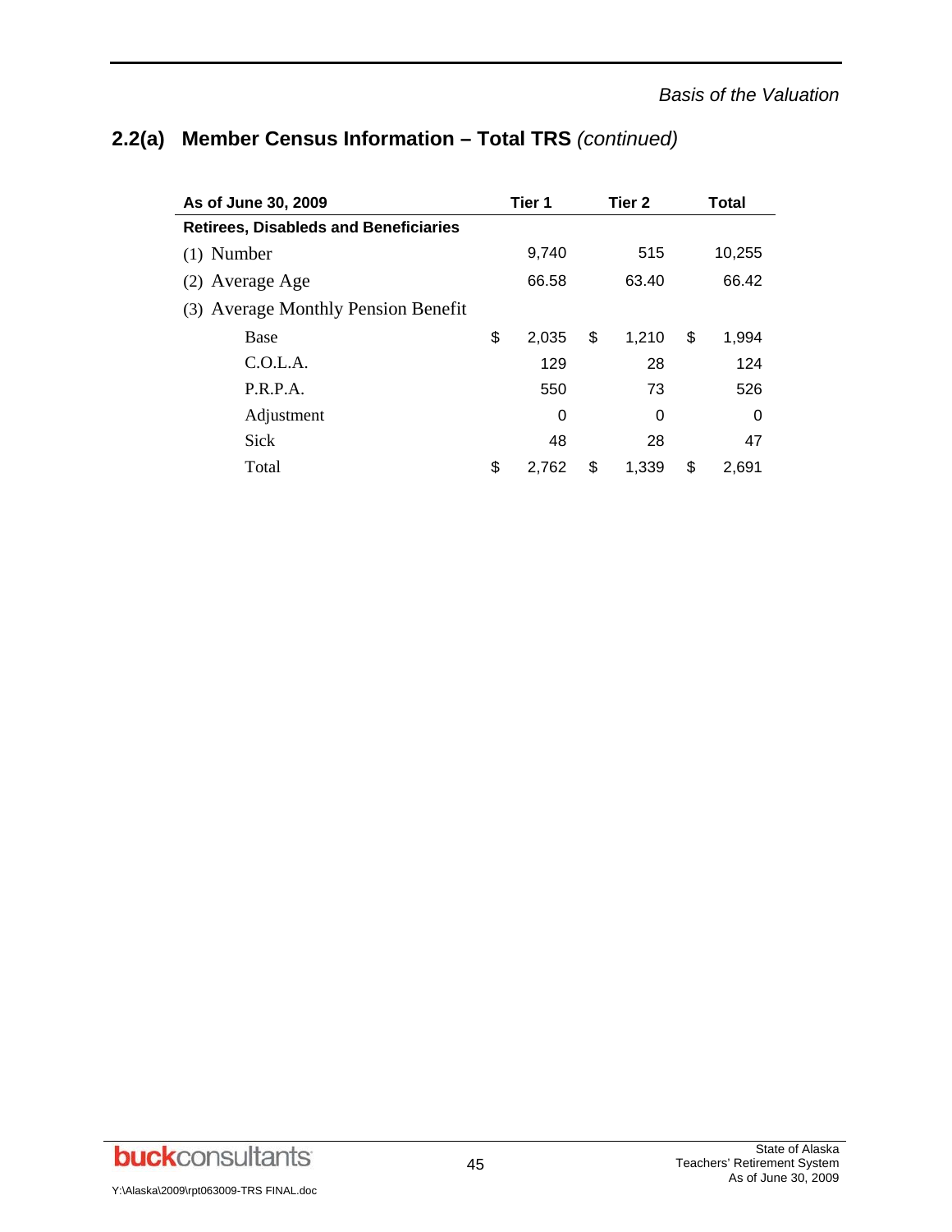## 2.2(a) Member Census Information – Total TRS *(continued)*

| As of June 30, 2009 | Tier 1 | Tier 2 | Total |
|---|---|---|---|
| **Retirees, Disableds and Beneficiaries** | | | |
| (1) Number | 9,740 | 515 | 10,255 |
| (2) Average Age | 66.58 | 63.40 | 66.42 |
| (3) Average Monthly Pension Benefit | | | |
| Base | $ 2,035 | $ 1,210 | $ 1,994 |
| C.O.L.A. | 129 | 28 | 124 |
| P.R.P.A. | 550 | 73 | 526 |
| Adjustment | 0 | 0 | 0 |
| Sick | 48 | 28 | 47 |
| Total | $ 2,762 | $ 1,339 | $ 2,691 |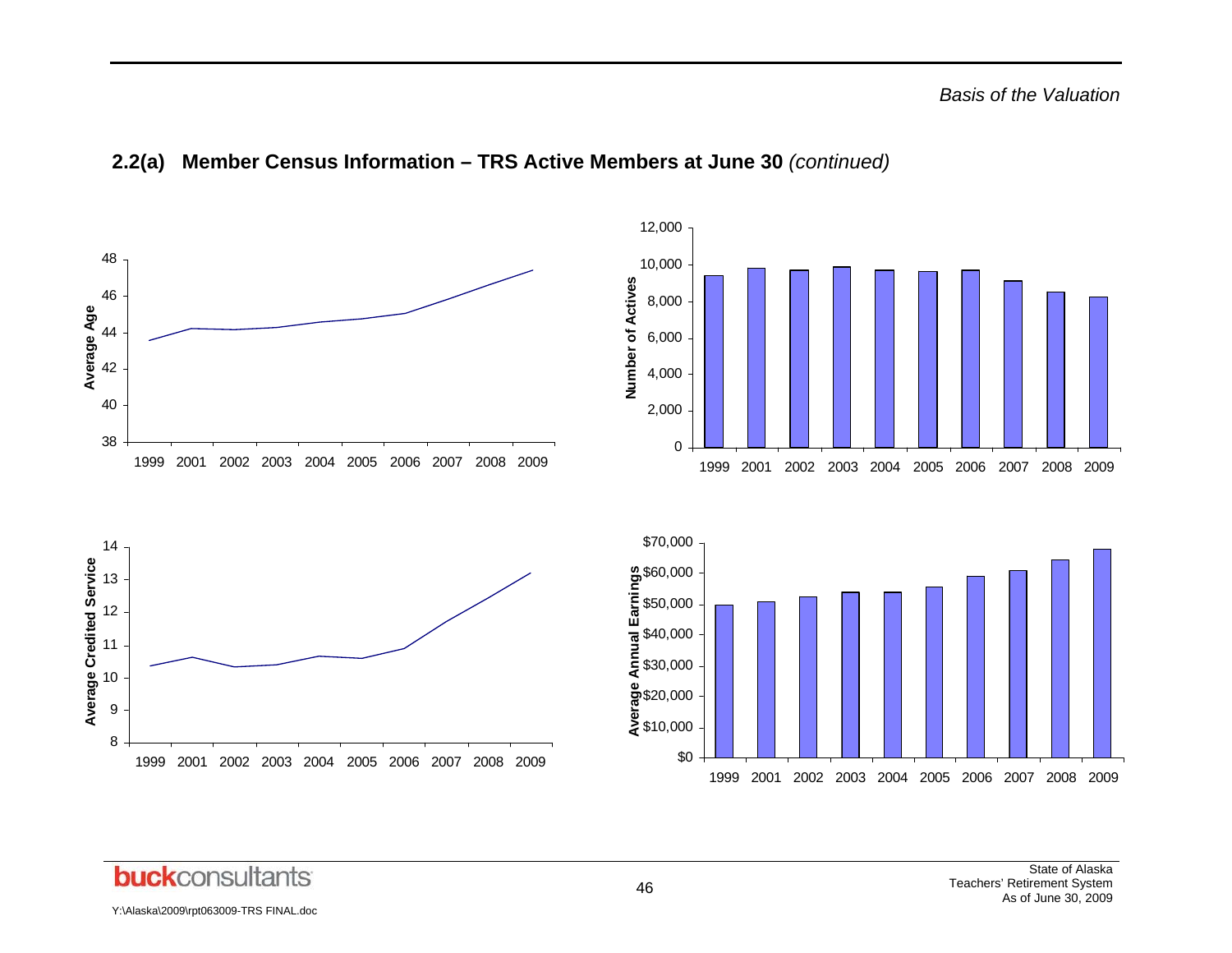## 2.2(a) Member Census Information – TRS Active Members at June 30 *(continued)*

Average Age

48
46
44
42
40
38

1999 2001 2002 2003 2004 2005 2006 2007 2008 2009

Number of Actives

12,000
10,000
8,000
6,000
4,000
2,000
0

1999 2001 2002 2003 2004 2005 2006 2007 2008 2009

Average Credited Service

14
13
12
11
10
9
8

1999 2001 2002 2003 2004 2005 2006 2007 2008 2009

Average Annual Earnings

$70,000
$60,000
$50,000
$40,000
$30,000
$20,000
$10,000
$0

1999 2001 2002 2003 2004 2005 2006 2007 2008 2009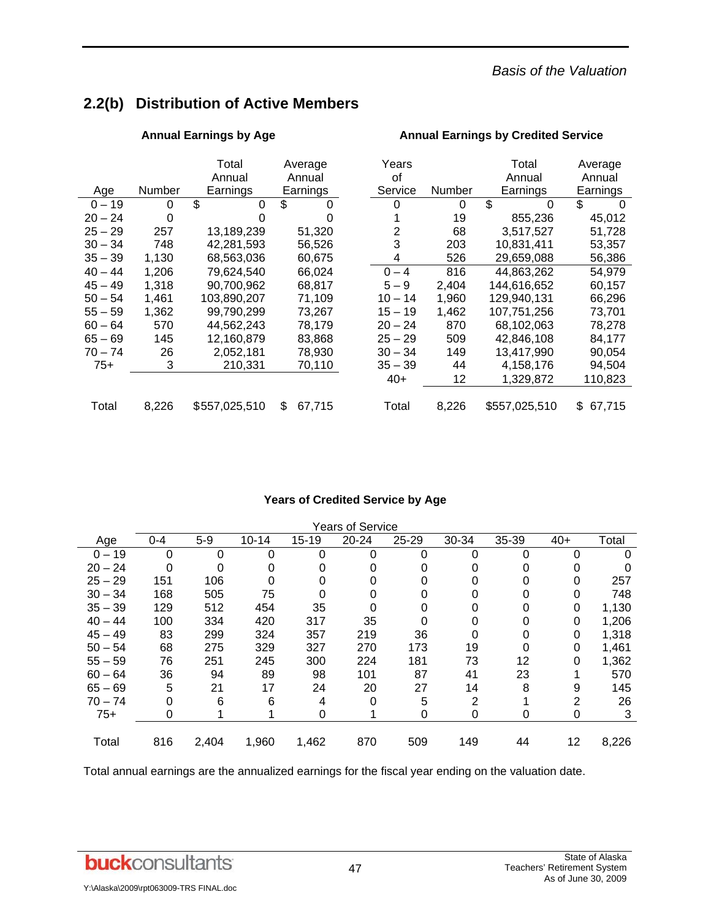## 2.2(b) Distribution of Active Members

**Annual Earnings by Age**

| Age | Number | Total Annual Earnings | Average Annual Earnings |
|---|---|---|---|
| 0 – 19 | 0 | $ 0 | $ 0 |
| 20 – 24 | 0 | 0 | 0 |
| 25 – 29 | 257 | 13,189,239 | 51,320 |
| 30 – 34 | 748 | 42,281,593 | 56,526 |
| 35 – 39 | 1,130 | 68,563,036 | 60,675 |
| 40 – 44 | 1,206 | 79,624,540 | 66,024 |
| 45 – 49 | 1,318 | 90,700,962 | 68,817 |
| 50 – 54 | 1,461 | 103,890,207 | 71,109 |
| 55 – 59 | 1,362 | 99,790,299 | 73,267 |
| 60 – 64 | 570 | 44,562,243 | 78,179 |
| 65 – 69 | 145 | 12,160,879 | 83,868 |
| 70 – 74 | 26 | 2,052,181 | 78,930 |
| 75+ | 3 | 210,331 | 70,110 |
| Total | 8,226 | $557,025,510 | $ 67,715 |

**Annual Earnings by Credited Service**

| Years of Service | Number | Total Annual Earnings | Average Annual Earnings |
|---|---|---|---|
| 0 | 0 | $ 0 | $ 0 |
| 1 | 19 | 855,236 | 45,012 |
| 2 | 68 | 3,517,527 | 51,728 |
| 3 | 203 | 10,831,411 | 53,357 |
| 4 | 526 | 29,659,088 | 56,386 |
| 0 – 4 | 816 | 44,863,262 | 54,979 |
| 5 – 9 | 2,404 | 144,616,652 | 60,157 |
| 10 – 14 | 1,960 | 129,940,131 | 66,296 |
| 15 – 19 | 1,462 | 107,751,256 | 73,701 |
| 20 – 24 | 870 | 68,102,063 | 78,278 |
| 25 – 29 | 509 | 42,846,108 | 84,177 |
| 30 – 34 | 149 | 13,417,990 | 90,054 |
| 35 – 39 | 44 | 4,158,176 | 94,504 |
| 40+ | 12 | 1,329,872 | 110,823 |
| Total | 8,226 | $557,025,510 | $ 67,715 |

**Years of Credited Service by Age**

| | Years of Service | | | | | | | | | |
|---|---|---|---|---|---|---|---|---|---|---|
| Age | 0-4 | 5-9 | 10-14 | 15-19 | 20-24 | 25-29 | 30-34 | 35-39 | 40+ | Total |
| 0 – 19 | 0 | 0 | 0 | 0 | 0 | 0 | 0 | 0 | 0 | 0 |
| 20 – 24 | 0 | 0 | 0 | 0 | 0 | 0 | 0 | 0 | 0 | 0 |
| 25 – 29 | 151 | 106 | 0 | 0 | 0 | 0 | 0 | 0 | 0 | 257 |
| 30 – 34 | 168 | 505 | 75 | 0 | 0 | 0 | 0 | 0 | 0 | 748 |
| 35 – 39 | 129 | 512 | 454 | 35 | 0 | 0 | 0 | 0 | 0 | 1,130 |
| 40 – 44 | 100 | 334 | 420 | 317 | 35 | 0 | 0 | 0 | 0 | 1,206 |
| 45 – 49 | 83 | 299 | 324 | 357 | 219 | 36 | 0 | 0 | 0 | 1,318 |
| 50 – 54 | 68 | 275 | 329 | 327 | 270 | 173 | 19 | 0 | 0 | 1,461 |
| 55 – 59 | 76 | 251 | 245 | 300 | 224 | 181 | 73 | 12 | 0 | 1,362 |
| 60 – 64 | 36 | 94 | 89 | 98 | 101 | 87 | 41 | 23 | 1 | 570 |
| 65 – 69 | 5 | 21 | 17 | 24 | 20 | 27 | 14 | 8 | 9 | 145 |
| 70 – 74 | 0 | 6 | 6 | 4 | 0 | 5 | 2 | 1 | 2 | 26 |
| 75+ | 0 | 1 | 1 | 0 | 1 | 0 | 0 | 0 | 0 | 3 |
| Total | 816 | 2,404 | 1,960 | 1,462 | 870 | 509 | 149 | 44 | 12 | 8,226 |

Total annual earnings are the annualized earnings for the fiscal year ending on the valuation date.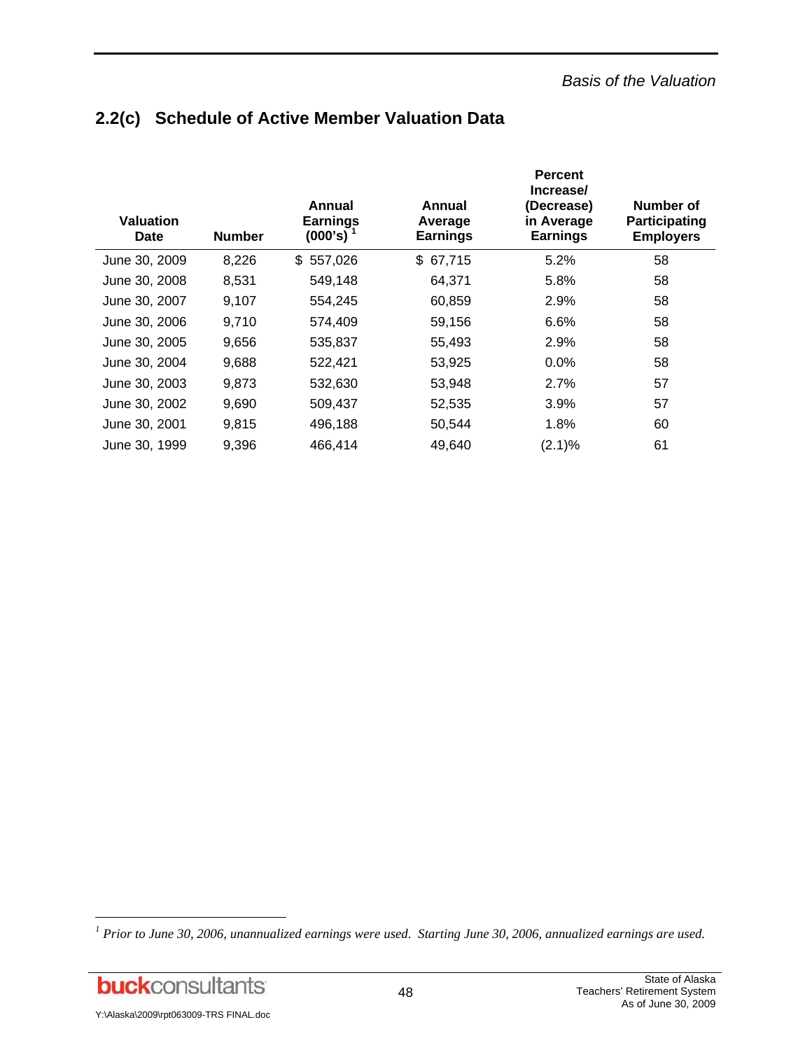## 2.2(c) Schedule of Active Member Valuation Data

| Valuation Date | Number | Annual Earnings (000's) [1] | Annual Average Earnings | Percent Increase/ (Decrease) in Average Earnings | Number of Participating Employers |
|---|---|---|---|---|---|
| June 30, 2009 | 8,226 | $ 557,026 | $ 67,715 | 5.2% | 58 |
| June 30, 2008 | 8,531 | 549,148 | 64,371 | 5.8% | 58 |
| June 30, 2007 | 9,107 | 554,245 | 60,859 | 2.9% | 58 |
| June 30, 2006 | 9,710 | 574,409 | 59,156 | 6.6% | 58 |
| June 30, 2005 | 9,656 | 535,837 | 55,493 | 2.9% | 58 |
| June 30, 2004 | 9,688 | 522,421 | 53,925 | 0.0% | 58 |
| June 30, 2003 | 9,873 | 532,630 | 53,948 | 2.7% | 57 |
| June 30, 2002 | 9,690 | 509,437 | 52,535 | 3.9% | 57 |
| June 30, 2001 | 9,815 | 496,188 | 50,544 | 1.8% | 60 |
| June 30, 1999 | 9,396 | 466,414 | 49,640 | (2.1)% | 61 |

[1] *Prior to June 30, 2006, unannualized earnings were used. Starting June 30, 2006, annualized earnings are used.*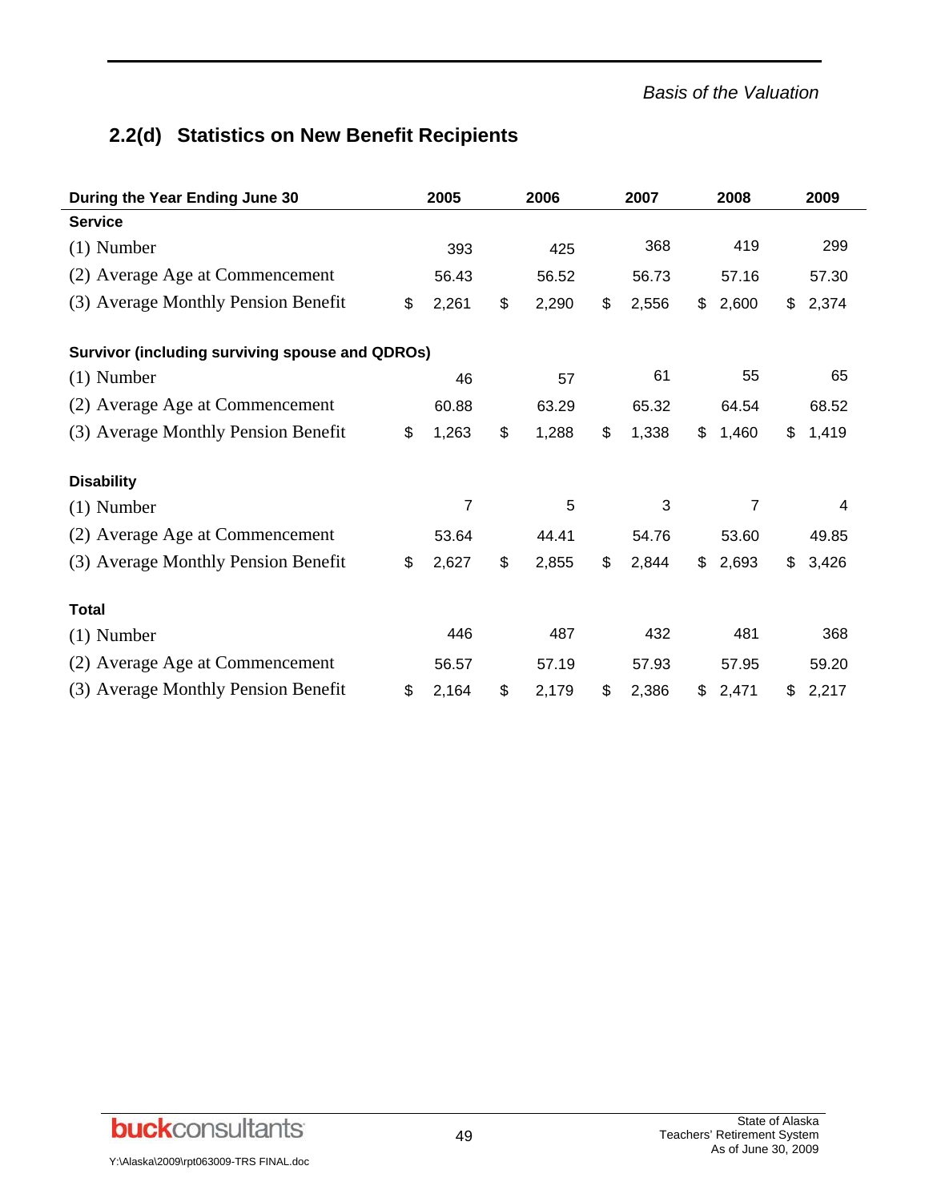## 2.2(d) Statistics on New Benefit Recipients

| During the Year Ending June 30 | 2005 | 2006 | 2007 | 2008 | 2009 |
|---|---|---|---|---|---|
| **Service** | | | | | |
| (1) Number | 393 | 425 | 368 | 419 | 299 |
| (2) Average Age at Commencement | 56.43 | 56.52 | 56.73 | 57.16 | 57.30 |
| (3) Average Monthly Pension Benefit | $ 2,261 | $ 2,290 | $ 2,556 | $ 2,600 | $ 2,374 |
| **Survivor (including surviving spouse and QDROs)** | | | | | |
| (1) Number | 46 | 57 | 61 | 55 | 65 |
| (2) Average Age at Commencement | 60.88 | 63.29 | 65.32 | 64.54 | 68.52 |
| (3) Average Monthly Pension Benefit | $ 1,263 | $ 1,288 | $ 1,338 | $ 1,460 | $ 1,419 |
| **Disability** | | | | | |
| (1) Number | 7 | 5 | 3 | 7 | 4 |
| (2) Average Age at Commencement | 53.64 | 44.41 | 54.76 | 53.60 | 49.85 |
| (3) Average Monthly Pension Benefit | $ 2,627 | $ 2,855 | $ 2,844 | $ 2,693 | $ 3,426 |
| **Total** | | | | | |
| (1) Number | 446 | 487 | 432 | 481 | 368 |
| (2) Average Age at Commencement | 56.57 | 57.19 | 57.93 | 57.95 | 59.20 |
| (3) Average Monthly Pension Benefit | $ 2,164 | $ 2,179 | $ 2,386 | $ 2,471 | $ 2,217 |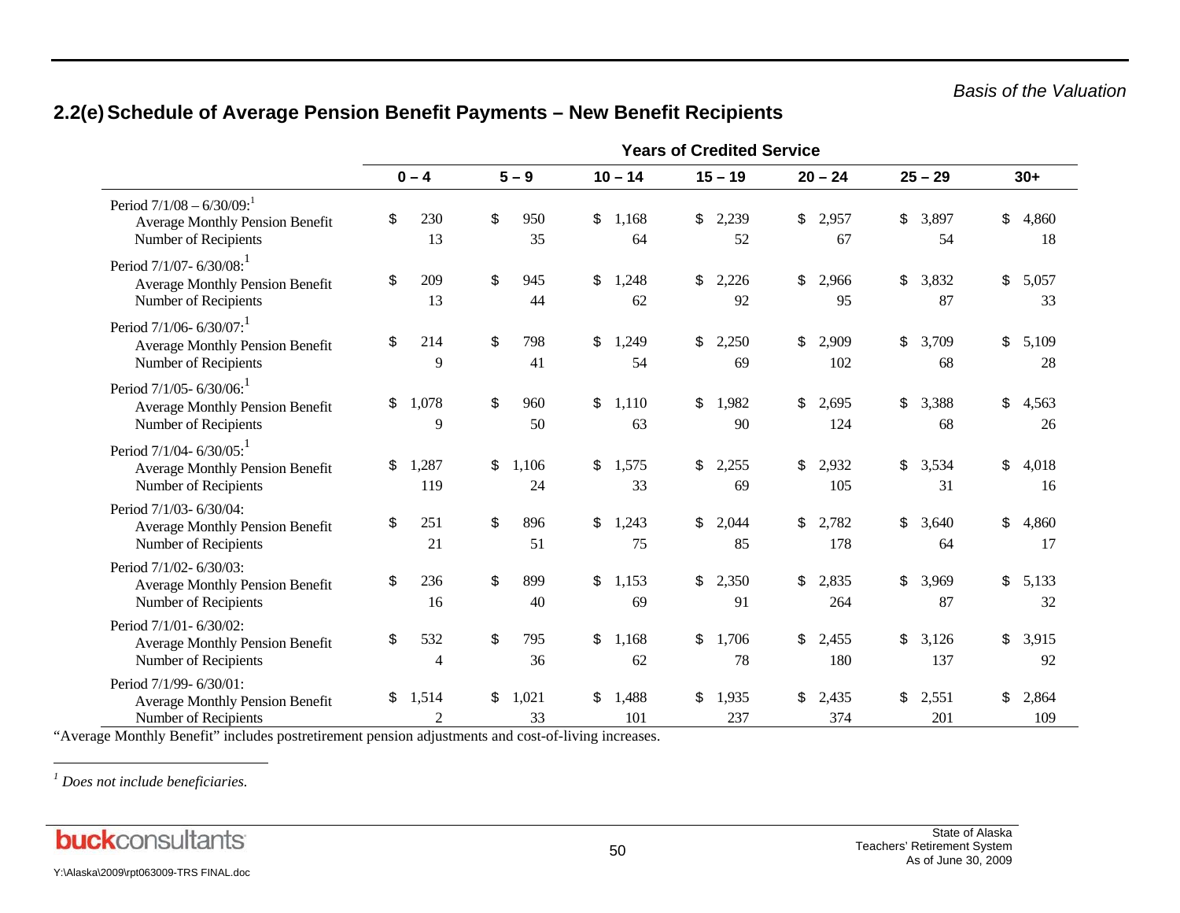## 2.2(e) Schedule of Average Pension Benefit Payments – New Benefit Recipients

| | Years of Credited Service | | | | | | |
|---|---|---|---|---|---|---|---|
| | 0 – 4 | 5 – 9 | 10 – 14 | 15 – 19 | 20 – 24 | 25 – 29 | 30+ |
| Period 7/1/08 – 6/30/09:[1] | | | | | | | |
| Average Monthly Pension Benefit | $ 230 | $ 950 | $ 1,168 | $ 2,239 | $ 2,957 | $ 3,897 | $ 4,860 |
| Number of Recipients | 13 | 35 | 64 | 52 | 67 | 54 | 18 |
| Period 7/1/07- 6/30/08:[1] | | | | | | | |
| Average Monthly Pension Benefit | $ 209 | $ 945 | $ 1,248 | $ 2,226 | $ 2,966 | $ 3,832 | $ 5,057 |
| Number of Recipients | 13 | 44 | 62 | 92 | 95 | 87 | 33 |
| Period 7/1/06- 6/30/07:[1] | | | | | | | |
| Average Monthly Pension Benefit | $ 214 | $ 798 | $ 1,249 | $ 2,250 | $ 2,909 | $ 3,709 | $ 5,109 |
| Number of Recipients | 9 | 41 | 54 | 69 | 102 | 68 | 28 |
| Period 7/1/05- 6/30/06:[1] | | | | | | | |
| Average Monthly Pension Benefit | $ 1,078 | $ 960 | $ 1,110 | $ 1,982 | $ 2,695 | $ 3,388 | $ 4,563 |
| Number of Recipients | 9 | 50 | 63 | 90 | 124 | 68 | 26 |
| Period 7/1/04- 6/30/05:[1] | | | | | | | |
| Average Monthly Pension Benefit | $ 1,287 | $ 1,106 | $ 1,575 | $ 2,255 | $ 2,932 | $ 3,534 | $ 4,018 |
| Number of Recipients | 119 | 24 | 33 | 69 | 105 | 31 | 16 |
| Period 7/1/03- 6/30/04: | | | | | | | |
| Average Monthly Pension Benefit | $ 251 | $ 896 | $ 1,243 | $ 2,044 | $ 2,782 | $ 3,640 | $ 4,860 |
| Number of Recipients | 21 | 51 | 75 | 85 | 178 | 64 | 17 |
| Period 7/1/02- 6/30/03: | | | | | | | |
| Average Monthly Pension Benefit | $ 236 | $ 899 | $ 1,153 | $ 2,350 | $ 2,835 | $ 3,969 | $ 5,133 |
| Number of Recipients | 16 | 40 | 69 | 91 | 264 | 87 | 32 |
| Period 7/1/01- 6/30/02: | | | | | | | |
| Average Monthly Pension Benefit | $ 532 | $ 795 | $ 1,168 | $ 1,706 | $ 2,455 | $ 3,126 | $ 3,915 |
| Number of Recipients | 4 | 36 | 62 | 78 | 180 | 137 | 92 |
| Period 7/1/99- 6/30/01: | | | | | | | |
| Average Monthly Pension Benefit | $ 1,514 | $ 1,021 | $ 1,488 | $ 1,935 | $ 2,435 | $ 2,551 | $ 2,864 |
| Number of Recipients | 2 | 33 | 101 | 237 | 374 | 201 | 109 |

"Average Monthly Benefit" includes postretirement pension adjustments and cost-of-living increases.

---

[1] *Does not include beneficiaries.*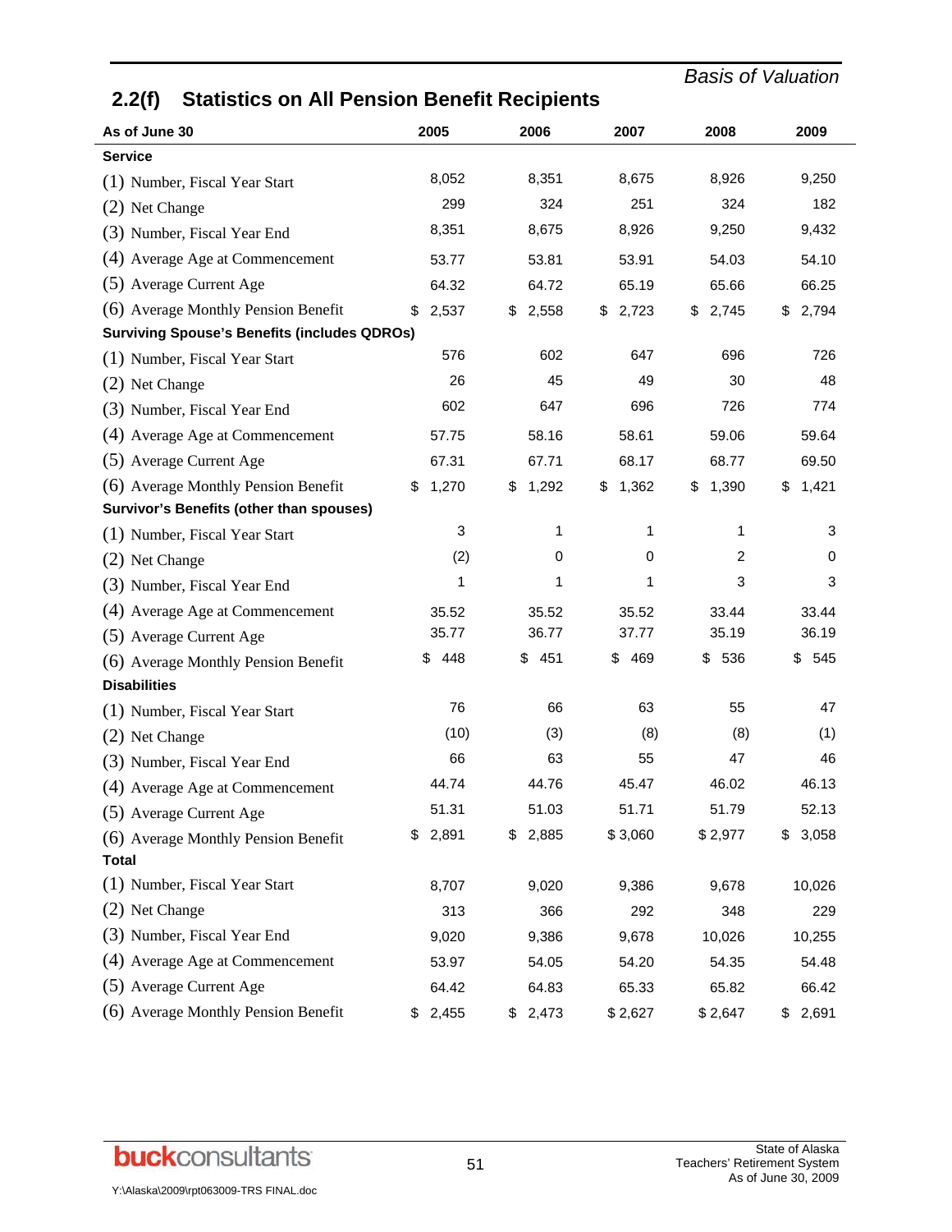## 2.2(f) Statistics on All Pension Benefit Recipients

| As of June 30 | 2005 | 2006 | 2007 | 2008 | 2009 |
|---|---|---|---|---|---|
| **Service** | | | | | |
| (1) Number, Fiscal Year Start | 8,052 | 8,351 | 8,675 | 8,926 | 9,250 |
| (2) Net Change | 299 | 324 | 251 | 324 | 182 |
| (3) Number, Fiscal Year End | 8,351 | 8,675 | 8,926 | 9,250 | 9,432 |
| (4) Average Age at Commencement | 53.77 | 53.81 | 53.91 | 54.03 | 54.10 |
| (5) Average Current Age | 64.32 | 64.72 | 65.19 | 65.66 | 66.25 |
| (6) Average Monthly Pension Benefit | $ 2,537 | $ 2,558 | $ 2,723 | $ 2,745 | $ 2,794 |
| **Surviving Spouse's Benefits (includes QDROs)** | | | | | |
| (1) Number, Fiscal Year Start | 576 | 602 | 647 | 696 | 726 |
| (2) Net Change | 26 | 45 | 49 | 30 | 48 |
| (3) Number, Fiscal Year End | 602 | 647 | 696 | 726 | 774 |
| (4) Average Age at Commencement | 57.75 | 58.16 | 58.61 | 59.06 | 59.64 |
| (5) Average Current Age | 67.31 | 67.71 | 68.17 | 68.77 | 69.50 |
| (6) Average Monthly Pension Benefit | $ 1,270 | $ 1,292 | $ 1,362 | $ 1,390 | $ 1,421 |
| **Survivor's Benefits (other than spouses)** | | | | | |
| (1) Number, Fiscal Year Start | 3 | 1 | 1 | 1 | 3 |
| (2) Net Change | (2) | 0 | 0 | 2 | 0 |
| (3) Number, Fiscal Year End | 1 | 1 | 1 | 3 | 3 |
| (4) Average Age at Commencement | 35.52 | 35.52 | 35.52 | 33.44 | 33.44 |
| (5) Average Current Age | 35.77 | 36.77 | 37.77 | 35.19 | 36.19 |
| (6) Average Monthly Pension Benefit | $ 448 | $ 451 | $ 469 | $ 536 | $ 545 |
| **Disabilities** | | | | | |
| (1) Number, Fiscal Year Start | 76 | 66 | 63 | 55 | 47 |
| (2) Net Change | (10) | (3) | (8) | (8) | (1) |
| (3) Number, Fiscal Year End | 66 | 63 | 55 | 47 | 46 |
| (4) Average Age at Commencement | 44.74 | 44.76 | 45.47 | 46.02 | 46.13 |
| (5) Average Current Age | 51.31 | 51.03 | 51.71 | 51.79 | 52.13 |
| (6) Average Monthly Pension Benefit | $ 2,891 | $ 2,885 | $ 3,060 | $ 2,977 | $ 3,058 |
| **Total** | | | | | |
| (1) Number, Fiscal Year Start | 8,707 | 9,020 | 9,386 | 9,678 | 10,026 |
| (2) Net Change | 313 | 366 | 292 | 348 | 229 |
| (3) Number, Fiscal Year End | 9,020 | 9,386 | 9,678 | 10,026 | 10,255 |
| (4) Average Age at Commencement | 53.97 | 54.05 | 54.20 | 54.35 | 54.48 |
| (5) Average Current Age | 64.42 | 64.83 | 65.33 | 65.82 | 66.42 |
| (6) Average Monthly Pension Benefit | $ 2,455 | $ 2,473 | $ 2,627 | $ 2,647 | $ 2,691 |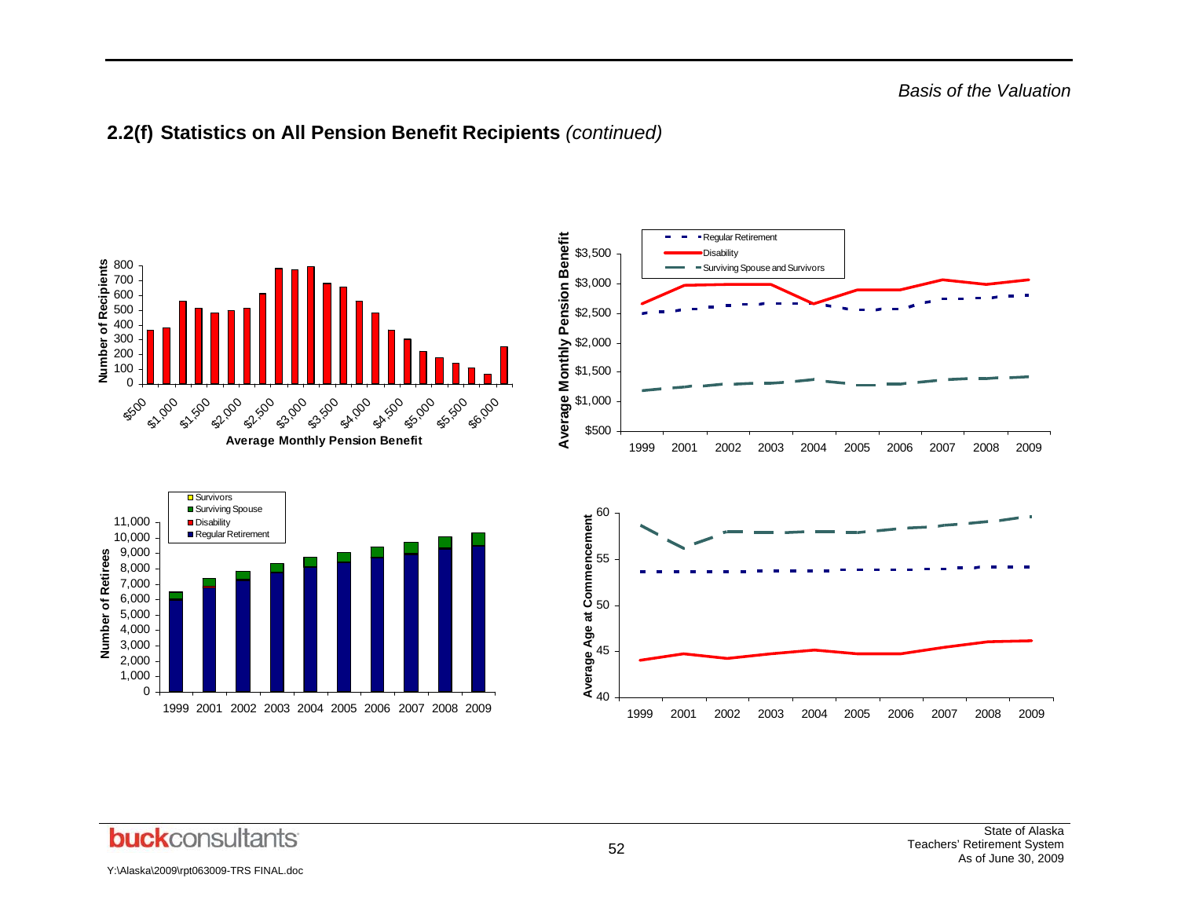## 2.2(f) Statistics on All Pension Benefit Recipients *(continued)*

Number of Recipients
800
700
600
500
400
300
200
100
0
$500 $1,000 $1,500 $2,000 $2,500 $3,000 $3,500 $4,000 $4,500 $5,000 $5,500 $6,000
Average Monthly Pension Benefit

Average Monthly Pension Benefit
Regular Retirement
Disability
Surviving Spouse and Survivors
$3,500
$3,000
$2,500
$2,000
$1,500
$1,000
$500
1999 2001 2002 2003 2004 2005 2006 2007 2008 2009

Number of Retirees
Survivors
Surviving Spouse
Disability
Regular Retirement
11,000
10,000
9,000
8,000
7,000
6,000
5,000
4,000
3,000
2,000
1,000
0
1999 2001 2002 2003 2004 2005 2006 2007 2008 2009

Average Age at Commencement
60
55
50
45
40
1999 2001 2002 2003 2004 2005 2006 2007 2008 2009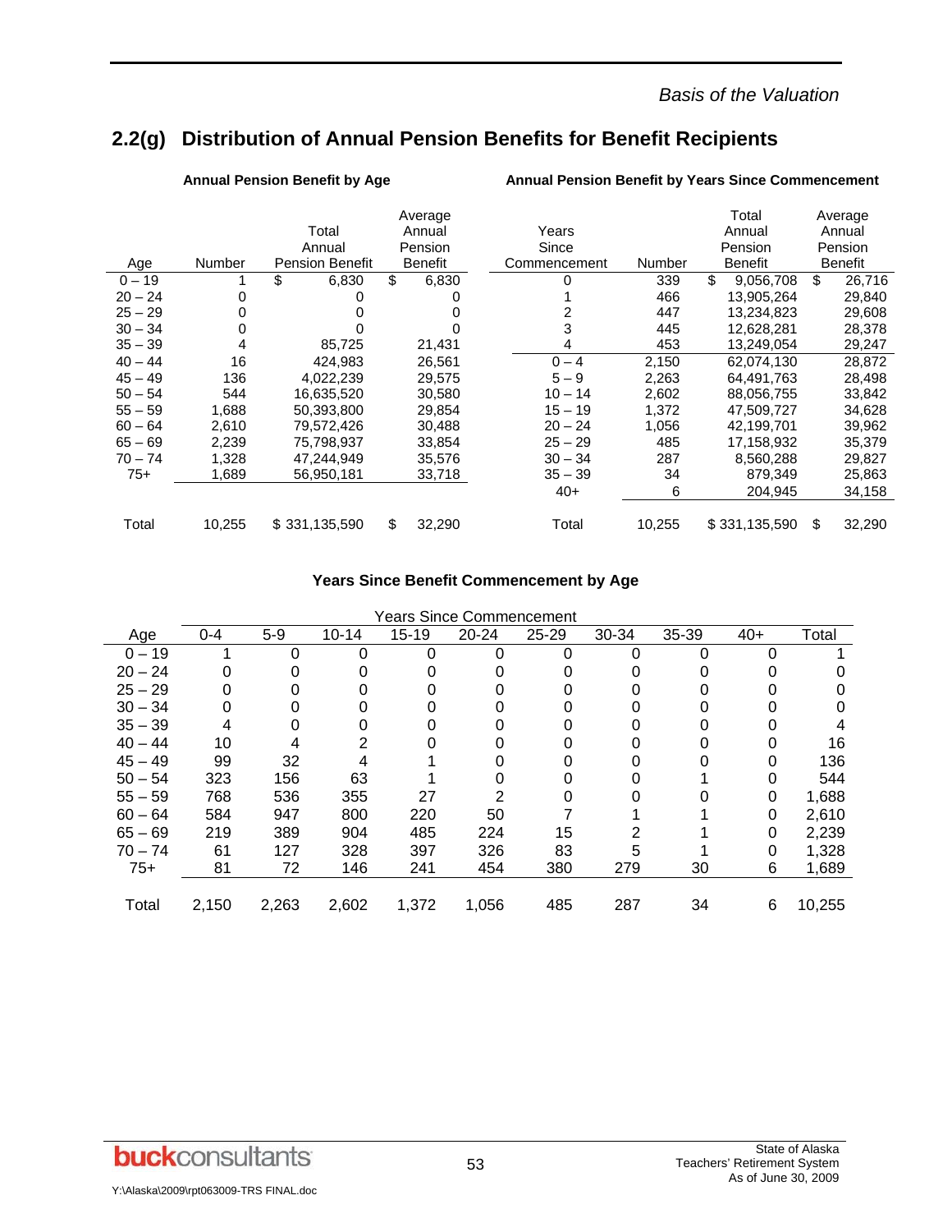## 2.2(g) Distribution of Annual Pension Benefits for Benefit Recipients

**Annual Pension Benefit by Age**

| Age | Number | Total Annual Pension Benefit | Average Annual Pension Benefit |
|---|---|---|---|
| 0 – 19 | 1 | $ 6,830 | $ 6,830 |
| 20 – 24 | 0 | 0 | 0 |
| 25 – 29 | 0 | 0 | 0 |
| 30 – 34 | 0 | 0 | 0 |
| 35 – 39 | 4 | 85,725 | 21,431 |
| 40 – 44 | 16 | 424,983 | 26,561 |
| 45 – 49 | 136 | 4,022,239 | 29,575 |
| 50 – 54 | 544 | 16,635,520 | 30,580 |
| 55 – 59 | 1,688 | 50,393,800 | 29,854 |
| 60 – 64 | 2,610 | 79,572,426 | 30,488 |
| 65 – 69 | 2,239 | 75,798,937 | 33,854 |
| 70 – 74 | 1,328 | 47,244,949 | 35,576 |
| 75+ | 1,689 | 56,950,181 | 33,718 |
| Total | 10,255 | $ 331,135,590 | $ 32,290 |

**Annual Pension Benefit by Years Since Commencement**

| Years Since Commencement | Number | Total Annual Pension Benefit | Average Annual Pension Benefit |
|---|---|---|---|
| 0 | 339 | $ 9,056,708 | $ 26,716 |
| 1 | 466 | 13,905,264 | 29,840 |
| 2 | 447 | 13,234,823 | 29,608 |
| 3 | 445 | 12,628,281 | 28,378 |
| 4 | 453 | 13,249,054 | 29,247 |
| 0 – 4 | 2,150 | 62,074,130 | 28,872 |
| 5 – 9 | 2,263 | 64,491,763 | 28,498 |
| 10 – 14 | 2,602 | 88,056,755 | 33,842 |
| 15 – 19 | 1,372 | 47,509,727 | 34,628 |
| 20 – 24 | 1,056 | 42,199,701 | 39,962 |
| 25 – 29 | 485 | 17,158,932 | 35,379 |
| 30 – 34 | 287 | 8,560,288 | 29,827 |
| 35 – 39 | 34 | 879,349 | 25,863 |
| 40+ | 6 | 204,945 | 34,158 |
| Total | 10,255 | $ 331,135,590 | $ 32,290 |

**Years Since Benefit Commencement by Age**

| | Years Since Commencement | | | | | | | | | |
|---|---|---|---|---|---|---|---|---|---|---|
| Age | 0-4 | 5-9 | 10-14 | 15-19 | 20-24 | 25-29 | 30-34 | 35-39 | 40+ | Total |
| 0 – 19 | 1 | 0 | 0 | 0 | 0 | 0 | 0 | 0 | 0 | 1 |
| 20 – 24 | 0 | 0 | 0 | 0 | 0 | 0 | 0 | 0 | 0 | 0 |
| 25 – 29 | 0 | 0 | 0 | 0 | 0 | 0 | 0 | 0 | 0 | 0 |
| 30 – 34 | 0 | 0 | 0 | 0 | 0 | 0 | 0 | 0 | 0 | 0 |
| 35 – 39 | 4 | 0 | 0 | 0 | 0 | 0 | 0 | 0 | 0 | 4 |
| 40 – 44 | 10 | 4 | 2 | 0 | 0 | 0 | 0 | 0 | 0 | 16 |
| 45 – 49 | 99 | 32 | 4 | 1 | 0 | 0 | 0 | 0 | 0 | 136 |
| 50 – 54 | 323 | 156 | 63 | 1 | 0 | 0 | 0 | 1 | 0 | 544 |
| 55 – 59 | 768 | 536 | 355 | 27 | 2 | 0 | 0 | 0 | 0 | 1,688 |
| 60 – 64 | 584 | 947 | 800 | 220 | 50 | 7 | 1 | 1 | 0 | 2,610 |
| 65 – 69 | 219 | 389 | 904 | 485 | 224 | 15 | 2 | 1 | 0 | 2,239 |
| 70 – 74 | 61 | 127 | 328 | 397 | 326 | 83 | 5 | 1 | 0 | 1,328 |
| 75+ | 81 | 72 | 146 | 241 | 454 | 380 | 279 | 30 | 6 | 1,689 |
| Total | 2,150 | 2,263 | 2,602 | 1,372 | 1,056 | 485 | 287 | 34 | 6 | 10,255 |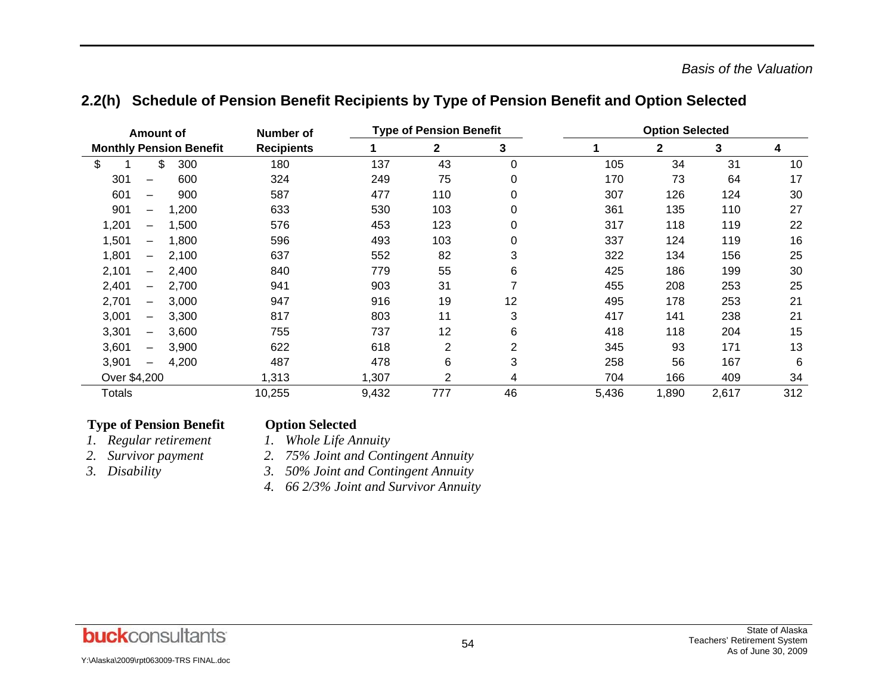## 2.2(h) Schedule of Pension Benefit Recipients by Type of Pension Benefit and Option Selected

| Amount of Monthly Pension Benefit | Number of Recipients | Type of Pension Benefit | | | Option Selected | | | |
|---|---|---|---|---|---|---|---|---|
| | | 1 | 2 | 3 | 1 | 2 | 3 | 4 |
| $ 1 – $ 300 | 180 | 137 | 43 | 0 | 105 | 34 | 31 | 10 |
| 301 – 600 | 324 | 249 | 75 | 0 | 170 | 73 | 64 | 17 |
| 601 – 900 | 587 | 477 | 110 | 0 | 307 | 126 | 124 | 30 |
| 901 – 1,200 | 633 | 530 | 103 | 0 | 361 | 135 | 110 | 27 |
| 1,201 – 1,500 | 576 | 453 | 123 | 0 | 317 | 118 | 119 | 22 |
| 1,501 – 1,800 | 596 | 493 | 103 | 0 | 337 | 124 | 119 | 16 |
| 1,801 – 2,100 | 637 | 552 | 82 | 3 | 322 | 134 | 156 | 25 |
| 2,101 – 2,400 | 840 | 779 | 55 | 6 | 425 | 186 | 199 | 30 |
| 2,401 – 2,700 | 941 | 903 | 31 | 7 | 455 | 208 | 253 | 25 |
| 2,701 – 3,000 | 947 | 916 | 19 | 12 | 495 | 178 | 253 | 21 |
| 3,001 – 3,300 | 817 | 803 | 11 | 3 | 417 | 141 | 238 | 21 |
| 3,301 – 3,600 | 755 | 737 | 12 | 6 | 418 | 118 | 204 | 15 |
| 3,601 – 3,900 | 622 | 618 | 2 | 2 | 345 | 93 | 171 | 13 |
| 3,901 – 4,200 | 487 | 478 | 6 | 3 | 258 | 56 | 167 | 6 |
| Over $4,200 | 1,313 | 1,307 | 2 | 4 | 704 | 166 | 409 | 34 |
| Totals | 10,255 | 9,432 | 777 | 46 | 5,436 | 1,890 | 2,617 | 312 |

**Type of Pension Benefit**

1. *Regular retirement*
2. *Survivor payment*
3. *Disability*

**Option Selected**

1. *Whole Life Annuity*
2. *75% Joint and Contingent Annuity*
3. *50% Joint and Contingent Annuity*
4. *66 2/3% Joint and Survivor Annuity*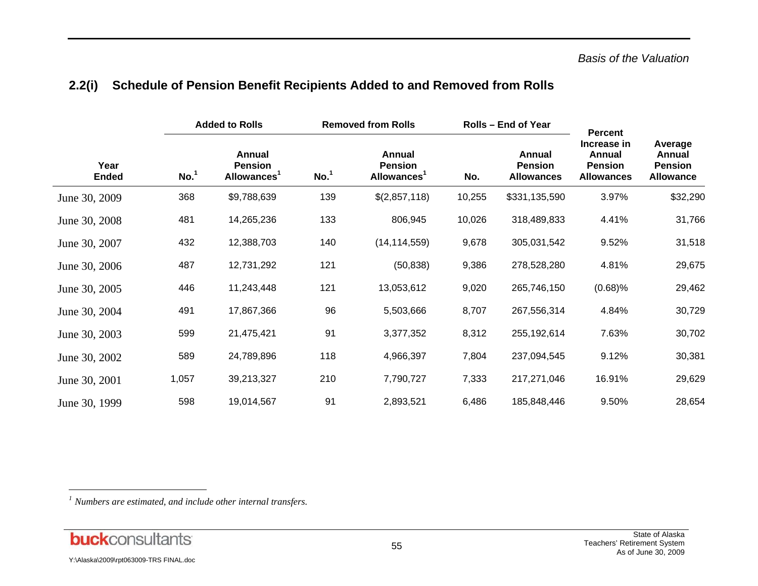## 2.2(i) Schedule of Pension Benefit Recipients Added to and Removed from Rolls

| | Added to Rolls | | Removed from Rolls | | Rolls – End of Year | | | |
|---|---|---|---|---|---|---|---|---|
| Year Ended | No.[1] | Annual Pension Allowances[1] | No.[1] | Annual Pension Allowances[1] | No. | Annual Pension Allowances | Percent Increase in Annual Pension Allowances | Average Annual Pension Allowance |
| June 30, 2009 | 368 | $9,788,639 | 139 | $(2,857,118) | 10,255 | $331,135,590 | 3.97% | $32,290 |
| June 30, 2008 | 481 | 14,265,236 | 133 | 806,945 | 10,026 | 318,489,833 | 4.41% | 31,766 |
| June 30, 2007 | 432 | 12,388,703 | 140 | (14,114,559) | 9,678 | 305,031,542 | 9.52% | 31,518 |
| June 30, 2006 | 487 | 12,731,292 | 121 | (50,838) | 9,386 | 278,528,280 | 4.81% | 29,675 |
| June 30, 2005 | 446 | 11,243,448 | 121 | 13,053,612 | 9,020 | 265,746,150 | (0.68)% | 29,462 |
| June 30, 2004 | 491 | 17,867,366 | 96 | 5,503,666 | 8,707 | 267,556,314 | 4.84% | 30,729 |
| June 30, 2003 | 599 | 21,475,421 | 91 | 3,377,352 | 8,312 | 255,192,614 | 7.63% | 30,702 |
| June 30, 2002 | 589 | 24,789,896 | 118 | 4,966,397 | 7,804 | 237,094,545 | 9.12% | 30,381 |
| June 30, 2001 | 1,057 | 39,213,327 | 210 | 7,790,727 | 7,333 | 217,271,046 | 16.91% | 29,629 |
| June 30, 1999 | 598 | 19,014,567 | 91 | 2,893,521 | 6,486 | 185,848,446 | 9.50% | 28,654 |

[1] *Numbers are estimated, and include other internal transfers.*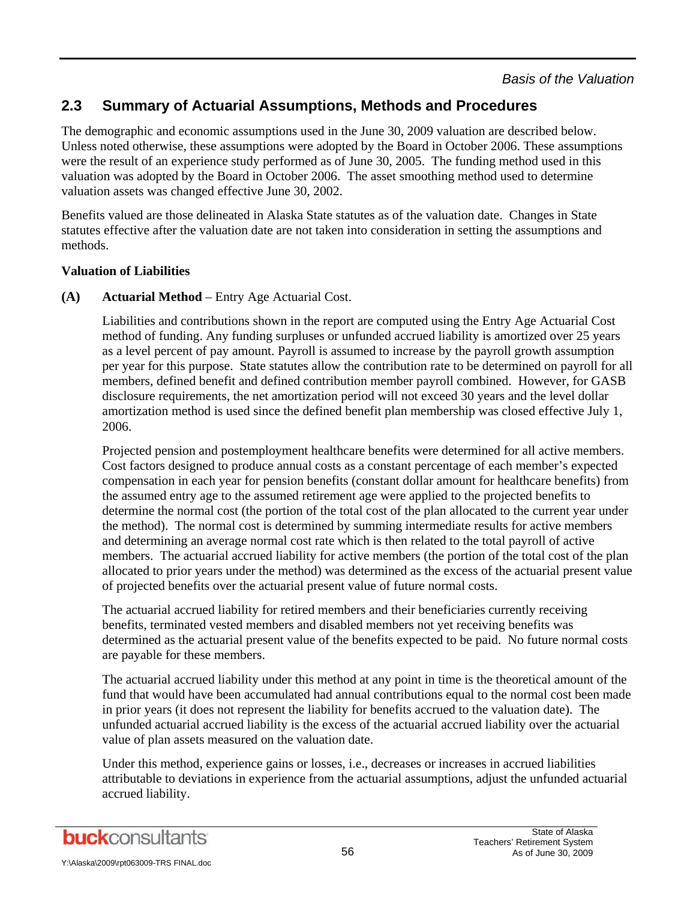## 2.3 Summary of Actuarial Assumptions, Methods and Procedures

The demographic and economic assumptions used in the June 30, 2009 valuation are described below. Unless noted otherwise, these assumptions were adopted by the Board in October 2006. These assumptions were the result of an experience study performed as of June 30, 2005. The funding method used in this valuation was adopted by the Board in October 2006. The asset smoothing method used to determine valuation assets was changed effective June 30, 2002.

Benefits valued are those delineated in Alaska State statutes as of the valuation date. Changes in State statutes effective after the valuation date are not taken into consideration in setting the assumptions and methods.

**Valuation of Liabilities**

**(A) Actuarial Method** – Entry Age Actuarial Cost.

Liabilities and contributions shown in the report are computed using the Entry Age Actuarial Cost method of funding. Any funding surpluses or unfunded accrued liability is amortized over 25 years as a level percent of pay amount. Payroll is assumed to increase by the payroll growth assumption per year for this purpose. State statutes allow the contribution rate to be determined on payroll for all members, defined benefit and defined contribution member payroll combined. However, for GASB disclosure requirements, the net amortization period will not exceed 30 years and the level dollar amortization method is used since the defined benefit plan membership was closed effective July 1, 2006.

Projected pension and postemployment healthcare benefits were determined for all active members. Cost factors designed to produce annual costs as a constant percentage of each member's expected compensation in each year for pension benefits (constant dollar amount for healthcare benefits) from the assumed entry age to the assumed retirement age were applied to the projected benefits to determine the normal cost (the portion of the total cost of the plan allocated to the current year under the method). The normal cost is determined by summing intermediate results for active members and determining an average normal cost rate which is then related to the total payroll of active members. The actuarial accrued liability for active members (the portion of the total cost of the plan allocated to prior years under the method) was determined as the excess of the actuarial present value of projected benefits over the actuarial present value of future normal costs.

The actuarial accrued liability for retired members and their beneficiaries currently receiving benefits, terminated vested members and disabled members not yet receiving benefits was determined as the actuarial present value of the benefits expected to be paid. No future normal costs are payable for these members.

The actuarial accrued liability under this method at any point in time is the theoretical amount of the fund that would have been accumulated had annual contributions equal to the normal cost been made in prior years (it does not represent the liability for benefits accrued to the valuation date). The unfunded actuarial accrued liability is the excess of the actuarial accrued liability over the actuarial value of plan assets measured on the valuation date.

Under this method, experience gains or losses, i.e., decreases or increases in accrued liabilities attributable to deviations in experience from the actuarial assumptions, adjust the unfunded actuarial accrued liability.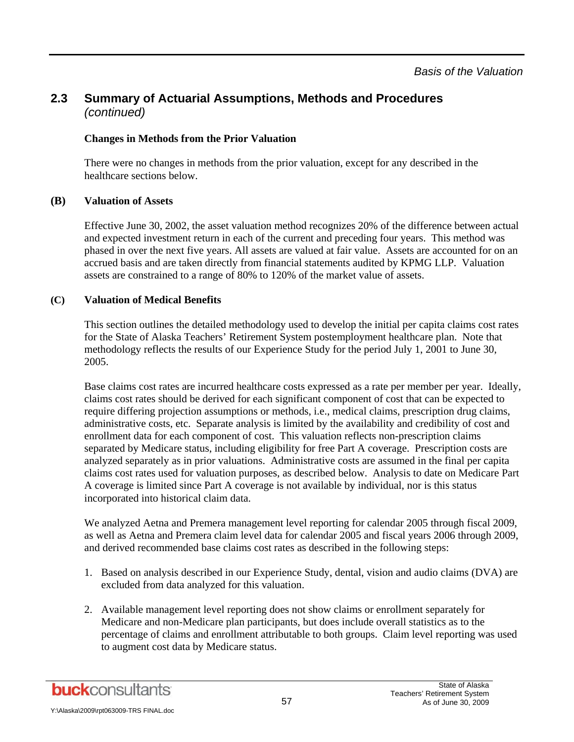## 2.3 Summary of Actuarial Assumptions, Methods and Procedures *(continued)*

**Changes in Methods from the Prior Valuation**

There were no changes in methods from the prior valuation, except for any described in the healthcare sections below.

**(B) Valuation of Assets**

Effective June 30, 2002, the asset valuation method recognizes 20% of the difference between actual and expected investment return in each of the current and preceding four years. This method was phased in over the next five years. All assets are valued at fair value. Assets are accounted for on an accrued basis and are taken directly from financial statements audited by KPMG LLP. Valuation assets are constrained to a range of 80% to 120% of the market value of assets.

**(C) Valuation of Medical Benefits**

This section outlines the detailed methodology used to develop the initial per capita claims cost rates for the State of Alaska Teachers' Retirement System postemployment healthcare plan. Note that methodology reflects the results of our Experience Study for the period July 1, 2001 to June 30, 2005.

Base claims cost rates are incurred healthcare costs expressed as a rate per member per year. Ideally, claims cost rates should be derived for each significant component of cost that can be expected to require differing projection assumptions or methods, i.e., medical claims, prescription drug claims, administrative costs, etc. Separate analysis is limited by the availability and credibility of cost and enrollment data for each component of cost. This valuation reflects non-prescription claims separated by Medicare status, including eligibility for free Part A coverage. Prescription costs are analyzed separately as in prior valuations. Administrative costs are assumed in the final per capita claims cost rates used for valuation purposes, as described below. Analysis to date on Medicare Part A coverage is limited since Part A coverage is not available by individual, nor is this status incorporated into historical claim data.

We analyzed Aetna and Premera management level reporting for calendar 2005 through fiscal 2009, as well as Aetna and Premera claim level data for calendar 2005 and fiscal years 2006 through 2009, and derived recommended base claims cost rates as described in the following steps:

1. Based on analysis described in our Experience Study, dental, vision and audio claims (DVA) are excluded from data analyzed for this valuation.
2. Available management level reporting does not show claims or enrollment separately for Medicare and non-Medicare plan participants, but does include overall statistics as to the percentage of claims and enrollment attributable to both groups. Claim level reporting was used to augment cost data by Medicare status.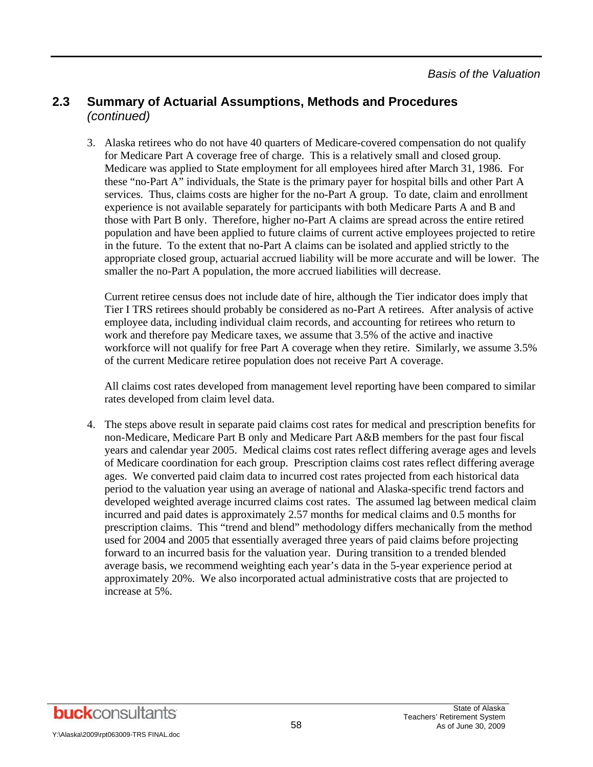## 2.3 Summary of Actuarial Assumptions, Methods and Procedures *(continued)*

3. Alaska retirees who do not have 40 quarters of Medicare-covered compensation do not qualify for Medicare Part A coverage free of charge. This is a relatively small and closed group. Medicare was applied to State employment for all employees hired after March 31, 1986. For these "no-Part A" individuals, the State is the primary payer for hospital bills and other Part A services. Thus, claims costs are higher for the no-Part A group. To date, claim and enrollment experience is not available separately for participants with both Medicare Parts A and B and those with Part B only. Therefore, higher no-Part A claims are spread across the entire retired population and have been applied to future claims of current active employees projected to retire in the future. To the extent that no-Part A claims can be isolated and applied strictly to the appropriate closed group, actuarial accrued liability will be more accurate and will be lower. The smaller the no-Part A population, the more accrued liabilities will decrease.

   Current retiree census does not include date of hire, although the Tier indicator does imply that Tier I TRS retirees should probably be considered as no-Part A retirees. After analysis of active employee data, including individual claim records, and accounting for retirees who return to work and therefore pay Medicare taxes, we assume that 3.5% of the active and inactive workforce will not qualify for free Part A coverage when they retire. Similarly, we assume 3.5% of the current Medicare retiree population does not receive Part A coverage.

   All claims cost rates developed from management level reporting have been compared to similar rates developed from claim level data.

4. The steps above result in separate paid claims cost rates for medical and prescription benefits for non-Medicare, Medicare Part B only and Medicare Part A&B members for the past four fiscal years and calendar year 2005. Medical claims cost rates reflect differing average ages and levels of Medicare coordination for each group. Prescription claims cost rates reflect differing average ages. We converted paid claim data to incurred cost rates projected from each historical data period to the valuation year using an average of national and Alaska-specific trend factors and developed weighted average incurred claims cost rates. The assumed lag between medical claim incurred and paid dates is approximately 2.57 months for medical claims and 0.5 months for prescription claims. This "trend and blend" methodology differs mechanically from the method used for 2004 and 2005 that essentially averaged three years of paid claims before projecting forward to an incurred basis for the valuation year. During transition to a trended blended average basis, we recommend weighting each year's data in the 5-year experience period at approximately 20%. We also incorporated actual administrative costs that are projected to increase at 5%.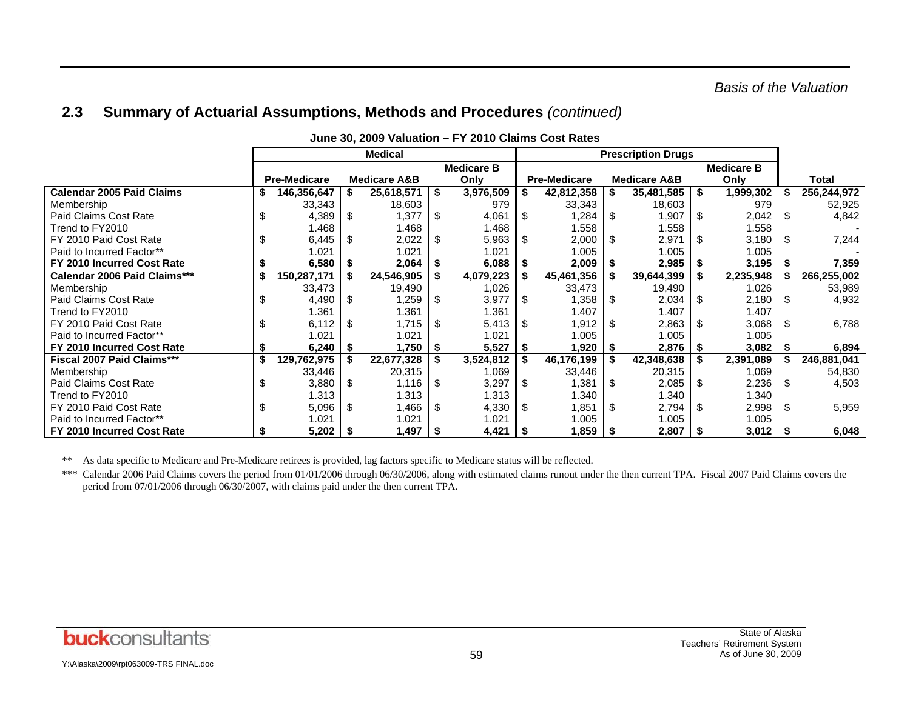*Basis of the Valuation*

## 2.3 Summary of Actuarial Assumptions, Methods and Procedures *(continued)*

**June 30, 2009 Valuation – FY 2010 Claims Cost Rates**

| | Medical | | | Prescription Drugs | | | |
|---|---|---|---|---|---|---|---|
| | Pre-Medicare | Medicare A&B | Medicare B Only | Pre-Medicare | Medicare A&B | Medicare B Only | Total |
| **Calendar 2005 Paid Claims** | **$ 146,356,647** | **$ 25,618,571** | **$ 3,976,509** | **$ 42,812,358** | **$ 35,481,585** | **$ 1,999,302** | **$ 256,244,972** |
| Membership | 33,343 | 18,603 | 979 | 33,343 | 18,603 | 979 | 52,925 |
| Paid Claims Cost Rate | $ 4,389 | $ 1,377 | $ 4,061 | $ 1,284 | $ 1,907 | $ 2,042 | $ 4,842 |
| Trend to FY2010 | 1.468 | 1.468 | 1.468 | 1.558 | 1.558 | 1.558 | - |
| FY 2010 Paid Cost Rate | $ 6,445 | $ 2,022 | $ 5,963 | $ 2,000 | $ 2,971 | $ 3,180 | $ 7,244 |
| Paid to Incurred Factor** | 1.021 | 1.021 | 1.021 | 1.005 | 1.005 | 1.005 | - |
| **FY 2010 Incurred Cost Rate** | **$ 6,580** | **$ 2,064** | **$ 6,088** | **$ 2,009** | **$ 2,985** | **$ 3,195** | **$ 7,359** |
| **Calendar 2006 Paid Claims*** ** | **$ 150,287,171** | **$ 24,546,905** | **$ 4,079,223** | **$ 45,461,356** | **$ 39,644,399** | **$ 2,235,948** | **$ 266,255,002** |
| Membership | 33,473 | 19,490 | 1,026 | 33,473 | 19,490 | 1,026 | 53,989 |
| Paid Claims Cost Rate | $ 4,490 | $ 1,259 | $ 3,977 | $ 1,358 | $ 2,034 | $ 2,180 | $ 4,932 |
| Trend to FY2010 | 1.361 | 1.361 | 1.361 | 1.407 | 1.407 | 1.407 | |
| FY 2010 Paid Cost Rate | $ 6,112 | $ 1,715 | $ 5,413 | $ 1,912 | $ 2,863 | $ 3,068 | $ 6,788 |
| Paid to Incurred Factor** | 1.021 | 1.021 | 1.021 | 1.005 | 1.005 | 1.005 | |
| **FY 2010 Incurred Cost Rate** | **$ 6,240** | **$ 1,750** | **$ 5,527** | **$ 1,920** | **$ 2,876** | **$ 3,082** | **$ 6,894** |
| **Fiscal 2007 Paid Claims*** ** | **$ 129,762,975** | **$ 22,677,328** | **$ 3,524,812** | **$ 46,176,199** | **$ 42,348,638** | **$ 2,391,089** | **$ 246,881,041** |
| Membership | 33,446 | 20,315 | 1,069 | 33,446 | 20,315 | 1,069 | 54,830 |
| Paid Claims Cost Rate | $ 3,880 | $ 1,116 | $ 3,297 | $ 1,381 | $ 2,085 | $ 2,236 | $ 4,503 |
| Trend to FY2010 | 1.313 | 1.313 | 1.313 | 1.340 | 1.340 | 1.340 | |
| FY 2010 Paid Cost Rate | $ 5,096 | $ 1,466 | $ 4,330 | $ 1,851 | $ 2,794 | $ 2,998 | $ 5,959 |
| Paid to Incurred Factor** | 1.021 | 1.021 | 1.021 | 1.005 | 1.005 | 1.005 | |
| **FY 2010 Incurred Cost Rate** | **$ 5,202** | **$ 1,497** | **$ 4,421** | **$ 1,859** | **$ 2,807** | **$ 3,012** | **$ 6,048** |

** As data specific to Medicare and Pre-Medicare retirees is provided, lag factors specific to Medicare status will be reflected.

*** Calendar 2006 Paid Claims covers the period from 01/01/2006 through 06/30/2006, along with estimated claims runout under the then current TPA. Fiscal 2007 Paid Claims covers the period from 07/01/2006 through 06/30/2007, with claims paid under the then current TPA.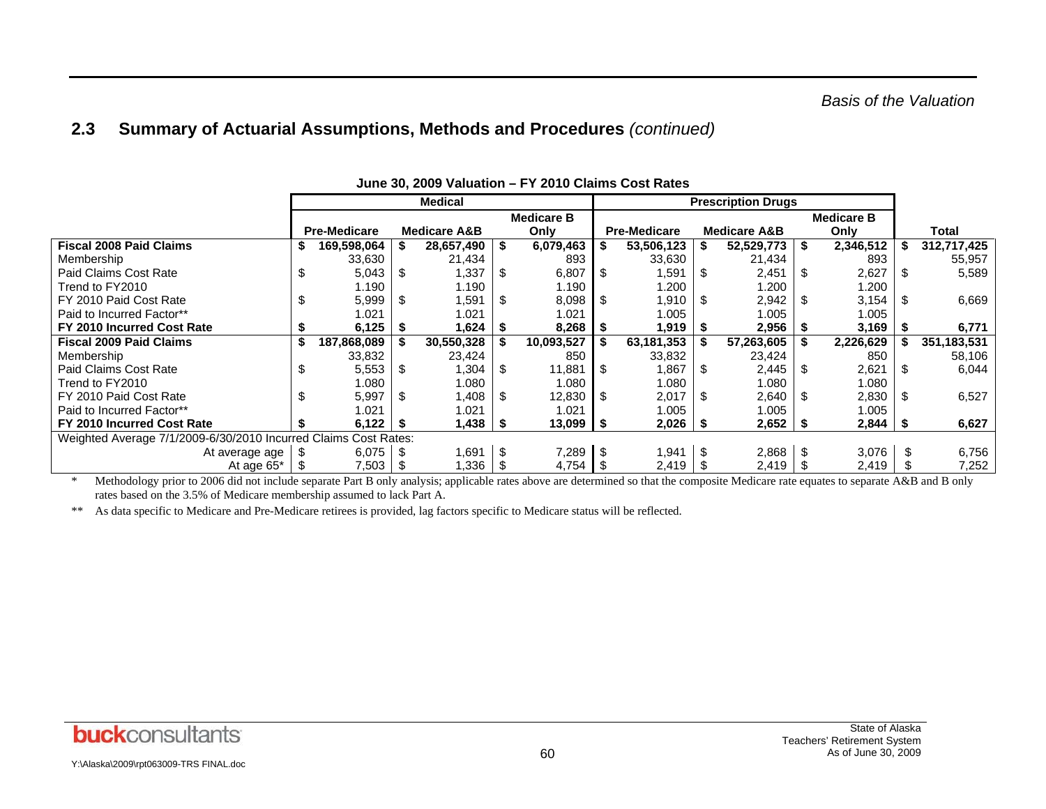## 2.3 Summary of Actuarial Assumptions, Methods and Procedures *(continued)*

**June 30, 2009 Valuation – FY 2010 Claims Cost Rates**

| | Medical | | | Prescription Drugs | | | |
|---|---|---|---|---|---|---|---|
| | Pre-Medicare | Medicare A&B | Medicare B Only | Pre-Medicare | Medicare A&B | Medicare B Only | Total |
| **Fiscal 2008 Paid Claims** | **$ 169,598,064** | **$ 28,657,490** | **$ 6,079,463** | **$ 53,506,123** | **$ 52,529,773** | **$ 2,346,512** | **$ 312,717,425** |
| Membership | 33,630 | 21,434 | 893 | 33,630 | 21,434 | 893 | 55,957 |
| Paid Claims Cost Rate | $ 5,043 | $ 1,337 | $ 6,807 | $ 1,591 | $ 2,451 | $ 2,627 | $ 5,589 |
| Trend to FY2010 | 1.190 | 1.190 | 1.190 | 1.200 | 1.200 | 1.200 | |
| FY 2010 Paid Cost Rate | $ 5,999 | $ 1,591 | $ 8,098 | $ 1,910 | $ 2,942 | $ 3,154 | $ 6,669 |
| Paid to Incurred Factor** | 1.021 | 1.021 | 1.021 | 1.005 | 1.005 | 1.005 | |
| **FY 2010 Incurred Cost Rate** | **$ 6,125** | **$ 1,624** | **$ 8,268** | **$ 1,919** | **$ 2,956** | **$ 3,169** | **$ 6,771** |
| **Fiscal 2009 Paid Claims** | **$ 187,868,089** | **$ 30,550,328** | **$ 10,093,527** | **$ 63,181,353** | **$ 57,263,605** | **$ 2,226,629** | **$ 351,183,531** |
| Membership | 33,832 | 23,424 | 850 | 33,832 | 23,424 | 850 | 58,106 |
| Paid Claims Cost Rate | $ 5,553 | $ 1,304 | $ 11,881 | $ 1,867 | $ 2,445 | $ 2,621 | $ 6,044 |
| Trend to FY2010 | 1.080 | 1.080 | 1.080 | 1.080 | 1.080 | 1.080 | |
| FY 2010 Paid Cost Rate | $ 5,997 | $ 1,408 | $ 12,830 | $ 2,017 | $ 2,640 | $ 2,830 | $ 6,527 |
| Paid to Incurred Factor** | 1.021 | 1.021 | 1.021 | 1.005 | 1.005 | 1.005 | |
| **FY 2010 Incurred Cost Rate** | **$ 6,122** | **$ 1,438** | **$ 13,099** | **$ 2,026** | **$ 2,652** | **$ 2,844** | **$ 6,627** |
| Weighted Average 7/1/2009-6/30/2010 Incurred Claims Cost Rates: | | | | | | | |
| At average age | $ 6,075 | $ 1,691 | $ 7,289 | $ 1,941 | $ 2,868 | $ 3,076 | $ 6,756 |
| At age 65* | $ 7,503 | $ 1,336 | $ 4,754 | $ 2,419 | $ 2,419 | $ 2,419 | $ 7,252 |

\* Methodology prior to 2006 did not include separate Part B only analysis; applicable rates above are determined so that the composite Medicare rate equates to separate A&B and B only rates based on the 3.5% of Medicare membership assumed to lack Part A.

** As data specific to Medicare and Pre-Medicare retirees is provided, lag factors specific to Medicare status will be reflected.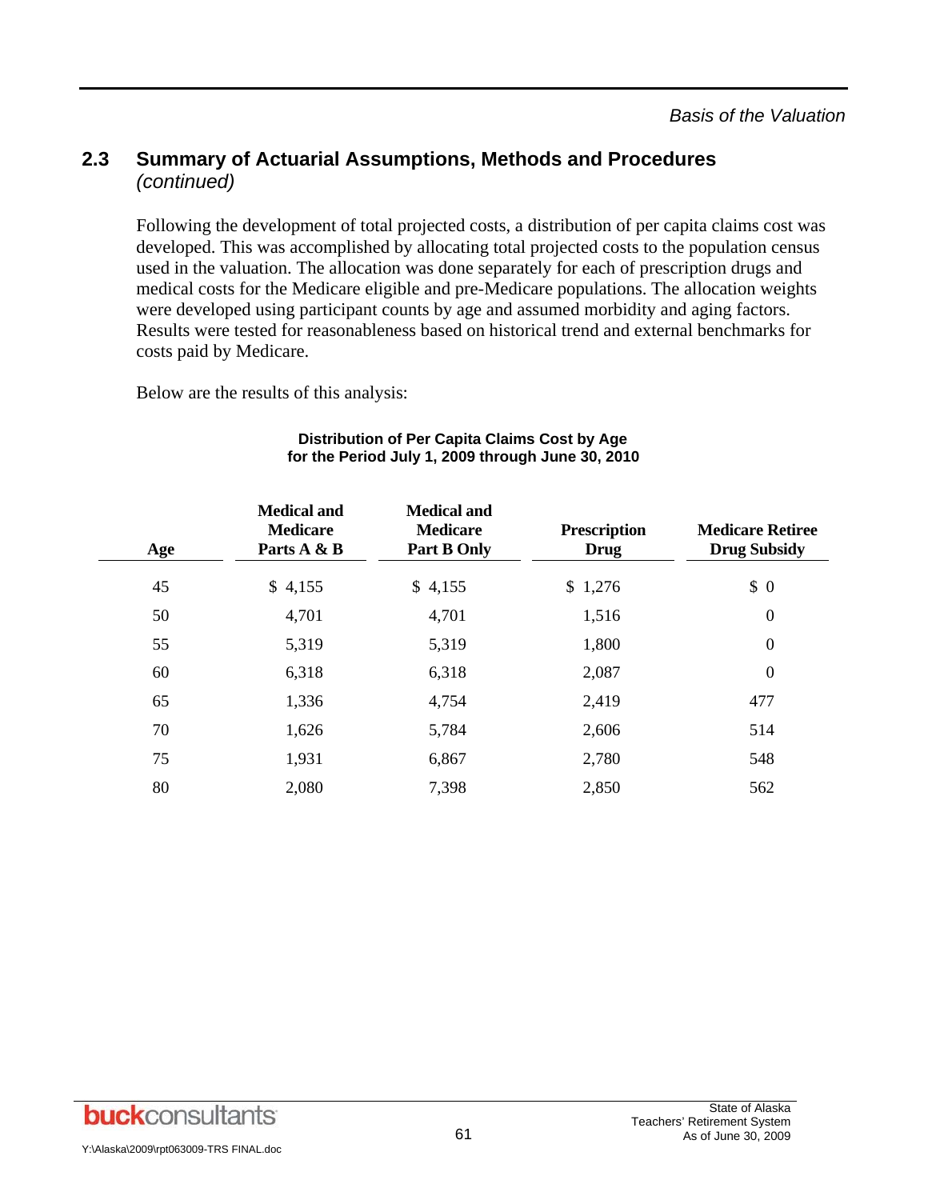## 2.3 Summary of Actuarial Assumptions, Methods and Procedures *(continued)*

Following the development of total projected costs, a distribution of per capita claims cost was developed. This was accomplished by allocating total projected costs to the population census used in the valuation. The allocation was done separately for each of prescription drugs and medical costs for the Medicare eligible and pre-Medicare populations. The allocation weights were developed using participant counts by age and assumed morbidity and aging factors. Results were tested for reasonableness based on historical trend and external benchmarks for costs paid by Medicare.

Below are the results of this analysis:

**Distribution of Per Capita Claims Cost by Age for the Period July 1, 2009 through June 30, 2010**

| Age | Medical and Medicare Parts A & B | Medical and Medicare Part B Only | Prescription Drug | Medicare Retiree Drug Subsidy |
|---|---|---|---|---|
| 45 | $ 4,155 | $ 4,155 | $ 1,276 | $ 0 |
| 50 | 4,701 | 4,701 | 1,516 | 0 |
| 55 | 5,319 | 5,319 | 1,800 | 0 |
| 60 | 6,318 | 6,318 | 2,087 | 0 |
| 65 | 1,336 | 4,754 | 2,419 | 477 |
| 70 | 1,626 | 5,784 | 2,606 | 514 |
| 75 | 1,931 | 6,867 | 2,780 | 548 |
| 80 | 2,080 | 7,398 | 2,850 | 562 |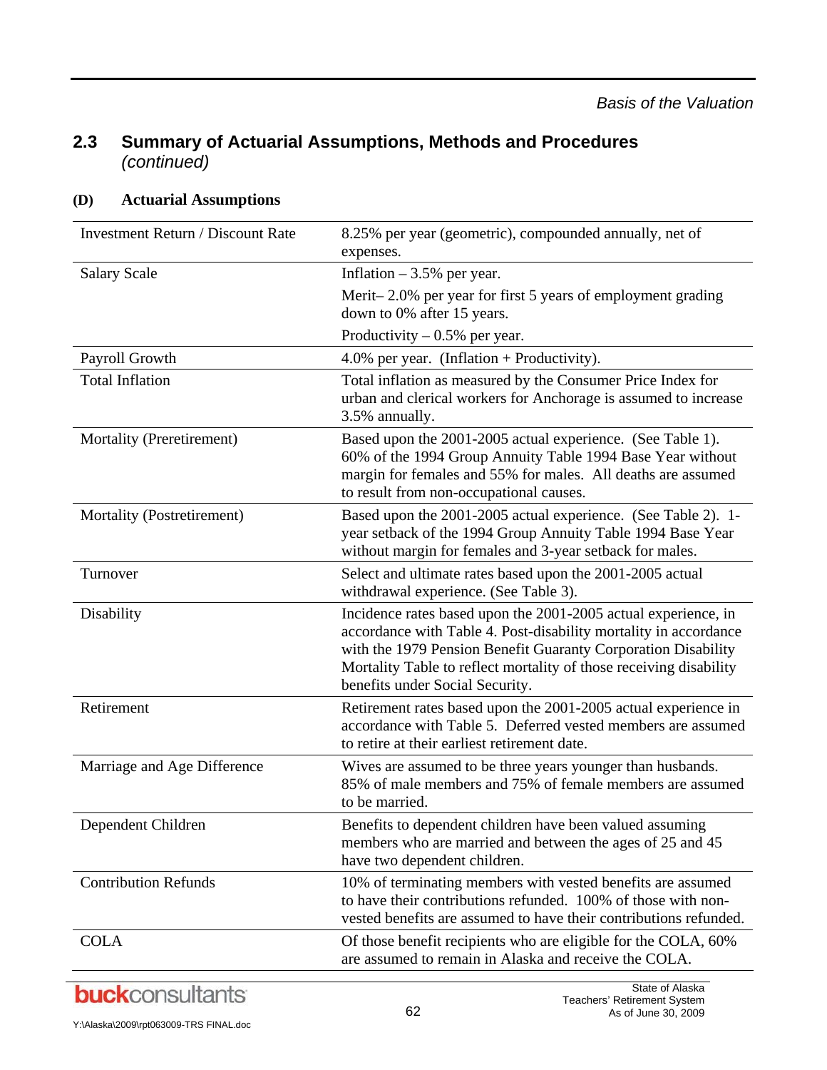## 2.3 Summary of Actuarial Assumptions, Methods and Procedures *(continued)*

### (D) Actuarial Assumptions

| | |
|---|---|
| Investment Return / Discount Rate | 8.25% per year (geometric), compounded annually, net of expenses. |
| Salary Scale | Inflation – 3.5% per year.<br>Merit– 2.0% per year for first 5 years of employment grading down to 0% after 15 years.<br>Productivity – 0.5% per year. |
| Payroll Growth | 4.0% per year. (Inflation + Productivity). |
| Total Inflation | Total inflation as measured by the Consumer Price Index for urban and clerical workers for Anchorage is assumed to increase 3.5% annually. |
| Mortality (Preretirement) | Based upon the 2001-2005 actual experience. (See Table 1). 60% of the 1994 Group Annuity Table 1994 Base Year without margin for females and 55% for males. All deaths are assumed to result from non-occupational causes. |
| Mortality (Postretirement) | Based upon the 2001-2005 actual experience. (See Table 2). 1-year setback of the 1994 Group Annuity Table 1994 Base Year without margin for females and 3-year setback for males. |
| Turnover | Select and ultimate rates based upon the 2001-2005 actual withdrawal experience. (See Table 3). |
| Disability | Incidence rates based upon the 2001-2005 actual experience, in accordance with Table 4. Post-disability mortality in accordance with the 1979 Pension Benefit Guaranty Corporation Disability Mortality Table to reflect mortality of those receiving disability benefits under Social Security. |
| Retirement | Retirement rates based upon the 2001-2005 actual experience in accordance with Table 5. Deferred vested members are assumed to retire at their earliest retirement date. |
| Marriage and Age Difference | Wives are assumed to be three years younger than husbands. 85% of male members and 75% of female members are assumed to be married. |
| Dependent Children | Benefits to dependent children have been valued assuming members who are married and between the ages of 25 and 45 have two dependent children. |
| Contribution Refunds | 10% of terminating members with vested benefits are assumed to have their contributions refunded. 100% of those with non-vested benefits are assumed to have their contributions refunded. |
| COLA | Of those benefit recipients who are eligible for the COLA, 60% are assumed to remain in Alaska and receive the COLA. |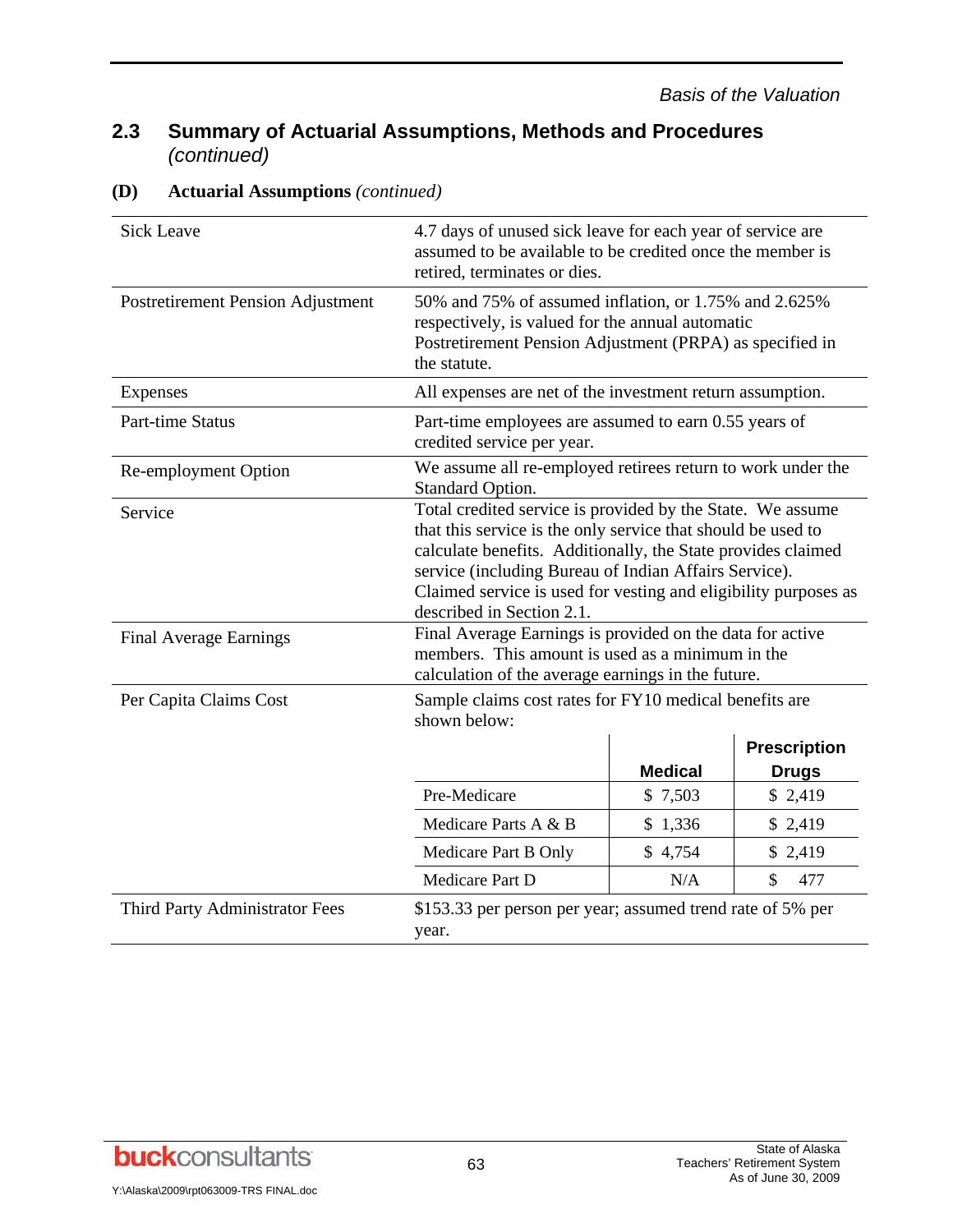## 2.3 Summary of Actuarial Assumptions, Methods and Procedures *(continued)*

### (D) Actuarial Assumptions *(continued)*

| | |
|---|---|
| Sick Leave | 4.7 days of unused sick leave for each year of service are assumed to be available to be credited once the member is retired, terminates or dies. |
| Postretirement Pension Adjustment | 50% and 75% of assumed inflation, or 1.75% and 2.625% respectively, is valued for the annual automatic Postretirement Pension Adjustment (PRPA) as specified in the statute. |
| Expenses | All expenses are net of the investment return assumption. |
| Part-time Status | Part-time employees are assumed to earn 0.55 years of credited service per year. |
| Re-employment Option | We assume all re-employed retirees return to work under the Standard Option. |
| Service | Total credited service is provided by the State. We assume that this service is the only service that should be used to calculate benefits. Additionally, the State provides claimed service (including Bureau of Indian Affairs Service). Claimed service is used for vesting and eligibility purposes as described in Section 2.1. |
| Final Average Earnings | Final Average Earnings is provided on the data for active members. This amount is used as a minimum in the calculation of the average earnings in the future. |
| Per Capita Claims Cost | Sample claims cost rates for FY10 medical benefits are shown below: |
| Third Party Administrator Fees | $153.33 per person per year; assumed trend rate of 5% per year. |

| | Medical | Prescription Drugs |
|---|---|---|
| Pre-Medicare | $ 7,503 | $ 2,419 |
| Medicare Parts A & B | $ 1,336 | $ 2,419 |
| Medicare Part B Only | $ 4,754 | $ 2,419 |
| Medicare Part D | N/A | $ 477 |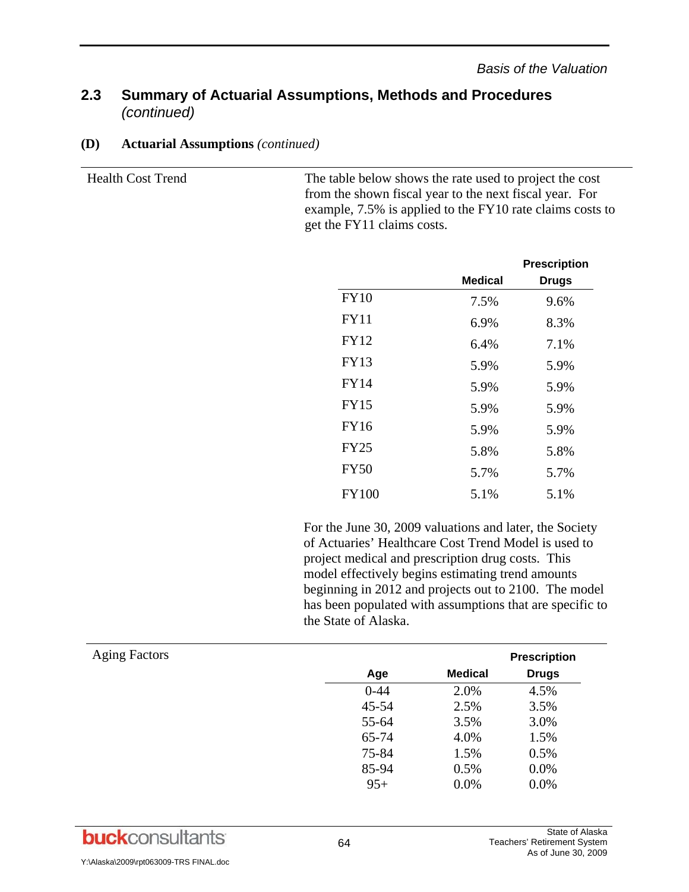## 2.3 Summary of Actuarial Assumptions, Methods and Procedures *(continued)*

**(D) Actuarial Assumptions** *(continued)*

Health Cost Trend

The table below shows the rate used to project the cost from the shown fiscal year to the next fiscal year. For example, 7.5% is applied to the FY10 rate claims costs to get the FY11 claims costs.

| | Medical | Prescription Drugs |
|---|---|---|
| FY10 | 7.5% | 9.6% |
| FY11 | 6.9% | 8.3% |
| FY12 | 6.4% | 7.1% |
| FY13 | 5.9% | 5.9% |
| FY14 | 5.9% | 5.9% |
| FY15 | 5.9% | 5.9% |
| FY16 | 5.9% | 5.9% |
| FY25 | 5.8% | 5.8% |
| FY50 | 5.7% | 5.7% |
| FY100 | 5.1% | 5.1% |

For the June 30, 2009 valuations and later, the Society of Actuaries' Healthcare Cost Trend Model is used to project medical and prescription drug costs. This model effectively begins estimating trend amounts beginning in 2012 and projects out to 2100. The model has been populated with assumptions that are specific to the State of Alaska.

Aging Factors

| Age | Medical | Prescription Drugs |
|---|---|---|
| 0-44 | 2.0% | 4.5% |
| 45-54 | 2.5% | 3.5% |
| 55-64 | 3.5% | 3.0% |
| 65-74 | 4.0% | 1.5% |
| 75-84 | 1.5% | 0.5% |
| 85-94 | 0.5% | 0.0% |
| 95+ | 0.0% | 0.0% |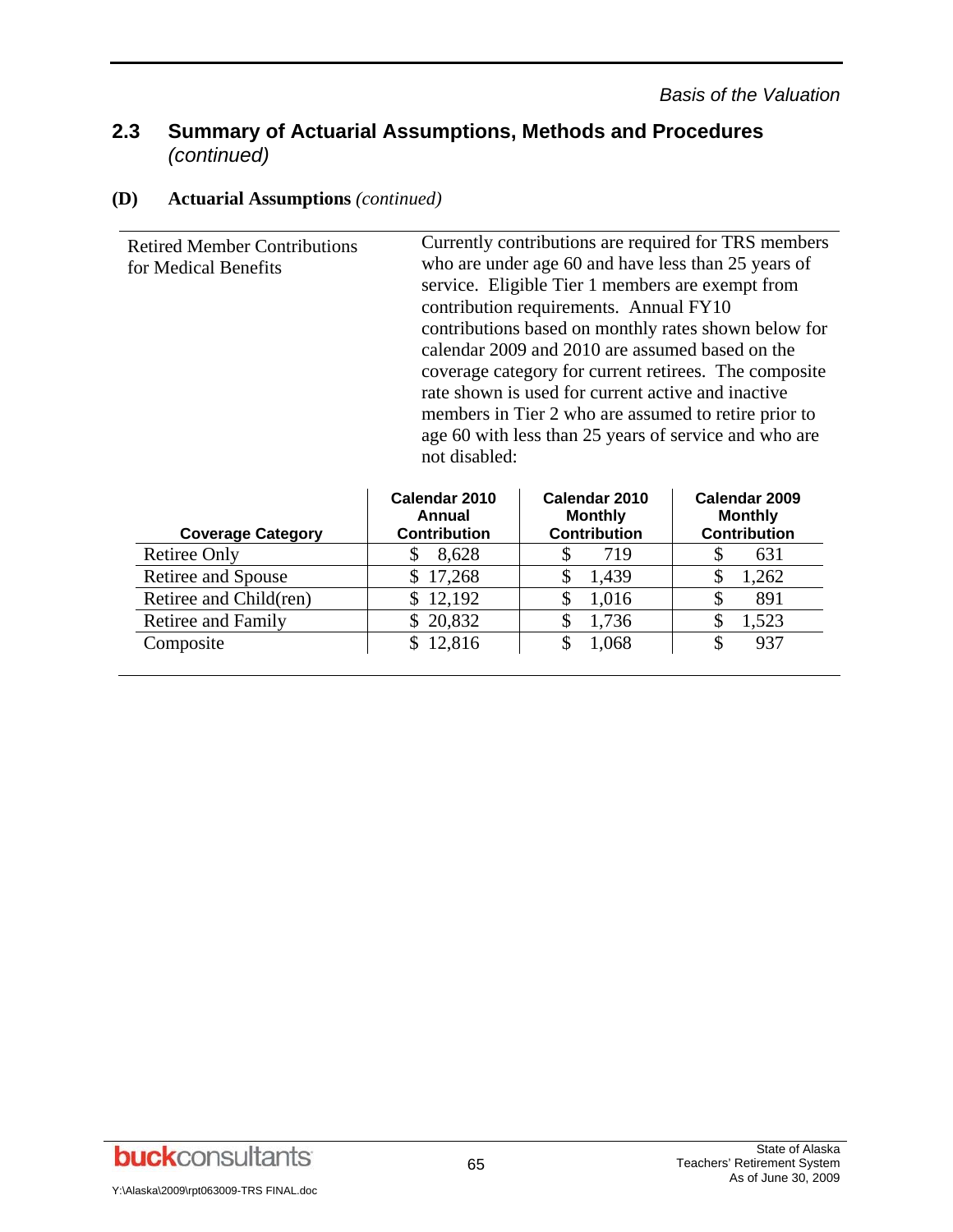## 2.3 Summary of Actuarial Assumptions, Methods and Procedures *(continued)*

### (D) Actuarial Assumptions *(continued)*

| | |
|---|---|
| Retired Member Contributions for Medical Benefits | Currently contributions are required for TRS members who are under age 60 and have less than 25 years of service. Eligible Tier 1 members are exempt from contribution requirements. Annual FY10 contributions based on monthly rates shown below for calendar 2009 and 2010 are assumed based on the coverage category for current retirees. The composite rate shown is used for current active and inactive members in Tier 2 who are assumed to retire prior to age 60 with less than 25 years of service and who are not disabled: |

| Coverage Category | Calendar 2010 Annual Contribution | Calendar 2010 Monthly Contribution | Calendar 2009 Monthly Contribution |
|---|---|---|---|
| Retiree Only | $ 8,628 | $ 719 | $ 631 |
| Retiree and Spouse | $ 17,268 | $ 1,439 | $ 1,262 |
| Retiree and Child(ren) | $ 12,192 | $ 1,016 | $ 891 |
| Retiree and Family | $ 20,832 | $ 1,736 | $ 1,523 |
| Composite | $ 12,816 | $ 1,068 | $ 937 |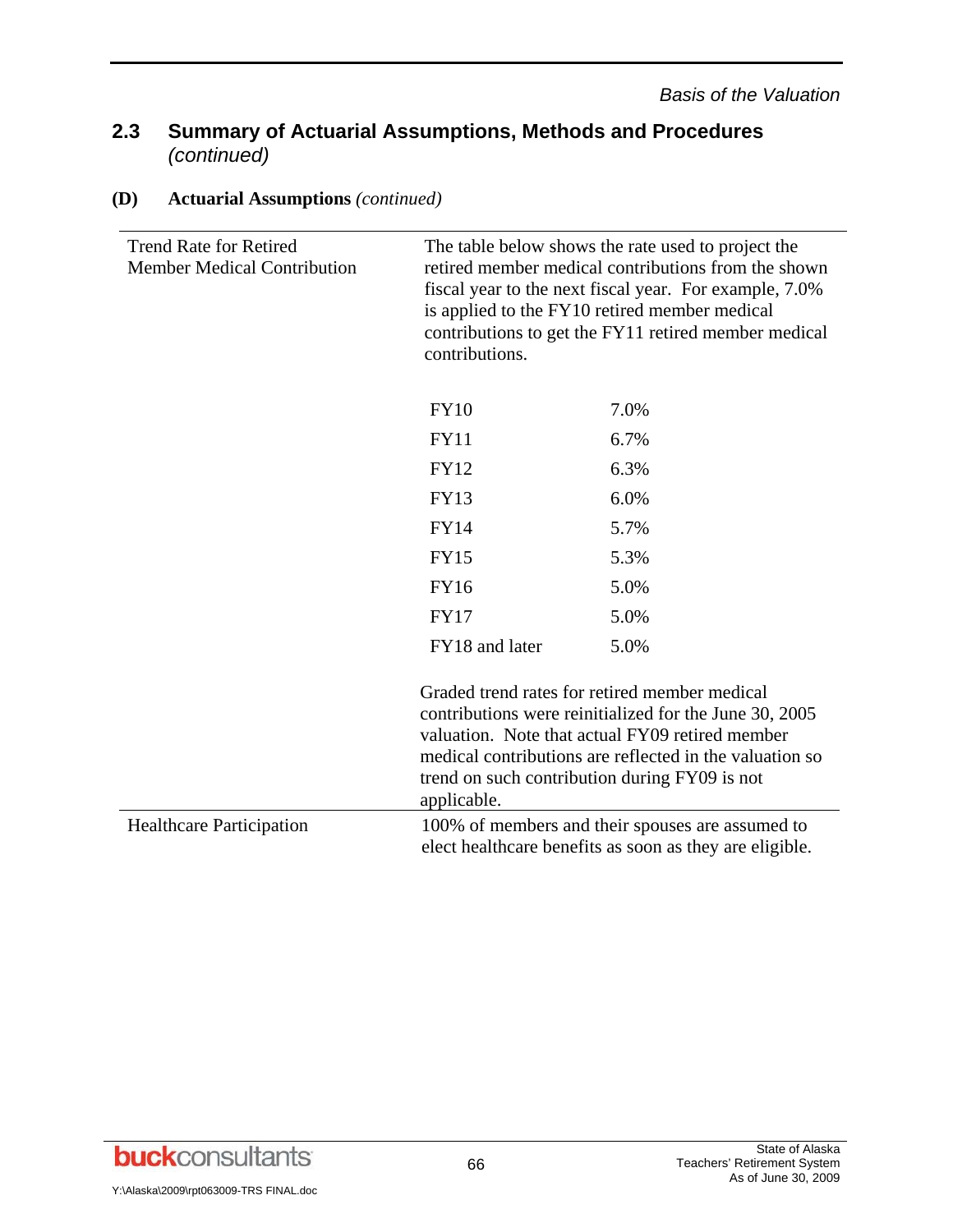## 2.3 Summary of Actuarial Assumptions, Methods and Procedures *(continued)*

**(D) Actuarial Assumptions** *(continued)*

| | |
|---|---|
| Trend Rate for Retired Member Medical Contribution | The table below shows the rate used to project the retired member medical contributions from the shown fiscal year to the next fiscal year. For example, 7.0% is applied to the FY10 retired member medical contributions to get the FY11 retired member medical contributions.<br><br>FY10 7.0%<br>FY11 6.7%<br>FY12 6.3%<br>FY13 6.0%<br>FY14 5.7%<br>FY15 5.3%<br>FY16 5.0%<br>FY17 5.0%<br>FY18 and later 5.0%<br><br>Graded trend rates for retired member medical contributions were reinitialized for the June 30, 2005 valuation. Note that actual FY09 retired member medical contributions are reflected in the valuation so trend on such contribution during FY09 is not applicable. |
| Healthcare Participation | 100% of members and their spouses are assumed to elect healthcare benefits as soon as they are eligible. |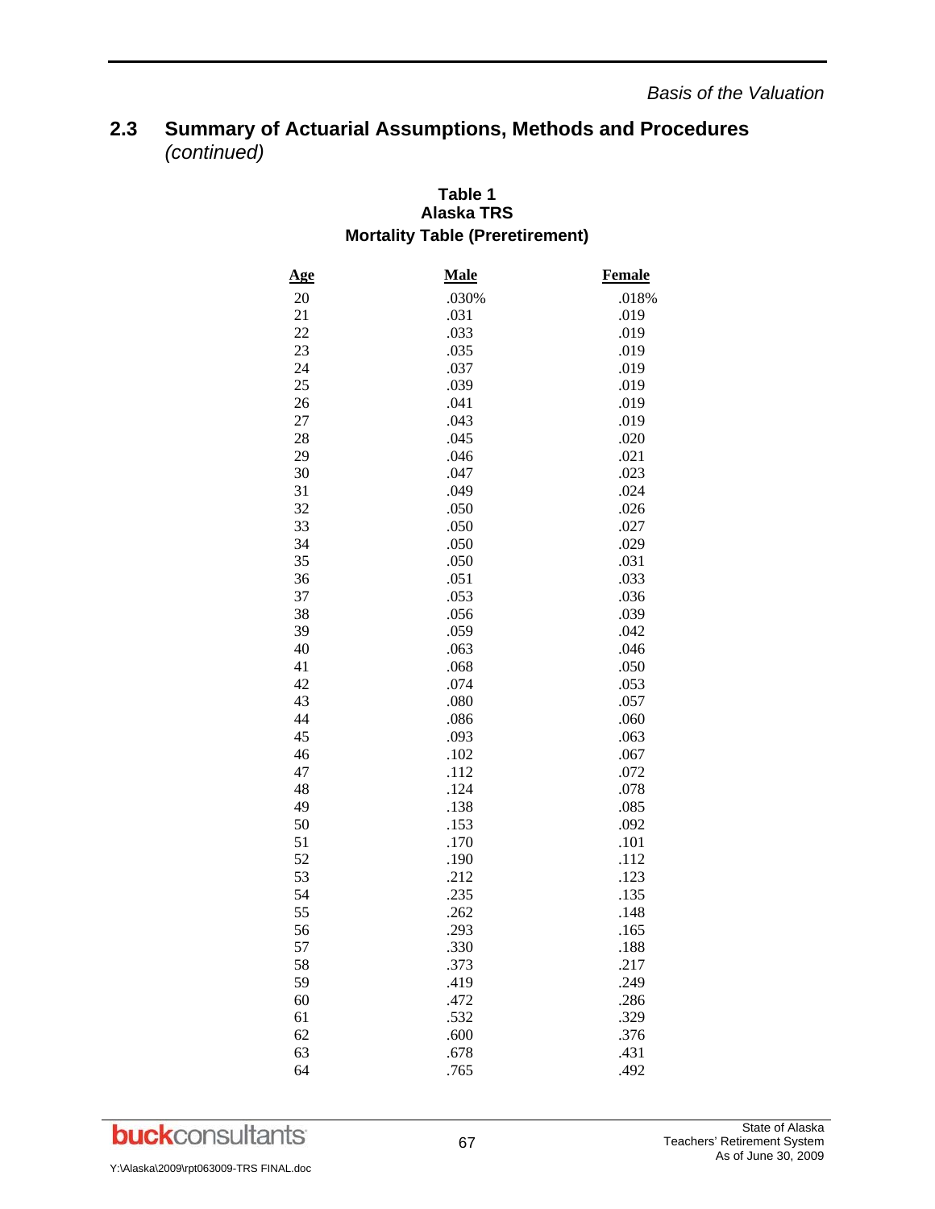## 2.3 Summary of Actuarial Assumptions, Methods and Procedures *(continued)*

**Table 1**
**Alaska TRS**
**Mortality Table (Preretirement)**

| Age | Male | Female |
|---|---|---|
| 20 | .030% | .018% |
| 21 | .031 | .019 |
| 22 | .033 | .019 |
| 23 | .035 | .019 |
| 24 | .037 | .019 |
| 25 | .039 | .019 |
| 26 | .041 | .019 |
| 27 | .043 | .019 |
| 28 | .045 | .020 |
| 29 | .046 | .021 |
| 30 | .047 | .023 |
| 31 | .049 | .024 |
| 32 | .050 | .026 |
| 33 | .050 | .027 |
| 34 | .050 | .029 |
| 35 | .050 | .031 |
| 36 | .051 | .033 |
| 37 | .053 | .036 |
| 38 | .056 | .039 |
| 39 | .059 | .042 |
| 40 | .063 | .046 |
| 41 | .068 | .050 |
| 42 | .074 | .053 |
| 43 | .080 | .057 |
| 44 | .086 | .060 |
| 45 | .093 | .063 |
| 46 | .102 | .067 |
| 47 | .112 | .072 |
| 48 | .124 | .078 |
| 49 | .138 | .085 |
| 50 | .153 | .092 |
| 51 | .170 | .101 |
| 52 | .190 | .112 |
| 53 | .212 | .123 |
| 54 | .235 | .135 |
| 55 | .262 | .148 |
| 56 | .293 | .165 |
| 57 | .330 | .188 |
| 58 | .373 | .217 |
| 59 | .419 | .249 |
| 60 | .472 | .286 |
| 61 | .532 | .329 |
| 62 | .600 | .376 |
| 63 | .678 | .431 |
| 64 | .765 | .492 |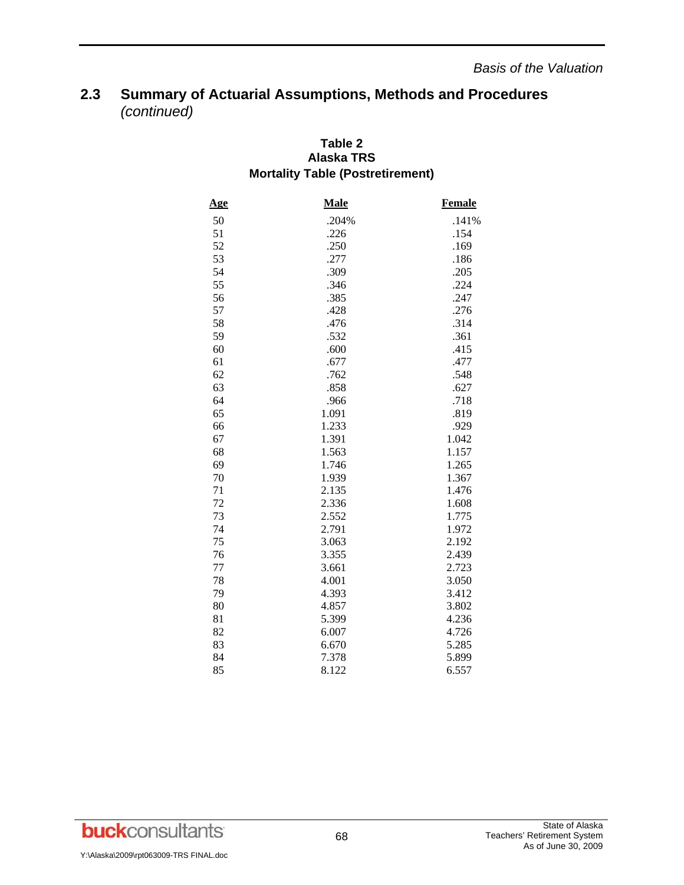## 2.3 Summary of Actuarial Assumptions, Methods and Procedures *(continued)*

**Table 2**
**Alaska TRS**
**Mortality Table (Postretirement)**

| Age | Male | Female |
|---|---|---|
| 50 | .204% | .141% |
| 51 | .226 | .154 |
| 52 | .250 | .169 |
| 53 | .277 | .186 |
| 54 | .309 | .205 |
| 55 | .346 | .224 |
| 56 | .385 | .247 |
| 57 | .428 | .276 |
| 58 | .476 | .314 |
| 59 | .532 | .361 |
| 60 | .600 | .415 |
| 61 | .677 | .477 |
| 62 | .762 | .548 |
| 63 | .858 | .627 |
| 64 | .966 | .718 |
| 65 | 1.091 | .819 |
| 66 | 1.233 | .929 |
| 67 | 1.391 | 1.042 |
| 68 | 1.563 | 1.157 |
| 69 | 1.746 | 1.265 |
| 70 | 1.939 | 1.367 |
| 71 | 2.135 | 1.476 |
| 72 | 2.336 | 1.608 |
| 73 | 2.552 | 1.775 |
| 74 | 2.791 | 1.972 |
| 75 | 3.063 | 2.192 |
| 76 | 3.355 | 2.439 |
| 77 | 3.661 | 2.723 |
| 78 | 4.001 | 3.050 |
| 79 | 4.393 | 3.412 |
| 80 | 4.857 | 3.802 |
| 81 | 5.399 | 4.236 |
| 82 | 6.007 | 4.726 |
| 83 | 6.670 | 5.285 |
| 84 | 7.378 | 5.899 |
| 85 | 8.122 | 6.557 |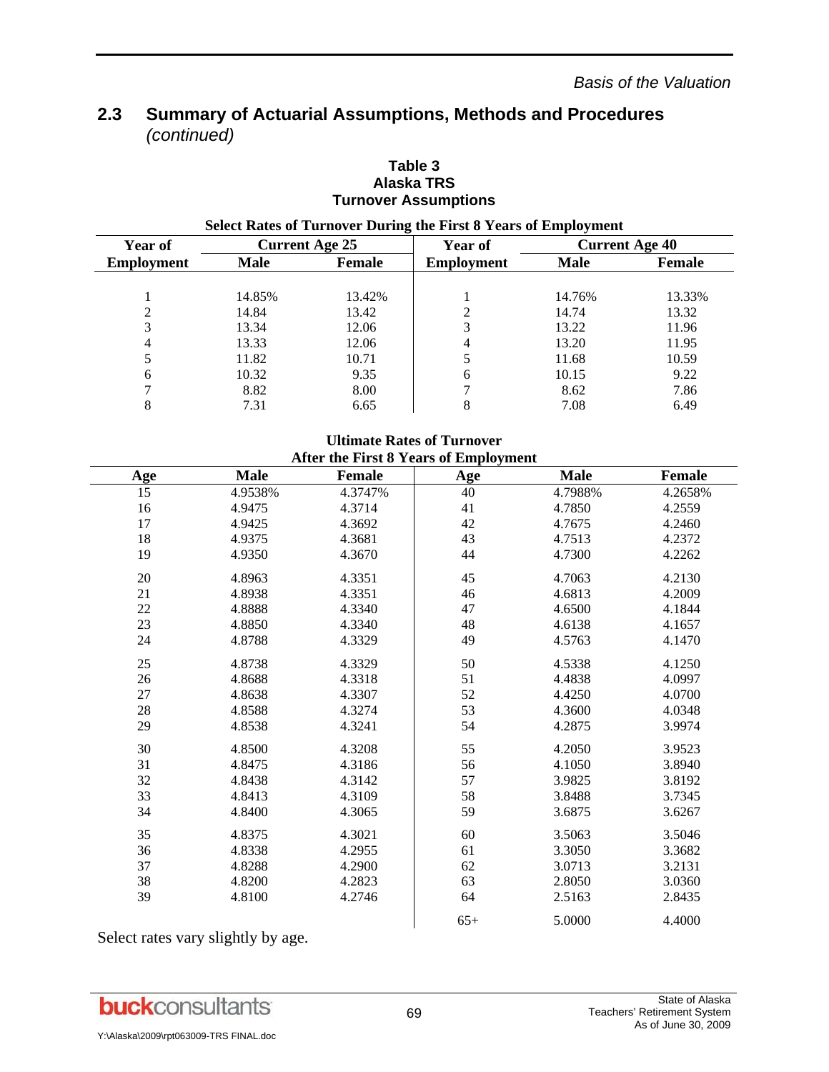## 2.3 Summary of Actuarial Assumptions, Methods and Procedures *(continued)*

**Table 3**
**Alaska TRS**
**Turnover Assumptions**

**Select Rates of Turnover During the First 8 Years of Employment**

| Year of Employment | Current Age 25 | | Year of Employment | Current Age 40 | |
|---|---|---|---|---|---|
| | Male | Female | | Male | Female |
| 1 | 14.85% | 13.42% | 1 | 14.76% | 13.33% |
| 2 | 14.84 | 13.42 | 2 | 14.74 | 13.32 |
| 3 | 13.34 | 12.06 | 3 | 13.22 | 11.96 |
| 4 | 13.33 | 12.06 | 4 | 13.20 | 11.95 |
| 5 | 11.82 | 10.71 | 5 | 11.68 | 10.59 |
| 6 | 10.32 | 9.35 | 6 | 10.15 | 9.22 |
| 7 | 8.82 | 8.00 | 7 | 8.62 | 7.86 |
| 8 | 7.31 | 6.65 | 8 | 7.08 | 6.49 |

**Ultimate Rates of Turnover After the First 8 Years of Employment**

| Age | Male | Female | Age | Male | Female |
|---|---|---|---|---|---|
| 15 | 4.9538% | 4.3747% | 40 | 4.7988% | 4.2658% |
| 16 | 4.9475 | 4.3714 | 41 | 4.7850 | 4.2559 |
| 17 | 4.9425 | 4.3692 | 42 | 4.7675 | 4.2460 |
| 18 | 4.9375 | 4.3681 | 43 | 4.7513 | 4.2372 |
| 19 | 4.9350 | 4.3670 | 44 | 4.7300 | 4.2262 |
| 20 | 4.8963 | 4.3351 | 45 | 4.7063 | 4.2130 |
| 21 | 4.8938 | 4.3351 | 46 | 4.6813 | 4.2009 |
| 22 | 4.8888 | 4.3340 | 47 | 4.6500 | 4.1844 |
| 23 | 4.8850 | 4.3340 | 48 | 4.6138 | 4.1657 |
| 24 | 4.8788 | 4.3329 | 49 | 4.5763 | 4.1470 |
| 25 | 4.8738 | 4.3329 | 50 | 4.5338 | 4.1250 |
| 26 | 4.8688 | 4.3318 | 51 | 4.4838 | 4.0997 |
| 27 | 4.8638 | 4.3307 | 52 | 4.4250 | 4.0700 |
| 28 | 4.8588 | 4.3274 | 53 | 4.3600 | 4.0348 |
| 29 | 4.8538 | 4.3241 | 54 | 4.2875 | 3.9974 |
| 30 | 4.8500 | 4.3208 | 55 | 4.2050 | 3.9523 |
| 31 | 4.8475 | 4.3186 | 56 | 4.1050 | 3.8940 |
| 32 | 4.8438 | 4.3142 | 57 | 3.9825 | 3.8192 |
| 33 | 4.8413 | 4.3109 | 58 | 3.8488 | 3.7345 |
| 34 | 4.8400 | 4.3065 | 59 | 3.6875 | 3.6267 |
| 35 | 4.8375 | 4.3021 | 60 | 3.5063 | 3.5046 |
| 36 | 4.8338 | 4.2955 | 61 | 3.3050 | 3.3682 |
| 37 | 4.8288 | 4.2900 | 62 | 3.0713 | 3.2131 |
| 38 | 4.8200 | 4.2823 | 63 | 2.8050 | 3.0360 |
| 39 | 4.8100 | 4.2746 | 64 | 2.5163 | 2.8435 |
| | | | 65+ | 5.0000 | 4.4000 |

Select rates vary slightly by age.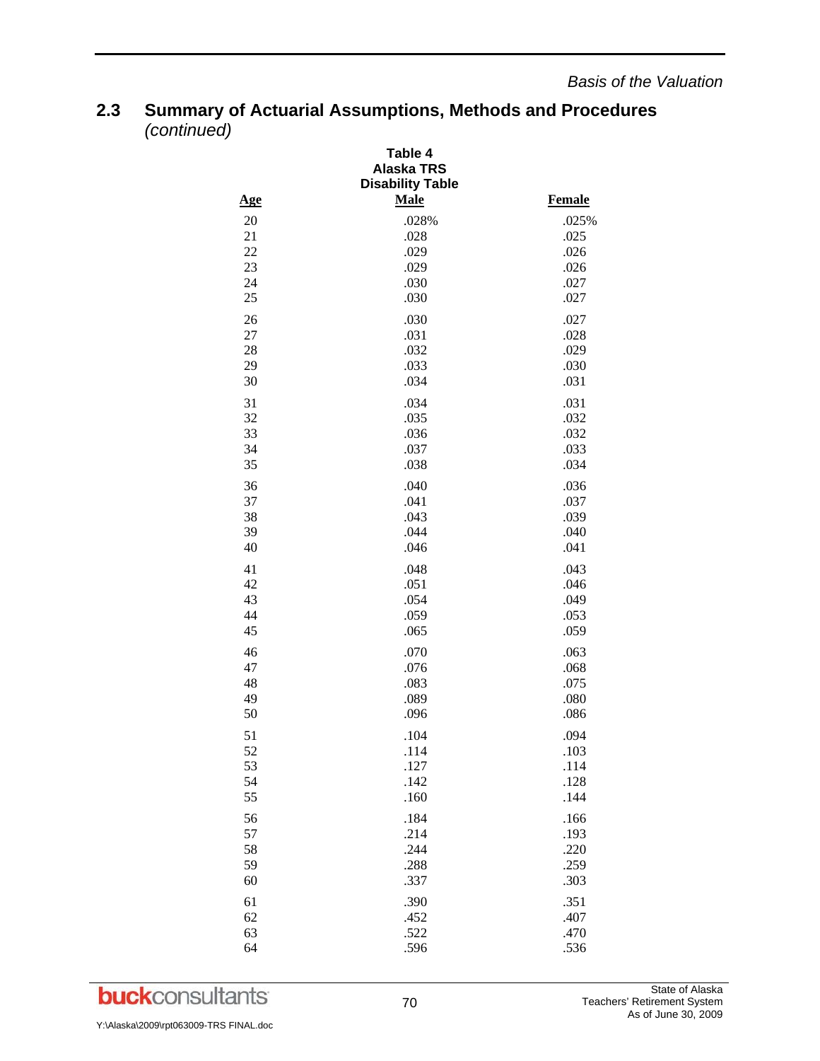## 2.3 Summary of Actuarial Assumptions, Methods and Procedures *(continued)*

**Table 4**
**Alaska TRS**
**Disability Table**

| Age | Male | Female |
|---|---|---|
| 20 | .028% | .025% |
| 21 | .028 | .025 |
| 22 | .029 | .026 |
| 23 | .029 | .026 |
| 24 | .030 | .027 |
| 25 | .030 | .027 |
| 26 | .030 | .027 |
| 27 | .031 | .028 |
| 28 | .032 | .029 |
| 29 | .033 | .030 |
| 30 | .034 | .031 |
| 31 | .034 | .031 |
| 32 | .035 | .032 |
| 33 | .036 | .032 |
| 34 | .037 | .033 |
| 35 | .038 | .034 |
| 36 | .040 | .036 |
| 37 | .041 | .037 |
| 38 | .043 | .039 |
| 39 | .044 | .040 |
| 40 | .046 | .041 |
| 41 | .048 | .043 |
| 42 | .051 | .046 |
| 43 | .054 | .049 |
| 44 | .059 | .053 |
| 45 | .065 | .059 |
| 46 | .070 | .063 |
| 47 | .076 | .068 |
| 48 | .083 | .075 |
| 49 | .089 | .080 |
| 50 | .096 | .086 |
| 51 | .104 | .094 |
| 52 | .114 | .103 |
| 53 | .127 | .114 |
| 54 | .142 | .128 |
| 55 | .160 | .144 |
| 56 | .184 | .166 |
| 57 | .214 | .193 |
| 58 | .244 | .220 |
| 59 | .288 | .259 |
| 60 | .337 | .303 |
| 61 | .390 | .351 |
| 62 | .452 | .407 |
| 63 | .522 | .470 |
| 64 | .596 | .536 |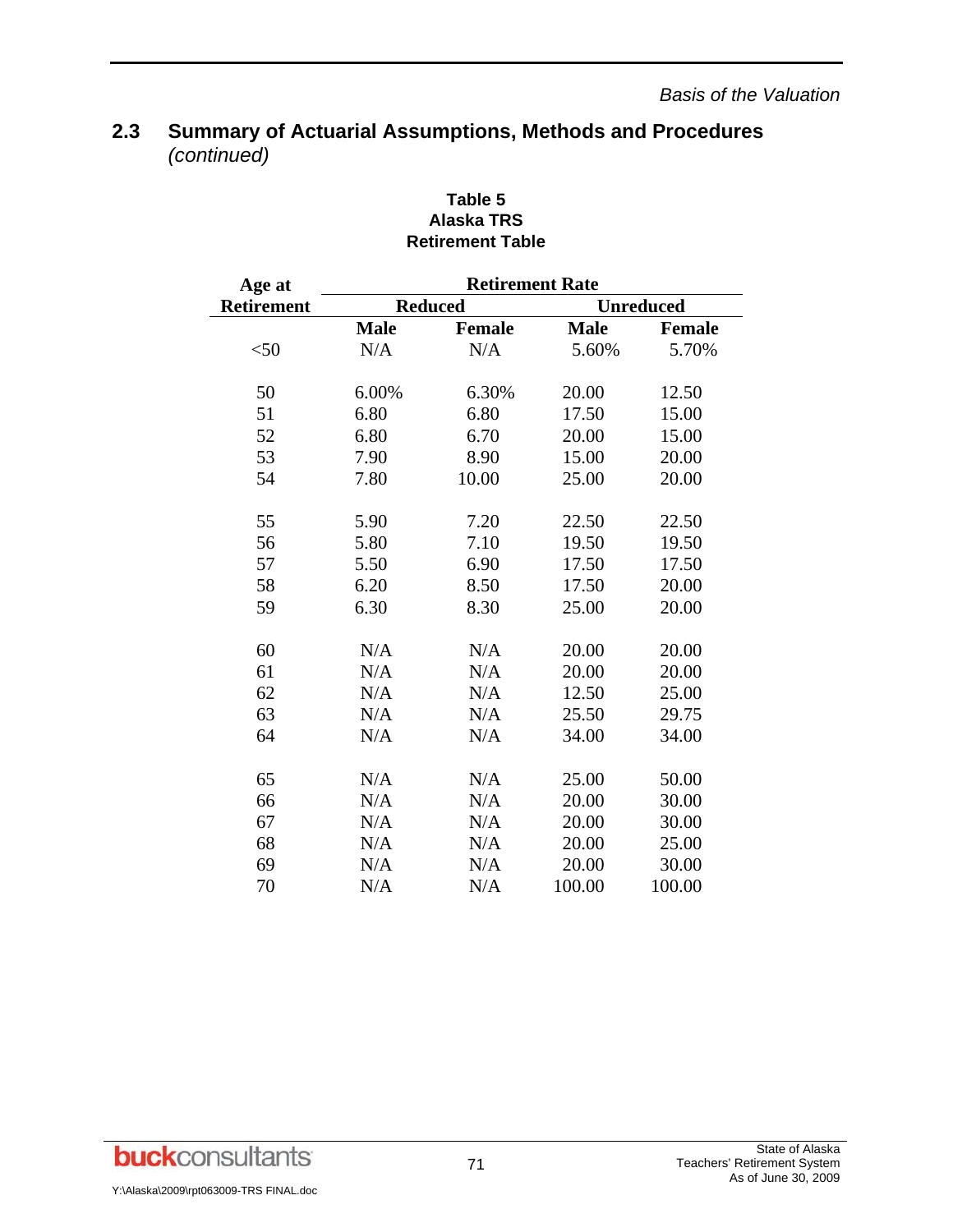## 2.3 Summary of Actuarial Assumptions, Methods and Procedures *(continued)*

**Table 5**
**Alaska TRS**
**Retirement Table**

| Age at Retirement | Retirement Rate | | | |
|---|---|---|---|---|
| | Reduced | | Unreduced | |
| | Male | Female | Male | Female |
| <50 | N/A | N/A | 5.60% | 5.70% |
| 50 | 6.00% | 6.30% | 20.00 | 12.50 |
| 51 | 6.80 | 6.80 | 17.50 | 15.00 |
| 52 | 6.80 | 6.70 | 20.00 | 15.00 |
| 53 | 7.90 | 8.90 | 15.00 | 20.00 |
| 54 | 7.80 | 10.00 | 25.00 | 20.00 |
| 55 | 5.90 | 7.20 | 22.50 | 22.50 |
| 56 | 5.80 | 7.10 | 19.50 | 19.50 |
| 57 | 5.50 | 6.90 | 17.50 | 17.50 |
| 58 | 6.20 | 8.50 | 17.50 | 20.00 |
| 59 | 6.30 | 8.30 | 25.00 | 20.00 |
| 60 | N/A | N/A | 20.00 | 20.00 |
| 61 | N/A | N/A | 20.00 | 20.00 |
| 62 | N/A | N/A | 12.50 | 25.00 |
| 63 | N/A | N/A | 25.50 | 29.75 |
| 64 | N/A | N/A | 34.00 | 34.00 |
| 65 | N/A | N/A | 25.00 | 50.00 |
| 66 | N/A | N/A | 20.00 | 30.00 |
| 67 | N/A | N/A | 20.00 | 30.00 |
| 68 | N/A | N/A | 20.00 | 25.00 |
| 69 | N/A | N/A | 20.00 | 30.00 |
| 70 | N/A | N/A | 100.00 | 100.00 |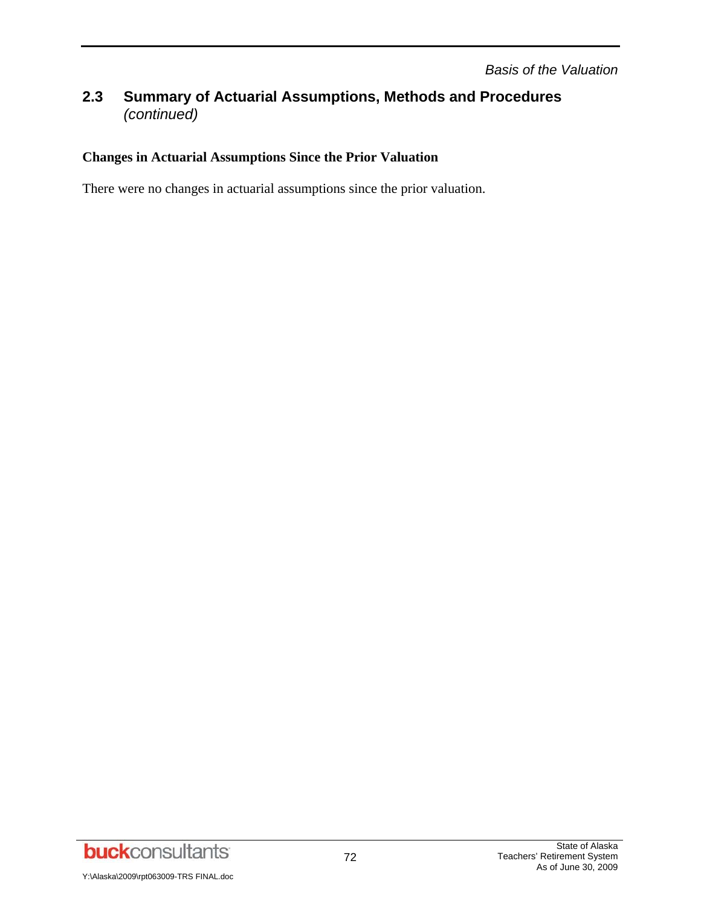## 2.3 Summary of Actuarial Assumptions, Methods and Procedures *(continued)*

**Changes in Actuarial Assumptions Since the Prior Valuation**

There were no changes in actuarial assumptions since the prior valuation.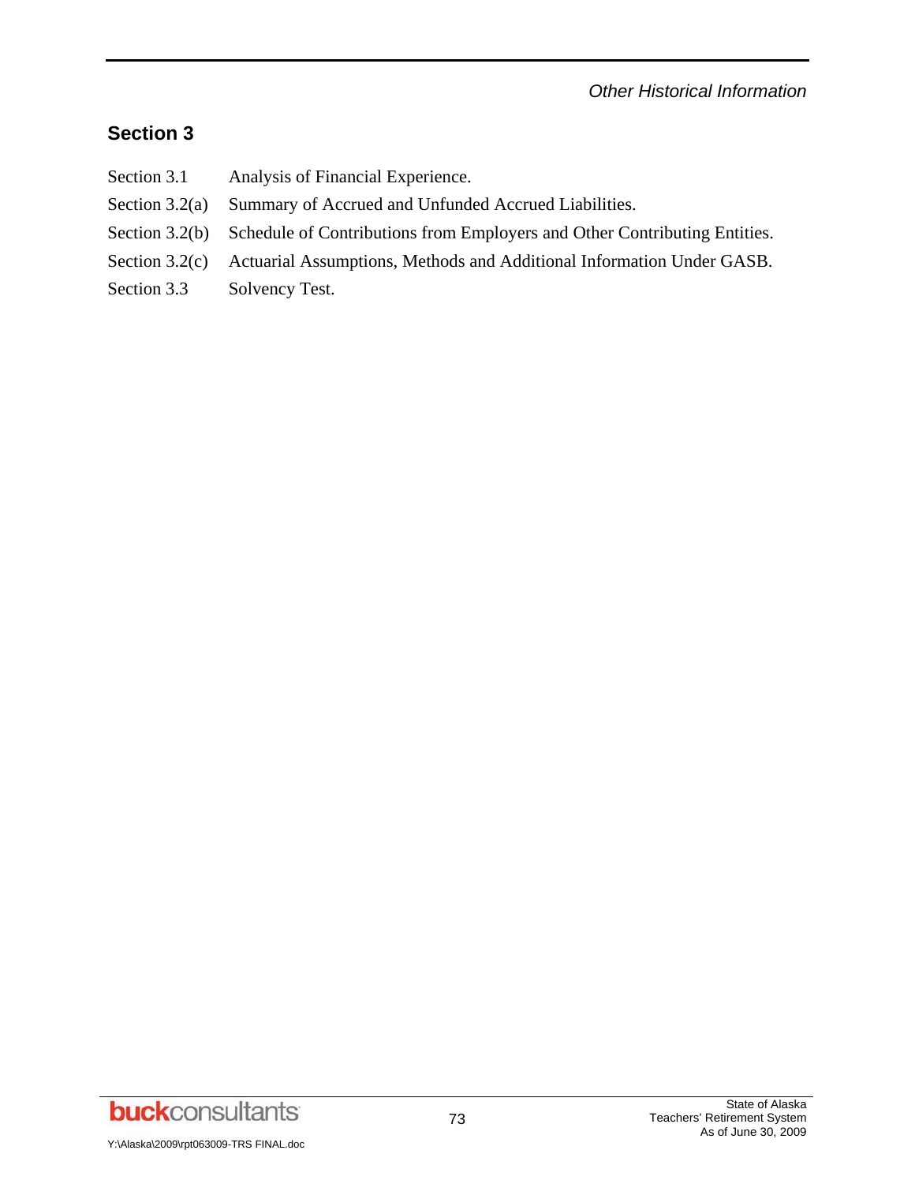## Section 3

| | |
|---|---|
| Section 3.1 | Analysis of Financial Experience. |
| Section 3.2(a) | Summary of Accrued and Unfunded Accrued Liabilities. |
| Section 3.2(b) | Schedule of Contributions from Employers and Other Contributing Entities. |
| Section 3.2(c) | Actuarial Assumptions, Methods and Additional Information Under GASB. |
| Section 3.3 | Solvency Test. |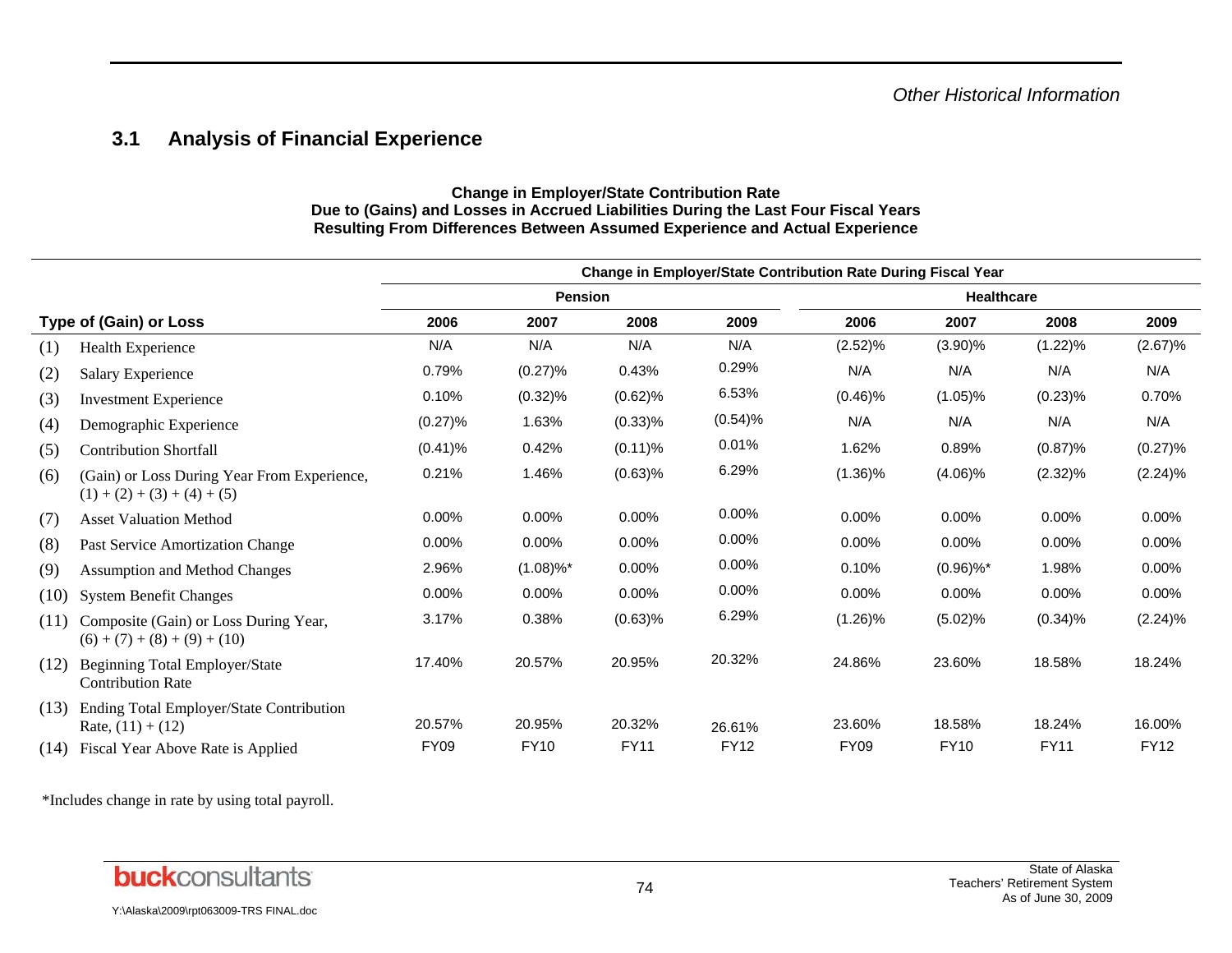## 3.1 Analysis of Financial Experience

**Change in Employer/State Contribution Rate**
**Due to (Gains) and Losses in Accrued Liabilities During the Last Four Fiscal Years**
**Resulting From Differences Between Assumed Experience and Actual Experience**

| | | Change in Employer/State Contribution Rate During Fiscal Year | | | | | | | |
|---|---|---|---|---|---|---|---|---|---|
| | | Pension | | | | Healthcare | | | |
| | **Type of (Gain) or Loss** | **2006** | **2007** | **2008** | **2009** | **2006** | **2007** | **2008** | **2009** |
| (1) | Health Experience | N/A | N/A | N/A | N/A | (2.52)% | (3.90)% | (1.22)% | (2.67)% |
| (2) | Salary Experience | 0.79% | (0.27)% | 0.43% | 0.29% | N/A | N/A | N/A | N/A |
| (3) | Investment Experience | 0.10% | (0.32)% | (0.62)% | 6.53% | (0.46)% | (1.05)% | (0.23)% | 0.70% |
| (4) | Demographic Experience | (0.27)% | 1.63% | (0.33)% | (0.54)% | N/A | N/A | N/A | N/A |
| (5) | Contribution Shortfall | (0.41)% | 0.42% | (0.11)% | 0.01% | 1.62% | 0.89% | (0.87)% | (0.27)% |
| (6) | (Gain) or Loss During Year From Experience, (1) + (2) + (3) + (4) + (5) | 0.21% | 1.46% | (0.63)% | 6.29% | (1.36)% | (4.06)% | (2.32)% | (2.24)% |
| (7) | Asset Valuation Method | 0.00% | 0.00% | 0.00% | 0.00% | 0.00% | 0.00% | 0.00% | 0.00% |
| (8) | Past Service Amortization Change | 0.00% | 0.00% | 0.00% | 0.00% | 0.00% | 0.00% | 0.00% | 0.00% |
| (9) | Assumption and Method Changes | 2.96% | (1.08)%* | 0.00% | 0.00% | 0.10% | (0.96)%* | 1.98% | 0.00% |
| (10) | System Benefit Changes | 0.00% | 0.00% | 0.00% | 0.00% | 0.00% | 0.00% | 0.00% | 0.00% |
| (11) | Composite (Gain) or Loss During Year, (6) + (7) + (8) + (9) + (10) | 3.17% | 0.38% | (0.63)% | 6.29% | (1.26)% | (5.02)% | (0.34)% | (2.24)% |
| (12) | Beginning Total Employer/State Contribution Rate | 17.40% | 20.57% | 20.95% | 20.32% | 24.86% | 23.60% | 18.58% | 18.24% |
| (13) | Ending Total Employer/State Contribution Rate, (11) + (12) | 20.57% | 20.95% | 20.32% | 26.61% | 23.60% | 18.58% | 18.24% | 16.00% |
| (14) | Fiscal Year Above Rate is Applied | FY09 | FY10 | FY11 | FY12 | FY09 | FY10 | FY11 | FY12 |

*Includes change in rate by using total payroll.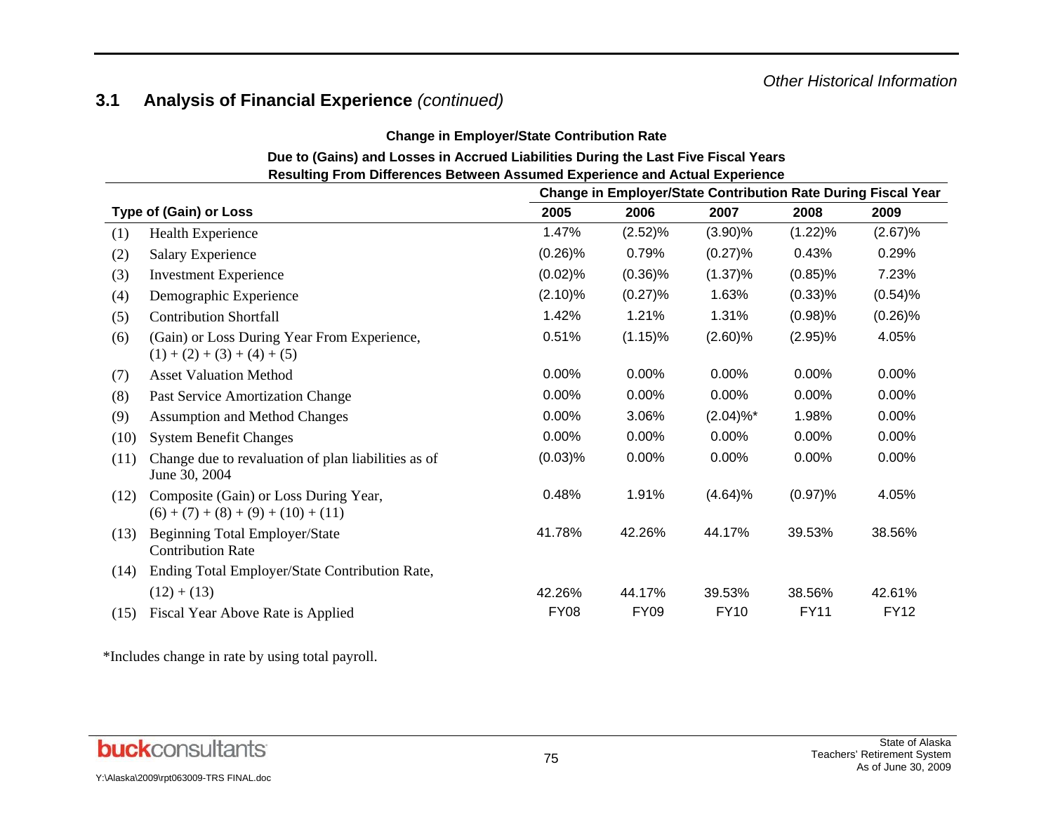## 3.1 Analysis of Financial Experience *(continued)*

**Change in Employer/State Contribution Rate**

**Due to (Gains) and Losses in Accrued Liabilities During the Last Five Fiscal Years Resulting From Differences Between Assumed Experience and Actual Experience**

| | | Change in Employer/State Contribution Rate During Fiscal Year | | | | |
|---|---|---|---|---|---|---|
| | **Type of (Gain) or Loss** | **2005** | **2006** | **2007** | **2008** | **2009** |
| (1) | Health Experience | 1.47% | (2.52)% | (3.90)% | (1.22)% | (2.67)% |
| (2) | Salary Experience | (0.26)% | 0.79% | (0.27)% | 0.43% | 0.29% |
| (3) | Investment Experience | (0.02)% | (0.36)% | (1.37)% | (0.85)% | 7.23% |
| (4) | Demographic Experience | (2.10)% | (0.27)% | 1.63% | (0.33)% | (0.54)% |
| (5) | Contribution Shortfall | 1.42% | 1.21% | 1.31% | (0.98)% | (0.26)% |
| (6) | (Gain) or Loss During Year From Experience, (1) + (2) + (3) + (4) + (5) | 0.51% | (1.15)% | (2.60)% | (2.95)% | 4.05% |
| (7) | Asset Valuation Method | 0.00% | 0.00% | 0.00% | 0.00% | 0.00% |
| (8) | Past Service Amortization Change | 0.00% | 0.00% | 0.00% | 0.00% | 0.00% |
| (9) | Assumption and Method Changes | 0.00% | 3.06% | (2.04)%* | 1.98% | 0.00% |
| (10) | System Benefit Changes | 0.00% | 0.00% | 0.00% | 0.00% | 0.00% |
| (11) | Change due to revaluation of plan liabilities as of June 30, 2004 | (0.03)% | 0.00% | 0.00% | 0.00% | 0.00% |
| (12) | Composite (Gain) or Loss During Year, (6) + (7) + (8) + (9) + (10) + (11) | 0.48% | 1.91% | (4.64)% | (0.97)% | 4.05% |
| (13) | Beginning Total Employer/State Contribution Rate | 41.78% | 42.26% | 44.17% | 39.53% | 38.56% |
| (14) | Ending Total Employer/State Contribution Rate, (12) + (13) | 42.26% | 44.17% | 39.53% | 38.56% | 42.61% |
| (15) | Fiscal Year Above Rate is Applied | FY08 | FY09 | FY10 | FY11 | FY12 |

*Includes change in rate by using total payroll.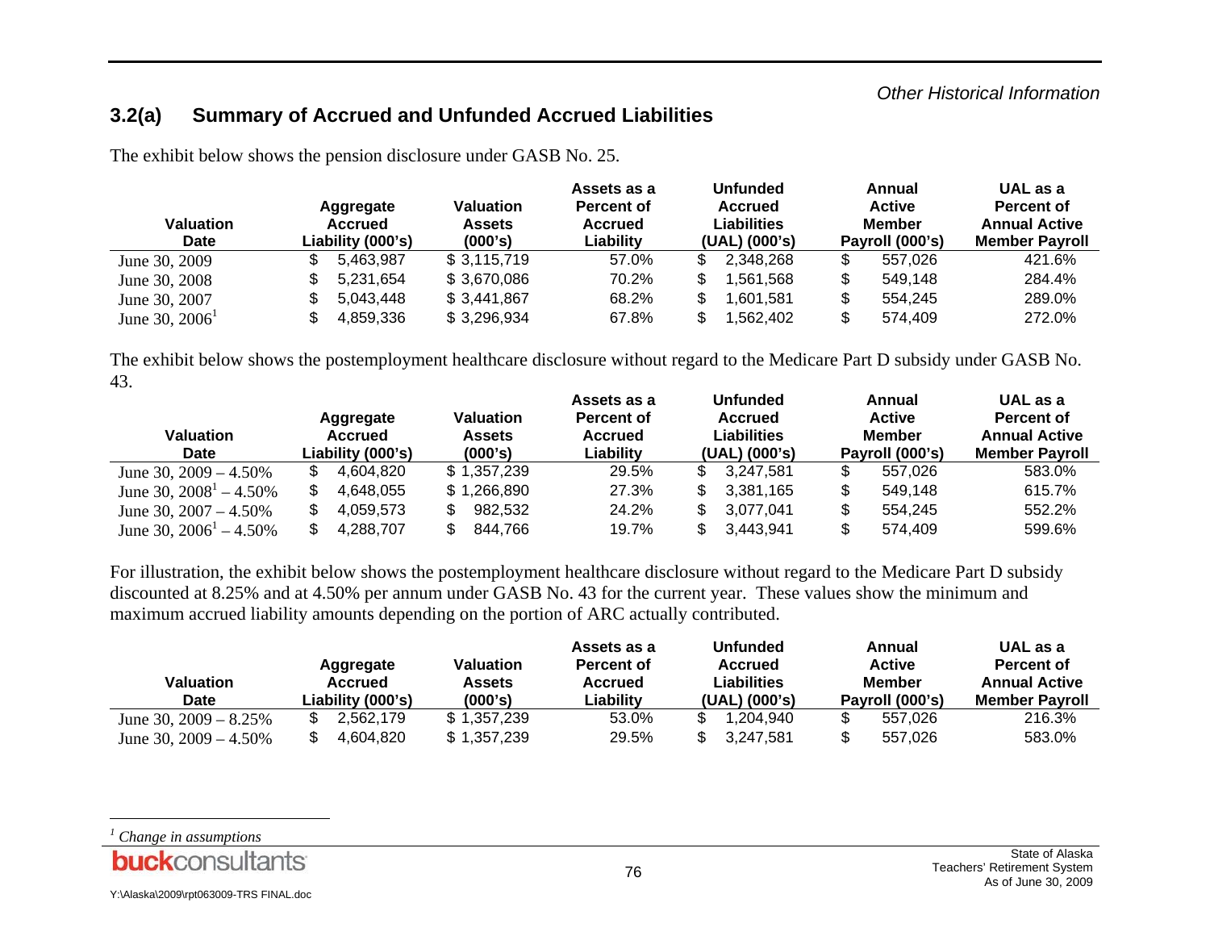*Other Historical Information*

## 3.2(a) Summary of Accrued and Unfunded Accrued Liabilities

The exhibit below shows the pension disclosure under GASB No. 25.

| Valuation Date | Aggregate Accrued Liability (000's) | Valuation Assets (000's) | Assets as a Percent of Accrued Liability | Unfunded Accrued Liabilities (UAL) (000's) | Annual Active Member Payroll (000's) | UAL as a Percent of Annual Active Member Payroll |
|---|---|---|---|---|---|---|
| June 30, 2009 | $ 5,463,987 | $ 3,115,719 | 57.0% | $ 2,348,268 | $ 557,026 | 421.6% |
| June 30, 2008 | $ 5,231,654 | $ 3,670,086 | 70.2% | $ 1,561,568 | $ 549,148 | 284.4% |
| June 30, 2007 | $ 5,043,448 | $ 3,441,867 | 68.2% | $ 1,601,581 | $ 554,245 | 289.0% |
| June 30, 2006[1] | $ 4,859,336 | $ 3,296,934 | 67.8% | $ 1,562,402 | $ 574,409 | 272.0% |

The exhibit below shows the postemployment healthcare disclosure without regard to the Medicare Part D subsidy under GASB No. 43.

| Valuation Date | Aggregate Accrued Liability (000's) | Valuation Assets (000's) | Assets as a Percent of Accrued Liability | Unfunded Accrued Liabilities (UAL) (000's) | Annual Active Member Payroll (000's) | UAL as a Percent of Annual Active Member Payroll |
|---|---|---|---|---|---|---|
| June 30, 2009 – 4.50% | $ 4,604,820 | $ 1,357,239 | 29.5% | $ 3,247,581 | $ 557,026 | 583.0% |
| June 30, 2008[1] – 4.50% | $ 4,648,055 | $ 1,266,890 | 27.3% | $ 3,381,165 | $ 549,148 | 615.7% |
| June 30, 2007 – 4.50% | $ 4,059,573 | $ 982,532 | 24.2% | $ 3,077,041 | $ 554,245 | 552.2% |
| June 30, 2006[1] – 4.50% | $ 4,288,707 | $ 844,766 | 19.7% | $ 3,443,941 | $ 574,409 | 599.6% |

For illustration, the exhibit below shows the postemployment healthcare disclosure without regard to the Medicare Part D subsidy discounted at 8.25% and at 4.50% per annum under GASB No. 43 for the current year. These values show the minimum and maximum accrued liability amounts depending on the portion of ARC actually contributed.

| Valuation Date | Aggregate Accrued Liability (000's) | Valuation Assets (000's) | Assets as a Percent of Accrued Liability | Unfunded Accrued Liabilities (UAL) (000's) | Annual Active Member Payroll (000's) | UAL as a Percent of Annual Active Member Payroll |
|---|---|---|---|---|---|---|
| June 30, 2009 – 8.25% | $ 2,562,179 | $ 1,357,239 | 53.0% | $ 1,204,940 | $ 557,026 | 216.3% |
| June 30, 2009 – 4.50% | $ 4,604,820 | $ 1,357,239 | 29.5% | $ 3,247,581 | $ 557,026 | 583.0% |

[1] *Change in assumptions*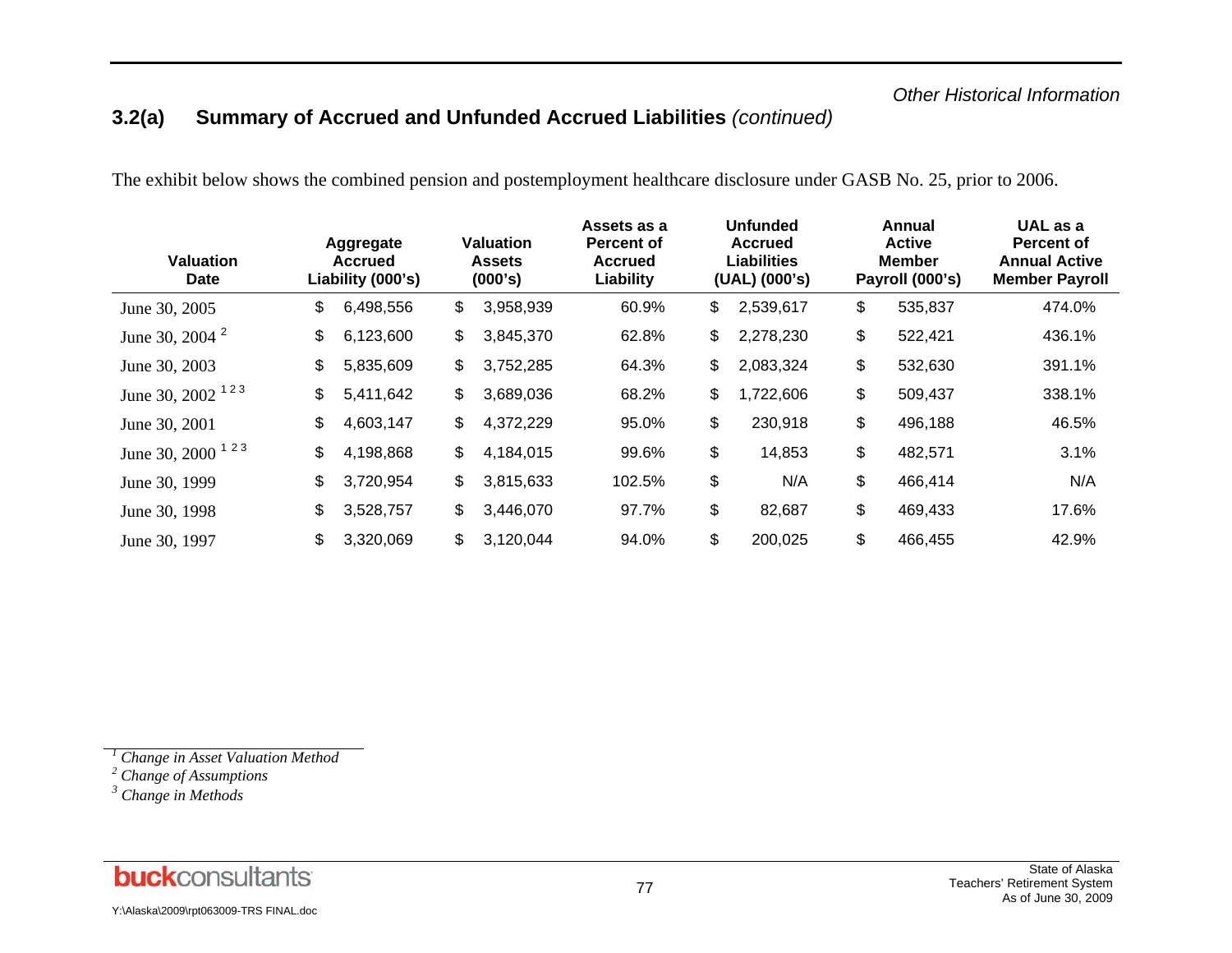*Other Historical Information*

## 3.2(a) Summary of Accrued and Unfunded Accrued Liabilities *(continued)*

The exhibit below shows the combined pension and postemployment healthcare disclosure under GASB No. 25, prior to 2006.

| Valuation Date | Aggregate Accrued Liability (000's) | Valuation Assets (000's) | Assets as a Percent of Accrued Liability | Unfunded Accrued Liabilities (UAL) (000's) | Annual Active Member Payroll (000's) | UAL as a Percent of Annual Active Member Payroll |
|---|---|---|---|---|---|---|
| June 30, 2005 | $ 6,498,556 | $ 3,958,939 | 60.9% | $ 2,539,617 | $ 535,837 | 474.0% |
| June 30, 2004 [2] | $ 6,123,600 | $ 3,845,370 | 62.8% | $ 2,278,230 | $ 522,421 | 436.1% |
| June 30, 2003 | $ 5,835,609 | $ 3,752,285 | 64.3% | $ 2,083,324 | $ 532,630 | 391.1% |
| June 30, 2002 [1 2 3] | $ 5,411,642 | $ 3,689,036 | 68.2% | $ 1,722,606 | $ 509,437 | 338.1% |
| June 30, 2001 | $ 4,603,147 | $ 4,372,229 | 95.0% | $ 230,918 | $ 496,188 | 46.5% |
| June 30, 2000 [1 2 3] | $ 4,198,868 | $ 4,184,015 | 99.6% | $ 14,853 | $ 482,571 | 3.1% |
| June 30, 1999 | $ 3,720,954 | $ 3,815,633 | 102.5% | $ N/A | $ 466,414 | N/A |
| June 30, 1998 | $ 3,528,757 | $ 3,446,070 | 97.7% | $ 82,687 | $ 469,433 | 17.6% |
| June 30, 1997 | $ 3,320,069 | $ 3,120,044 | 94.0% | $ 200,025 | $ 466,455 | 42.9% |

[1] *Change in Asset Valuation Method*
[2] *Change of Assumptions*
[3] *Change in Methods*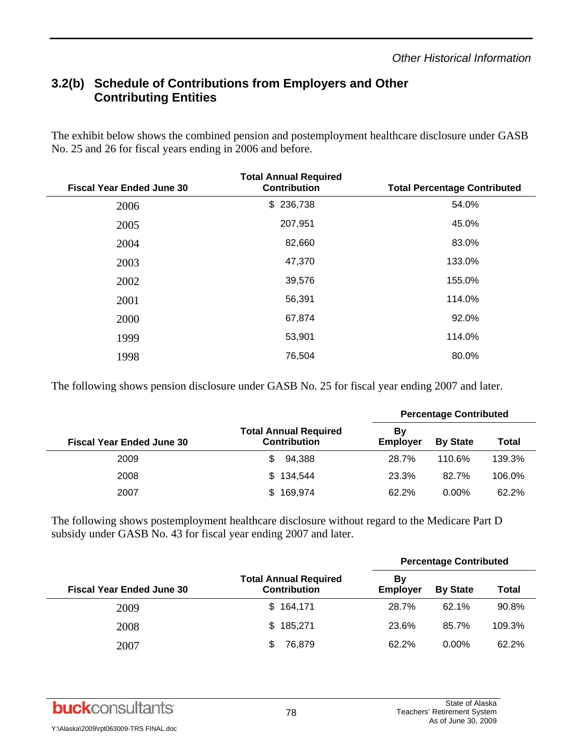## 3.2(b) Schedule of Contributions from Employers and Other Contributing Entities

The exhibit below shows the combined pension and postemployment healthcare disclosure under GASB No. 25 and 26 for fiscal years ending in 2006 and before.

| Fiscal Year Ended June 30 | Total Annual Required Contribution | Total Percentage Contributed |
|---|---|---|
| 2006 | $ 236,738 | 54.0% |
| 2005 | 207,951 | 45.0% |
| 2004 | 82,660 | 83.0% |
| 2003 | 47,370 | 133.0% |
| 2002 | 39,576 | 155.0% |
| 2001 | 56,391 | 114.0% |
| 2000 | 67,874 | 92.0% |
| 1999 | 53,901 | 114.0% |
| 1998 | 76,504 | 80.0% |

The following shows pension disclosure under GASB No. 25 for fiscal year ending 2007 and later.

| | | Percentage Contributed | | |
|---|---|---|---|---|
| Fiscal Year Ended June 30 | Total Annual Required Contribution | By Employer | By State | Total |
| 2009 | $ 94,388 | 28.7% | 110.6% | 139.3% |
| 2008 | $ 134,544 | 23.3% | 82.7% | 106.0% |
| 2007 | $ 169,974 | 62.2% | 0.00% | 62.2% |

The following shows postemployment healthcare disclosure without regard to the Medicare Part D subsidy under GASB No. 43 for fiscal year ending 2007 and later.

| | | Percentage Contributed | | |
|---|---|---|---|---|
| Fiscal Year Ended June 30 | Total Annual Required Contribution | By Employer | By State | Total |
| 2009 | $ 164,171 | 28.7% | 62.1% | 90.8% |
| 2008 | $ 185,271 | 23.6% | 85.7% | 109.3% |
| 2007 | $ 76,879 | 62.2% | 0.00% | 62.2% |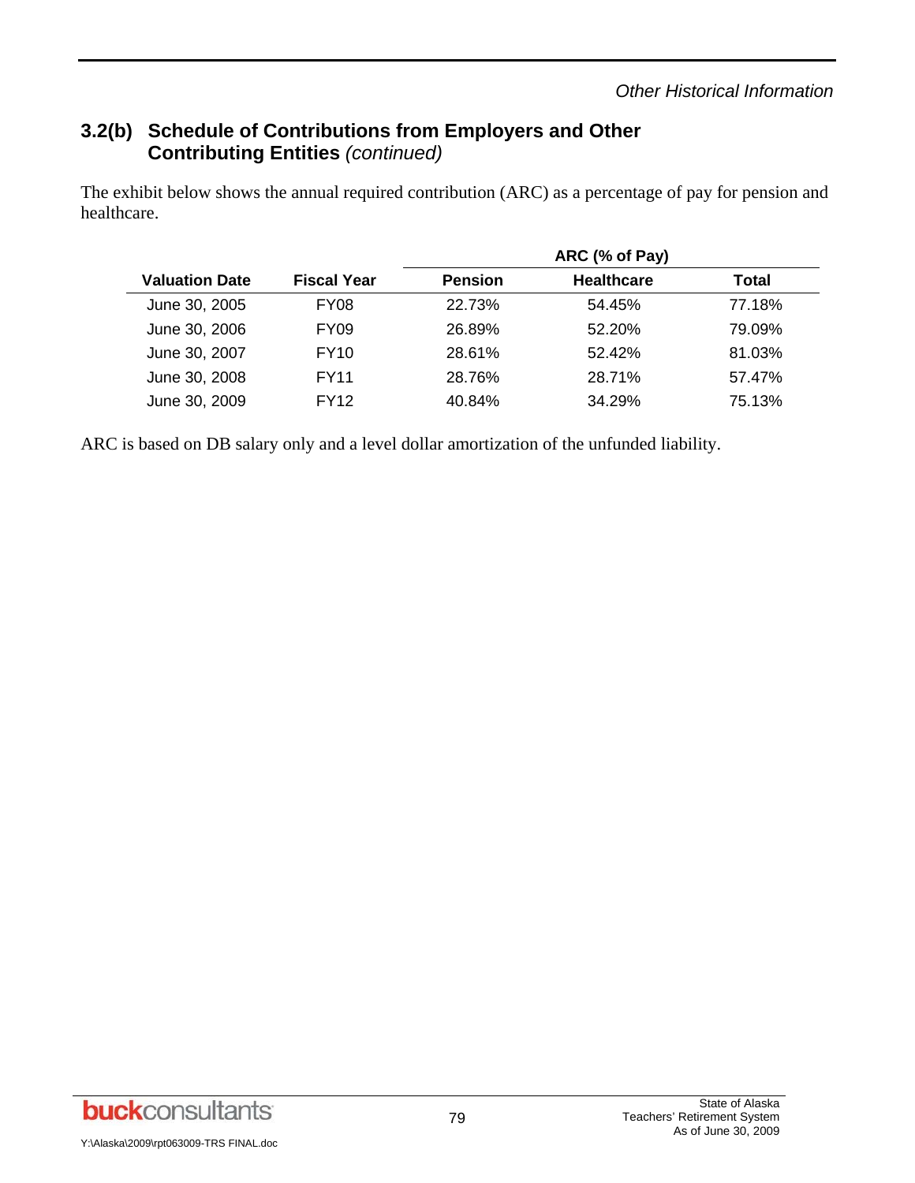## 3.2(b) Schedule of Contributions from Employers and Other Contributing Entities *(continued)*

The exhibit below shows the annual required contribution (ARC) as a percentage of pay for pension and healthcare.

| | | ARC (% of Pay) | | |
|---|---|---|---|---|
| **Valuation Date** | **Fiscal Year** | **Pension** | **Healthcare** | **Total** |
| June 30, 2005 | FY08 | 22.73% | 54.45% | 77.18% |
| June 30, 2006 | FY09 | 26.89% | 52.20% | 79.09% |
| June 30, 2007 | FY10 | 28.61% | 52.42% | 81.03% |
| June 30, 2008 | FY11 | 28.76% | 28.71% | 57.47% |
| June 30, 2009 | FY12 | 40.84% | 34.29% | 75.13% |

ARC is based on DB salary only and a level dollar amortization of the unfunded liability.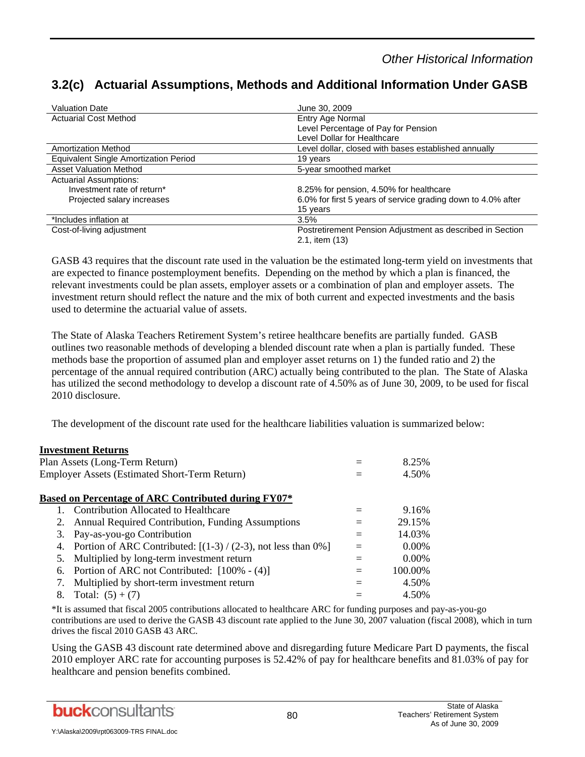## 3.2(c) Actuarial Assumptions, Methods and Additional Information Under GASB

| | |
|---|---|
| Valuation Date | June 30, 2009 |
| Actuarial Cost Method | Entry Age Normal<br>Level Percentage of Pay for Pension<br>Level Dollar for Healthcare |
| Amortization Method | Level dollar, closed with bases established annually |
| Equivalent Single Amortization Period | 19 years |
| Asset Valuation Method | 5-year smoothed market |
| Actuarial Assumptions:<br>Investment rate of return*<br>Projected salary increases | <br>8.25% for pension, 4.50% for healthcare<br>6.0% for first 5 years of service grading down to 4.0% after 15 years |
| *Includes inflation at | 3.5% |
| Cost-of-living adjustment | Postretirement Pension Adjustment as described in Section 2.1, item (13) |

GASB 43 requires that the discount rate used in the valuation be the estimated long-term yield on investments that are expected to finance postemployment benefits. Depending on the method by which a plan is financed, the relevant investments could be plan assets, employer assets or a combination of plan and employer assets. The investment return should reflect the nature and the mix of both current and expected investments and the basis used to determine the actuarial value of assets.

The State of Alaska Teachers Retirement System's retiree healthcare benefits are partially funded. GASB outlines two reasonable methods of developing a blended discount rate when a plan is partially funded. These methods base the proportion of assumed plan and employer asset returns on 1) the funded ratio and 2) the percentage of the annual required contribution (ARC) actually being contributed to the plan. The State of Alaska has utilized the second methodology to develop a discount rate of 4.50% as of June 30, 2009, to be used for fiscal 2010 disclosure.

The development of the discount rate used for the healthcare liabilities valuation is summarized below:

| | | |
|---|---|---|
| **Investment Returns** | | |
| Plan Assets (Long-Term Return) | = | 8.25% |
| Employer Assets (Estimated Short-Term Return) | = | 4.50% |
| | | |
| **Based on Percentage of ARC Contributed during FY07*** | | |
| 1. Contribution Allocated to Healthcare | = | 9.16% |
| 2. Annual Required Contribution, Funding Assumptions | = | 29.15% |
| 3. Pay-as-you-go Contribution | = | 14.03% |
| 4. Portion of ARC Contributed: [(1-3) / (2-3), not less than 0%] | = | 0.00% |
| 5. Multiplied by long-term investment return | = | 0.00% |
| 6. Portion of ARC not Contributed: [100% - (4)] | = | 100.00% |
| 7. Multiplied by short-term investment return | = | 4.50% |
| 8. Total: (5) + (7) | = | 4.50% |

*It is assumed that fiscal 2005 contributions allocated to healthcare ARC for funding purposes and pay-as-you-go contributions are used to derive the GASB 43 discount rate applied to the June 30, 2007 valuation (fiscal 2008), which in turn drives the fiscal 2010 GASB 43 ARC.

Using the GASB 43 discount rate determined above and disregarding future Medicare Part D payments, the fiscal 2010 employer ARC rate for accounting purposes is 52.42% of pay for healthcare benefits and 81.03% of pay for healthcare and pension benefits combined.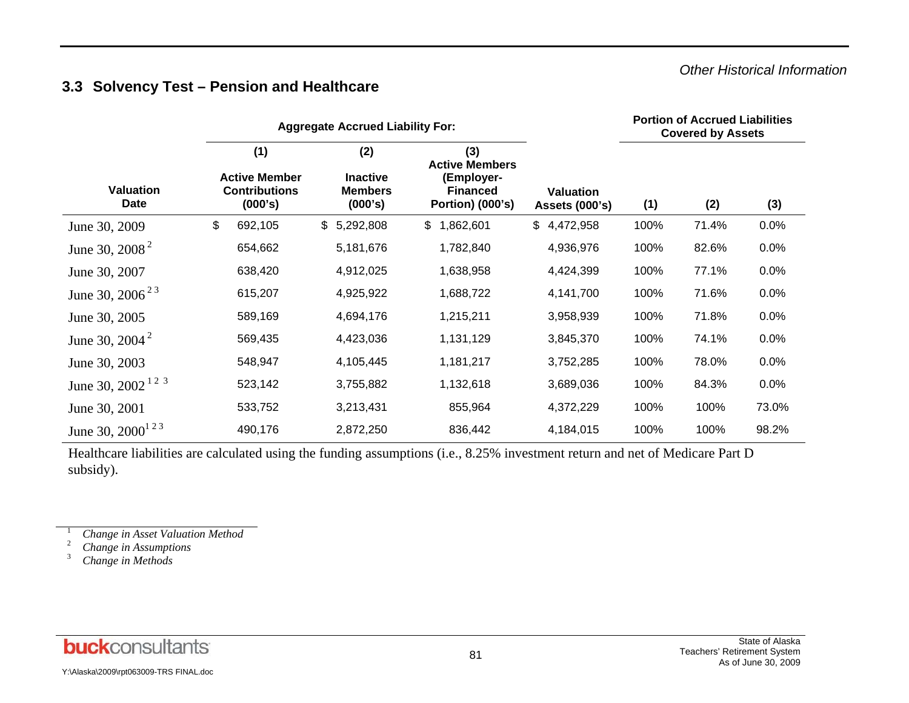*Other Historical Information*

## 3.3 Solvency Test – Pension and Healthcare

| | Aggregate Accrued Liability For: | | | | Portion of Accrued Liabilities Covered by Assets | | |
|---|---|---|---|---|---|---|---|
| Valuation Date | (1) Active Member Contributions (000's) | (2) Inactive Members (000's) | (3) Active Members (Employer-Financed Portion) (000's) | Valuation Assets (000's) | (1) | (2) | (3) |
| June 30, 2009 | $ 692,105 | $ 5,292,808 | $ 1,862,601 | $ 4,472,958 | 100% | 71.4% | 0.0% |
| June 30, 2008 [2] | 654,662 | 5,181,676 | 1,782,840 | 4,936,976 | 100% | 82.6% | 0.0% |
| June 30, 2007 | 638,420 | 4,912,025 | 1,638,958 | 4,424,399 | 100% | 77.1% | 0.0% |
| June 30, 2006 [2,3] | 615,207 | 4,925,922 | 1,688,722 | 4,141,700 | 100% | 71.6% | 0.0% |
| June 30, 2005 | 589,169 | 4,694,176 | 1,215,211 | 3,958,939 | 100% | 71.8% | 0.0% |
| June 30, 2004 [2] | 569,435 | 4,423,036 | 1,131,129 | 3,845,370 | 100% | 74.1% | 0.0% |
| June 30, 2003 | 548,947 | 4,105,445 | 1,181,217 | 3,752,285 | 100% | 78.0% | 0.0% |
| June 30, 2002 [1,2,3] | 523,142 | 3,755,882 | 1,132,618 | 3,689,036 | 100% | 84.3% | 0.0% |
| June 30, 2001 | 533,752 | 3,213,431 | 855,964 | 4,372,229 | 100% | 100% | 73.0% |
| June 30, 2000 [1,2,3] | 490,176 | 2,872,250 | 836,442 | 4,184,015 | 100% | 100% | 98.2% |

Healthcare liabilities are calculated using the funding assumptions (i.e., 8.25% investment return and net of Medicare Part D subsidy).

[1] *Change in Asset Valuation Method*
[2] *Change in Assumptions*
[3] *Change in Methods*